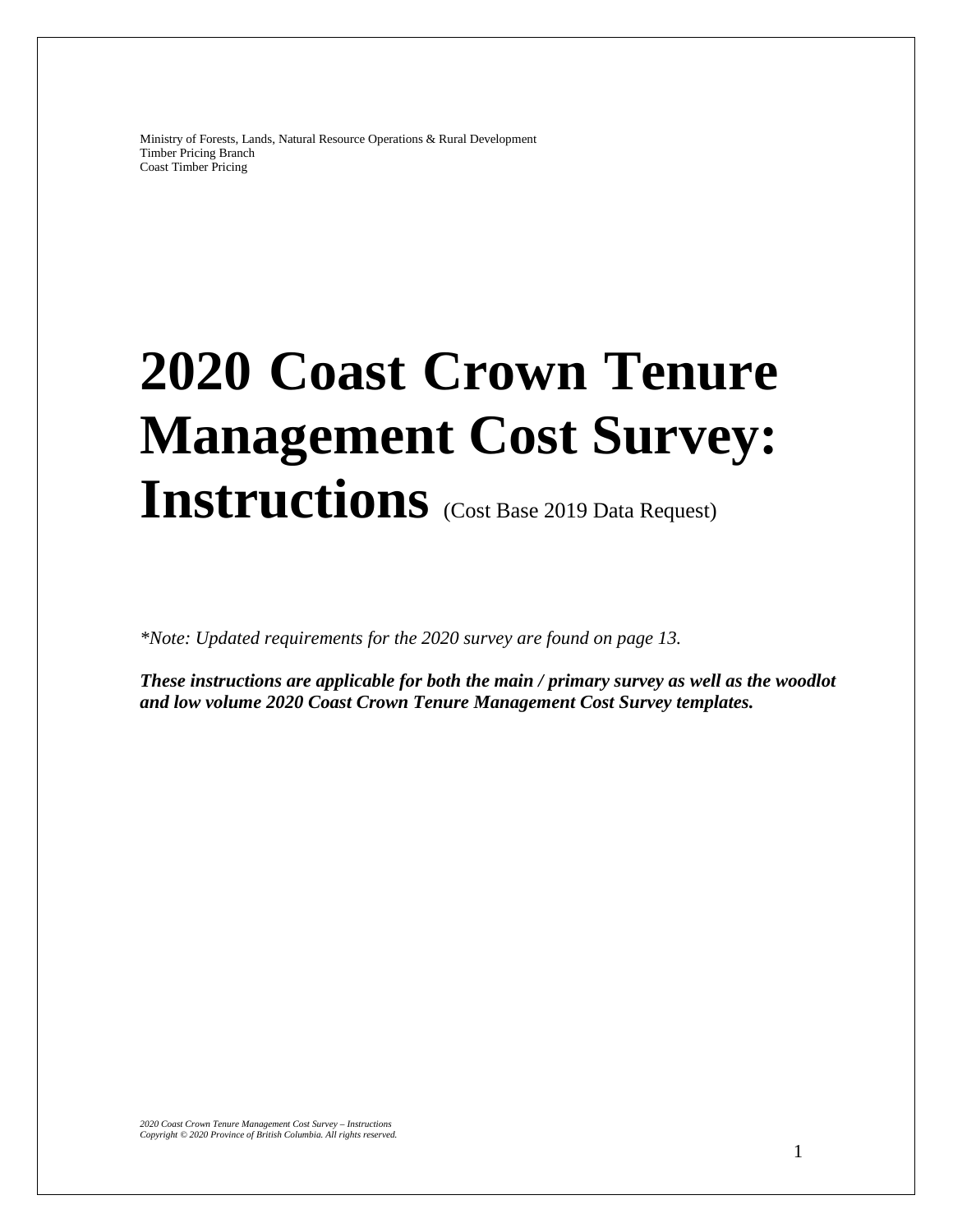Ministry of Forests, Lands, Natural Resource Operations & Rural Development
Timber Pricing Branch
Coast Timber Pricing

# 2020 Coast Crown Tenure Management Cost Survey: Instructions (Cost Base 2019 Data Request)

*\*Note: Updated requirements for the 2020 survey are found on page 13.*

***These instructions are applicable for both the main / primary survey as well as the woodlot and low volume 2020 Coast Crown Tenure Management Cost Survey templates.***

*2020 Coast Crown Tenure Management Cost Survey – Instructions*
*Copyright © 2020 Province of British Columbia. All rights reserved.*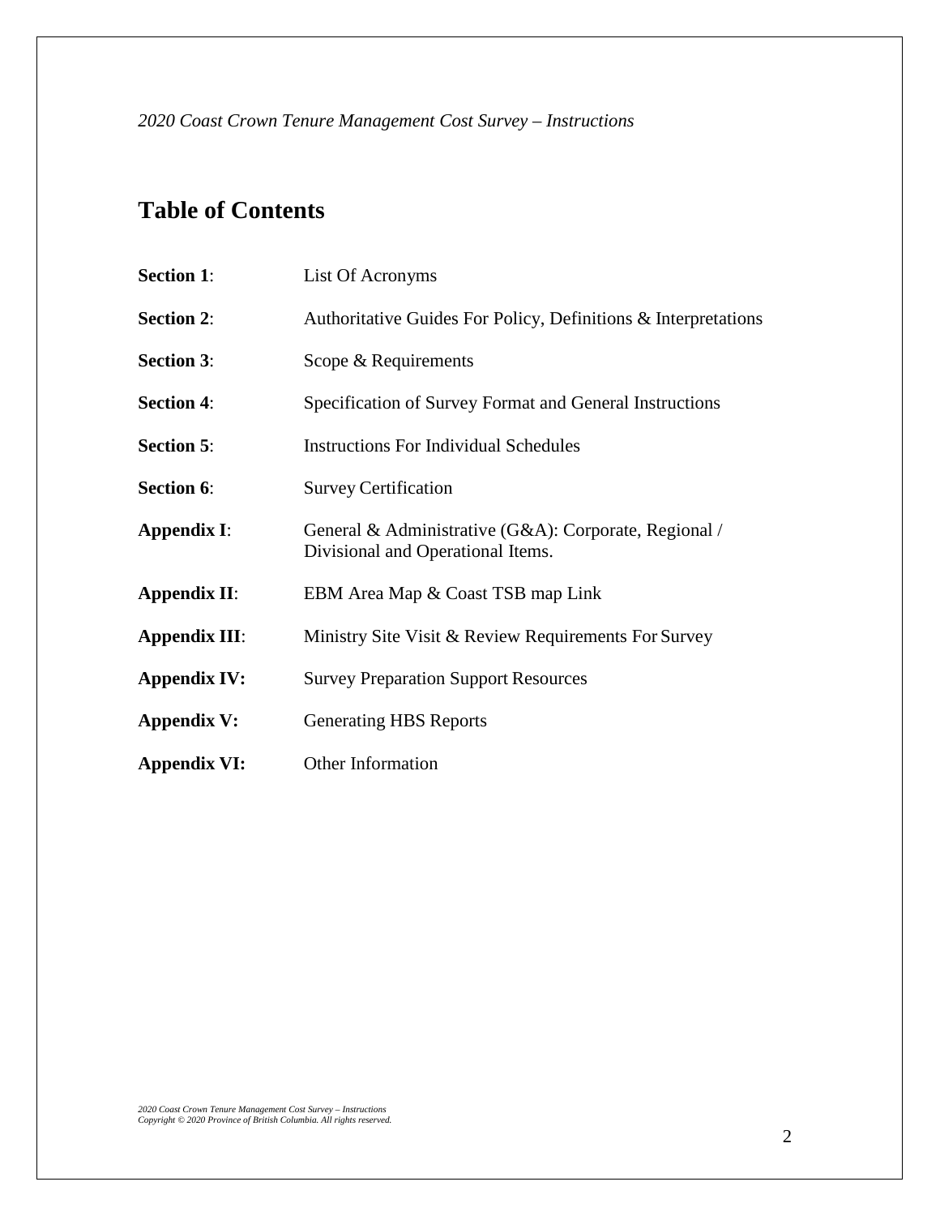# Table of Contents

| | |
|---|---|
| **Section 1**: | List Of Acronyms |
| **Section 2**: | Authoritative Guides For Policy, Definitions & Interpretations |
| **Section 3**: | Scope & Requirements |
| **Section 4**: | Specification of Survey Format and General Instructions |
| **Section 5**: | Instructions For Individual Schedules |
| **Section 6**: | Survey Certification |
| **Appendix I**: | General & Administrative (G&A): Corporate, Regional / Divisional and Operational Items. |
| **Appendix II**: | EBM Area Map & Coast TSB map Link |
| **Appendix III**: | Ministry Site Visit & Review Requirements For Survey |
| **Appendix IV:** | Survey Preparation Support Resources |
| **Appendix V:** | Generating HBS Reports |
| **Appendix VI:** | Other Information |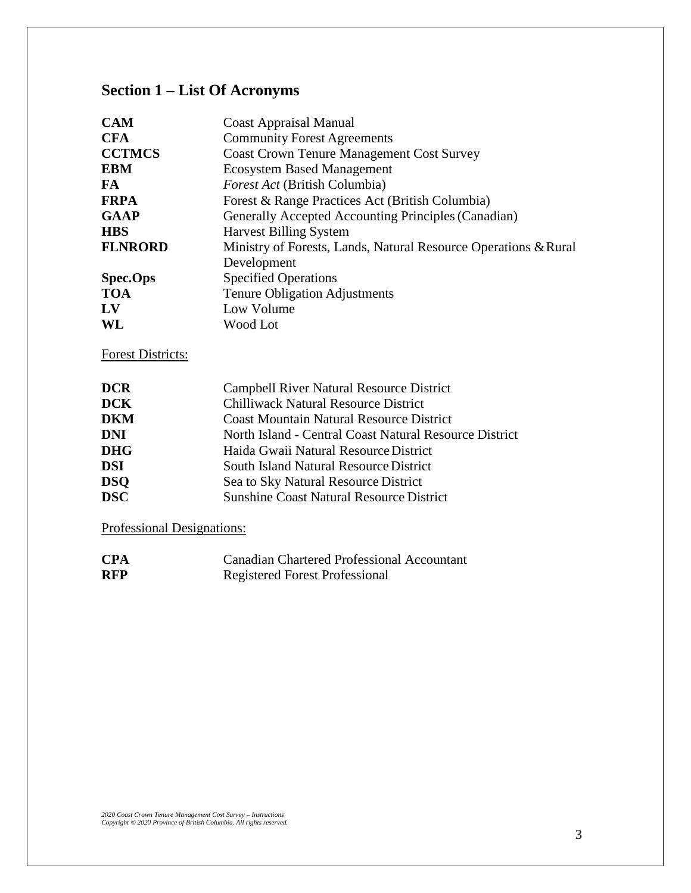## Section 1 – List Of Acronyms

| | |
|---|---|
| **CAM** | Coast Appraisal Manual |
| **CFA** | Community Forest Agreements |
| **CCTMCS** | Coast Crown Tenure Management Cost Survey |
| **EBM** | Ecosystem Based Management |
| **FA** | *Forest Act* (British Columbia) |
| **FRPA** | Forest & Range Practices Act (British Columbia) |
| **GAAP** | Generally Accepted Accounting Principles (Canadian) |
| **HBS** | Harvest Billing System |
| **FLNRORD** | Ministry of Forests, Lands, Natural Resource Operations & Rural Development |
| **Spec.Ops** | Specified Operations |
| **TOA** | Tenure Obligation Adjustments |
| **LV** | Low Volume |
| **WL** | Wood Lot |

Forest Districts:

| | |
|---|---|
| **DCR** | Campbell River Natural Resource District |
| **DCK** | Chilliwack Natural Resource District |
| **DKM** | Coast Mountain Natural Resource District |
| **DNI** | North Island - Central Coast Natural Resource District |
| **DHG** | Haida Gwaii Natural Resource District |
| **DSI** | South Island Natural Resource District |
| **DSQ** | Sea to Sky Natural Resource District |
| **DSC** | Sunshine Coast Natural Resource District |

Professional Designations:

| | |
|---|---|
| **CPA** | Canadian Chartered Professional Accountant |
| **RFP** | Registered Forest Professional |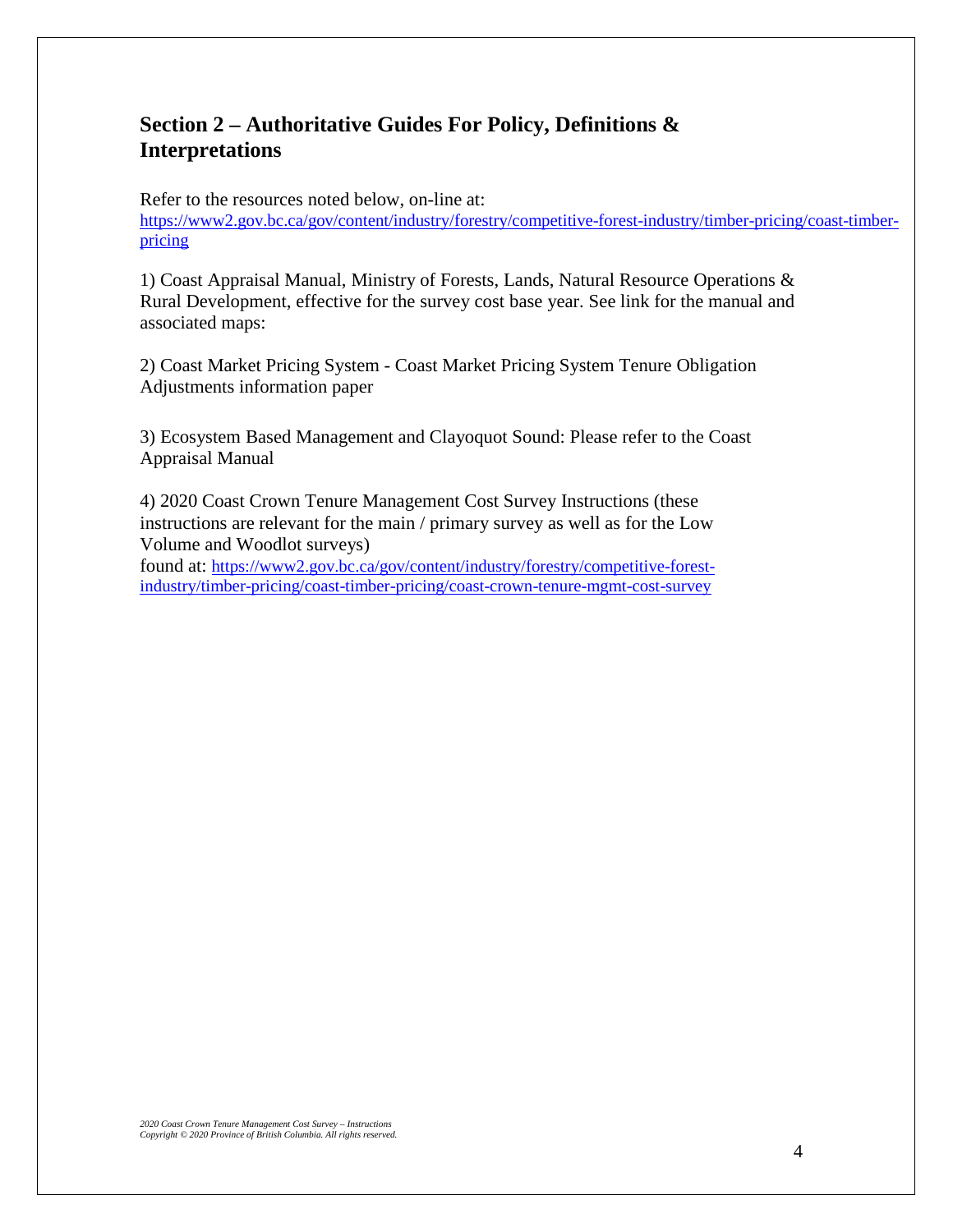## Section 2 – Authoritative Guides For Policy, Definitions & Interpretations

Refer to the resources noted below, on-line at: https://www2.gov.bc.ca/gov/content/industry/forestry/competitive-forest-industry/timber-pricing/coast-timber-pricing

1) Coast Appraisal Manual, Ministry of Forests, Lands, Natural Resource Operations & Rural Development, effective for the survey cost base year. See link for the manual and associated maps:

2) Coast Market Pricing System - Coast Market Pricing System Tenure Obligation Adjustments information paper

3) Ecosystem Based Management and Clayoquot Sound: Please refer to the Coast Appraisal Manual

4) 2020 Coast Crown Tenure Management Cost Survey Instructions (these instructions are relevant for the main / primary survey as well as for the Low Volume and Woodlot surveys)
found at: https://www2.gov.bc.ca/gov/content/industry/forestry/competitive-forest-industry/timber-pricing/coast-timber-pricing/coast-crown-tenure-mgmt-cost-survey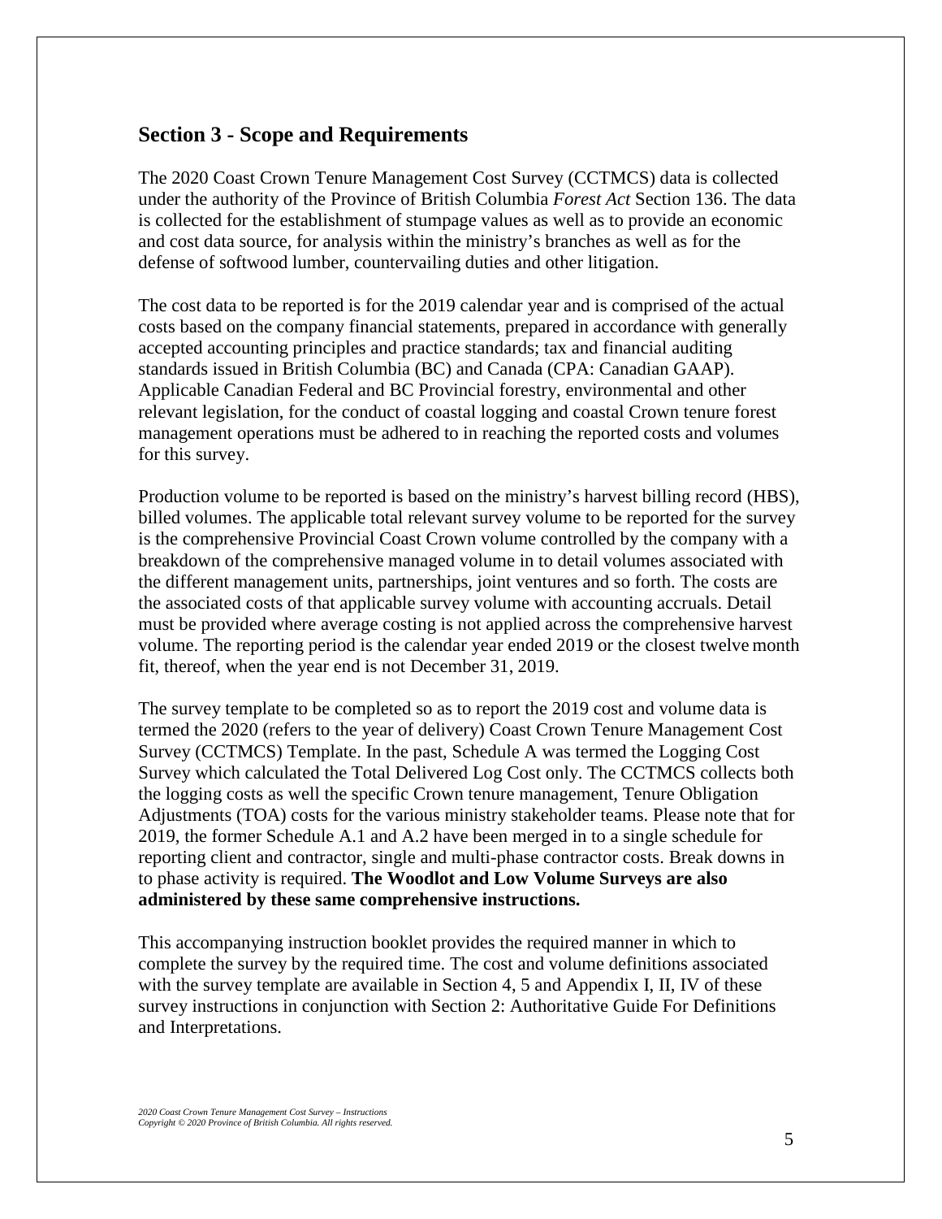## Section 3 - Scope and Requirements

The 2020 Coast Crown Tenure Management Cost Survey (CCTMCS) data is collected under the authority of the Province of British Columbia *Forest Act* Section 136. The data is collected for the establishment of stumpage values as well as to provide an economic and cost data source, for analysis within the ministry's branches as well as for the defense of softwood lumber, countervailing duties and other litigation.

The cost data to be reported is for the 2019 calendar year and is comprised of the actual costs based on the company financial statements, prepared in accordance with generally accepted accounting principles and practice standards; tax and financial auditing standards issued in British Columbia (BC) and Canada (CPA: Canadian GAAP). Applicable Canadian Federal and BC Provincial forestry, environmental and other relevant legislation, for the conduct of coastal logging and coastal Crown tenure forest management operations must be adhered to in reaching the reported costs and volumes for this survey.

Production volume to be reported is based on the ministry's harvest billing record (HBS), billed volumes. The applicable total relevant survey volume to be reported for the survey is the comprehensive Provincial Coast Crown volume controlled by the company with a breakdown of the comprehensive managed volume in to detail volumes associated with the different management units, partnerships, joint ventures and so forth. The costs are the associated costs of that applicable survey volume with accounting accruals. Detail must be provided where average costing is not applied across the comprehensive harvest volume. The reporting period is the calendar year ended 2019 or the closest twelve month fit, thereof, when the year end is not December 31, 2019.

The survey template to be completed so as to report the 2019 cost and volume data is termed the 2020 (refers to the year of delivery) Coast Crown Tenure Management Cost Survey (CCTMCS) Template. In the past, Schedule A was termed the Logging Cost Survey which calculated the Total Delivered Log Cost only. The CCTMCS collects both the logging costs as well the specific Crown tenure management, Tenure Obligation Adjustments (TOA) costs for the various ministry stakeholder teams. Please note that for 2019, the former Schedule A.1 and A.2 have been merged in to a single schedule for reporting client and contractor, single and multi-phase contractor costs. Break downs in to phase activity is required. **The Woodlot and Low Volume Surveys are also administered by these same comprehensive instructions.**

This accompanying instruction booklet provides the required manner in which to complete the survey by the required time. The cost and volume definitions associated with the survey template are available in Section 4, 5 and Appendix I, II, IV of these survey instructions in conjunction with Section 2: Authoritative Guide For Definitions and Interpretations.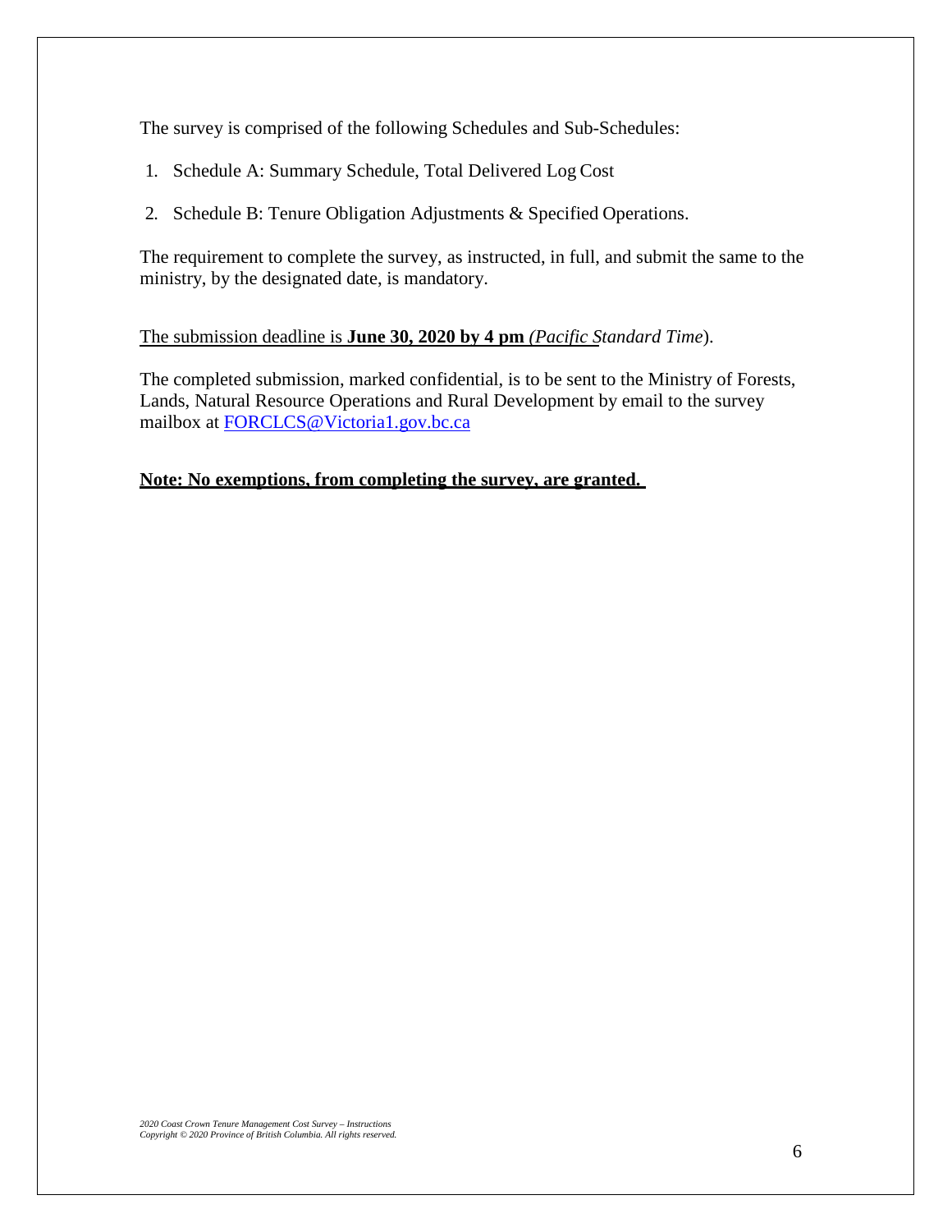The survey is comprised of the following Schedules and Sub-Schedules:

1. Schedule A: Summary Schedule, Total Delivered Log Cost
2. Schedule B: Tenure Obligation Adjustments & Specified Operations.

The requirement to complete the survey, as instructed, in full, and submit the same to the ministry, by the designated date, is mandatory.

The submission deadline is **June 30, 2020 by 4 pm** *(Pacific Standard Time*).

The completed submission, marked confidential, is to be sent to the Ministry of Forests, Lands, Natural Resource Operations and Rural Development by email to the survey mailbox at FORCLCS@Victoria1.gov.bc.ca

**Note: No exemptions, from completing the survey, are granted.**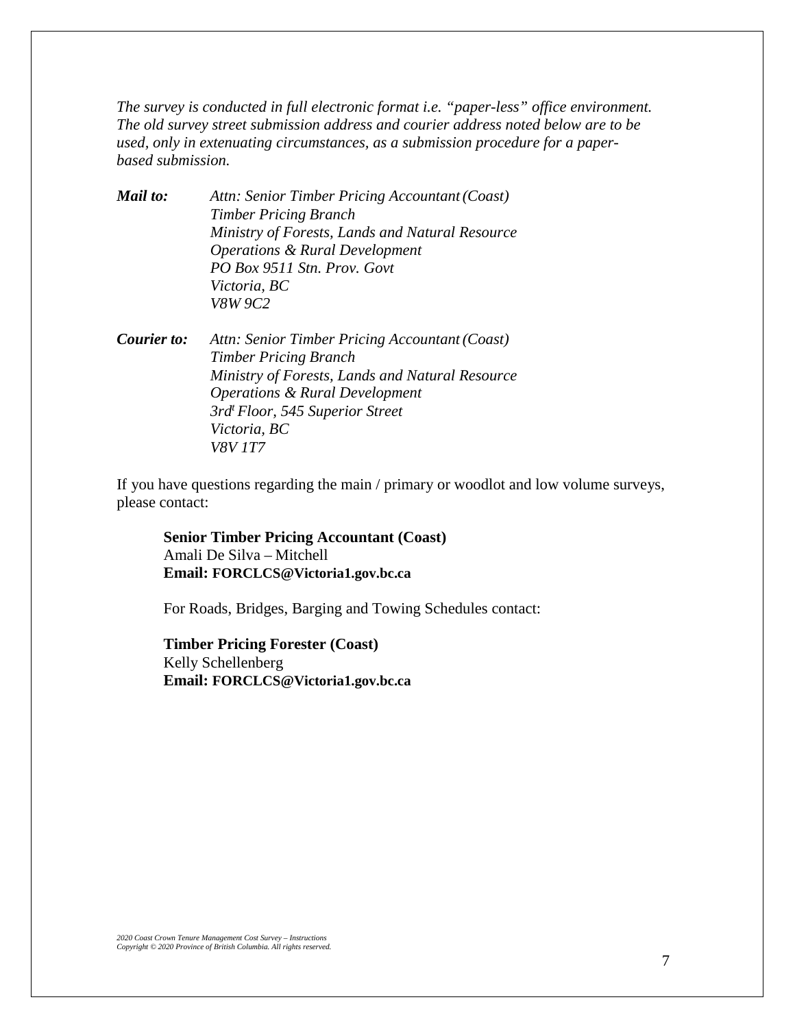*The survey is conducted in full electronic format i.e. "paper-less" office environment. The old survey street submission address and courier address noted below are to be used, only in extenuating circumstances, as a submission procedure for a paper-based submission.*

***Mail to:*** *Attn: Senior Timber Pricing Accountant (Coast)*
*Timber Pricing Branch*
*Ministry of Forests, Lands and Natural Resource Operations & Rural Development*
*PO Box 9511 Stn. Prov. Govt*
*Victoria, BC*
*V8W 9C2*

***Courier to:*** *Attn: Senior Timber Pricing Accountant (Coast)*
*Timber Pricing Branch*
*Ministry of Forests, Lands and Natural Resource Operations & Rural Development*
*3rd Floor, 545 Superior Street*
*Victoria, BC*
*V8V 1T7*

If you have questions regarding the main / primary or woodlot and low volume surveys, please contact:

**Senior Timber Pricing Accountant (Coast)**
Amali De Silva – Mitchell
**Email: FORCLCS@Victoria1.gov.bc.ca**

For Roads, Bridges, Barging and Towing Schedules contact:

**Timber Pricing Forester (Coast)**
Kelly Schellenberg
**Email: FORCLCS@Victoria1.gov.bc.ca**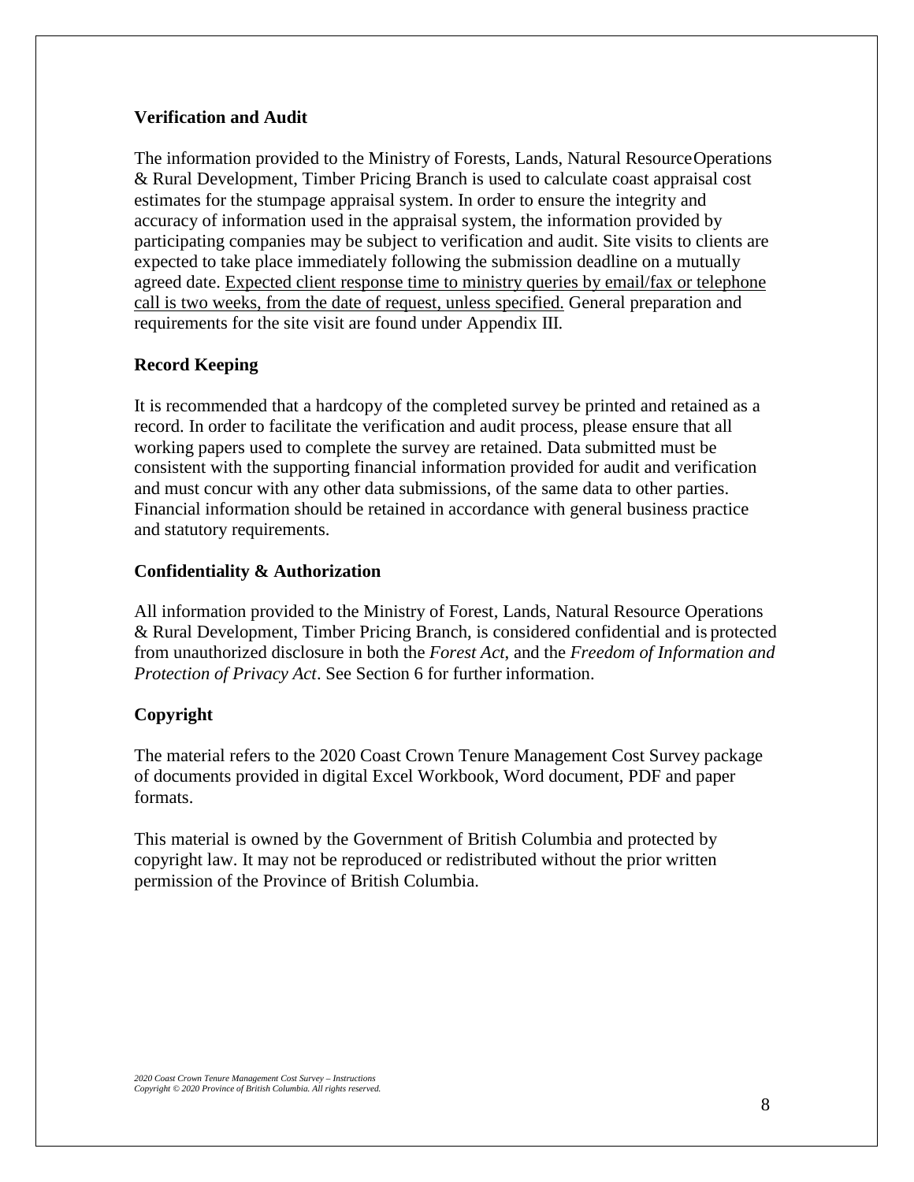**Verification and Audit**

The information provided to the Ministry of Forests, Lands, Natural Resource Operations & Rural Development, Timber Pricing Branch is used to calculate coast appraisal cost estimates for the stumpage appraisal system. In order to ensure the integrity and accuracy of information used in the appraisal system, the information provided by participating companies may be subject to verification and audit. Site visits to clients are expected to take place immediately following the submission deadline on a mutually agreed date. Expected client response time to ministry queries by email/fax or telephone call is two weeks, from the date of request, unless specified. General preparation and requirements for the site visit are found under Appendix III.

**Record Keeping**

It is recommended that a hardcopy of the completed survey be printed and retained as a record. In order to facilitate the verification and audit process, please ensure that all working papers used to complete the survey are retained. Data submitted must be consistent with the supporting financial information provided for audit and verification and must concur with any other data submissions, of the same data to other parties. Financial information should be retained in accordance with general business practice and statutory requirements.

**Confidentiality & Authorization**

All information provided to the Ministry of Forest, Lands, Natural Resource Operations & Rural Development, Timber Pricing Branch, is considered confidential and is protected from unauthorized disclosure in both the *Forest Act*, and the *Freedom of Information and Protection of Privacy Act*. See Section 6 for further information.

**Copyright**

The material refers to the 2020 Coast Crown Tenure Management Cost Survey package of documents provided in digital Excel Workbook, Word document, PDF and paper formats.

This material is owned by the Government of British Columbia and protected by copyright law. It may not be reproduced or redistributed without the prior written permission of the Province of British Columbia.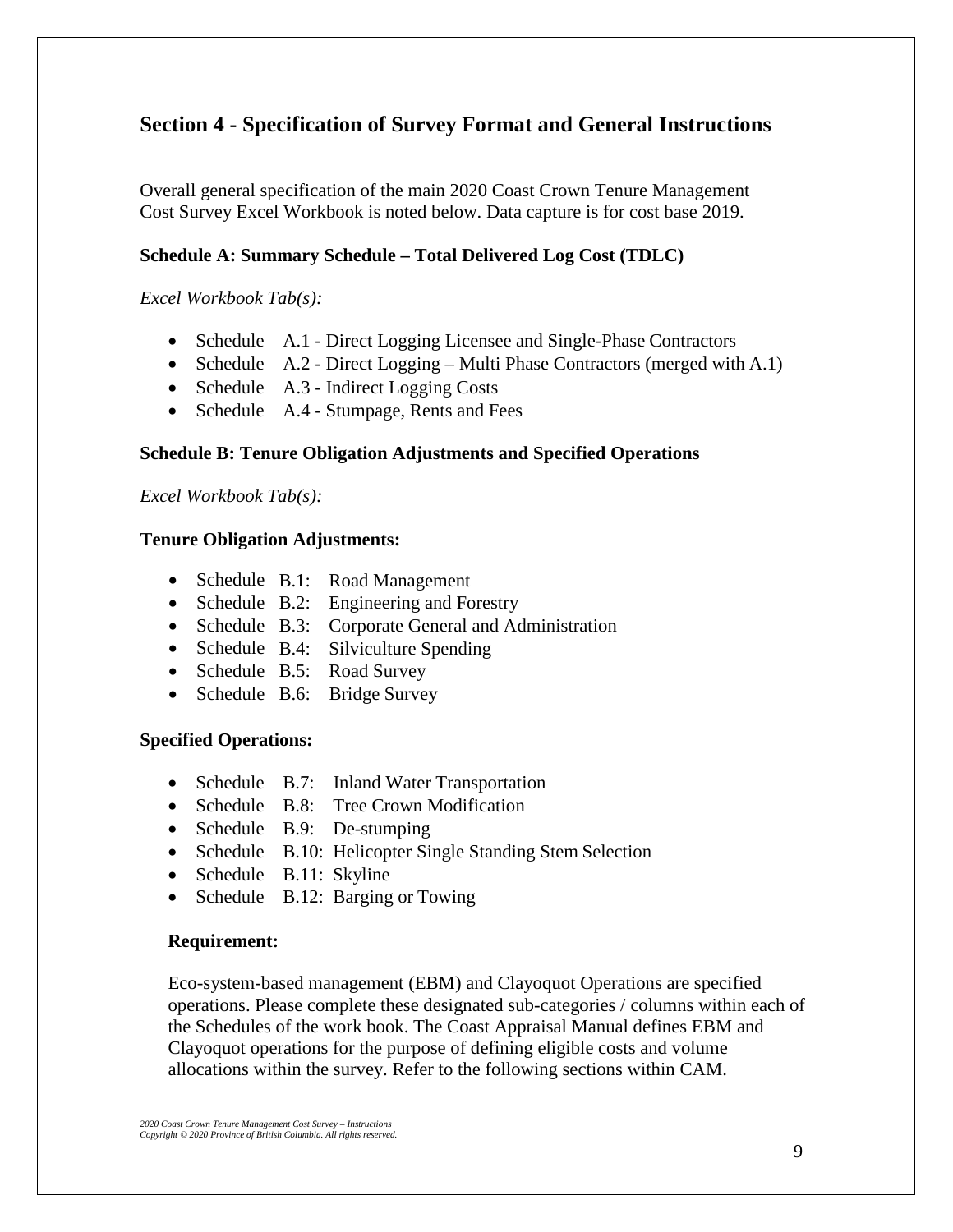## Section 4 - Specification of Survey Format and General Instructions

Overall general specification of the main 2020 Coast Crown Tenure Management Cost Survey Excel Workbook is noted below. Data capture is for cost base 2019.

### Schedule A: Summary Schedule – Total Delivered Log Cost (TDLC)

*Excel Workbook Tab(s):*

- Schedule A.1 - Direct Logging Licensee and Single-Phase Contractors
- Schedule A.2 - Direct Logging – Multi Phase Contractors (merged with A.1)
- Schedule A.3 - Indirect Logging Costs
- Schedule A.4 - Stumpage, Rents and Fees

### Schedule B: Tenure Obligation Adjustments and Specified Operations

*Excel Workbook Tab(s):*

**Tenure Obligation Adjustments:**

- Schedule B.1: Road Management
- Schedule B.2: Engineering and Forestry
- Schedule B.3: Corporate General and Administration
- Schedule B.4: Silviculture Spending
- Schedule B.5: Road Survey
- Schedule B.6: Bridge Survey

**Specified Operations:**

- Schedule B.7: Inland Water Transportation
- Schedule B.8: Tree Crown Modification
- Schedule B.9: De-stumping
- Schedule B.10: Helicopter Single Standing Stem Selection
- Schedule B.11: Skyline
- Schedule B.12: Barging or Towing

**Requirement:**

Eco-system-based management (EBM) and Clayoquot Operations are specified operations. Please complete these designated sub-categories / columns within each of the Schedules of the work book. The Coast Appraisal Manual defines EBM and Clayoquot operations for the purpose of defining eligible costs and volume allocations within the survey. Refer to the following sections within CAM.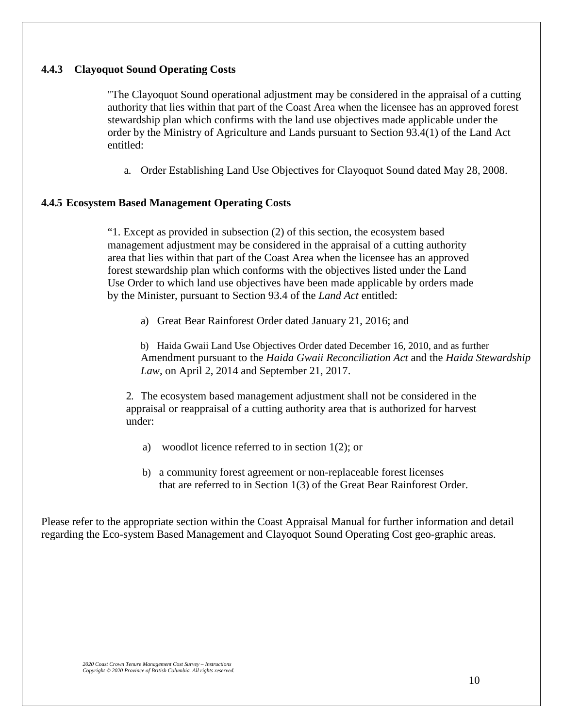### 4.4.3 Clayoquot Sound Operating Costs

"The Clayoquot Sound operational adjustment may be considered in the appraisal of a cutting authority that lies within that part of the Coast Area when the licensee has an approved forest stewardship plan which confirms with the land use objectives made applicable under the order by the Ministry of Agriculture and Lands pursuant to Section 93.4(1) of the Land Act entitled:

a. Order Establishing Land Use Objectives for Clayoquot Sound dated May 28, 2008.

### 4.4.5 Ecosystem Based Management Operating Costs

"1. Except as provided in subsection (2) of this section, the ecosystem based management adjustment may be considered in the appraisal of a cutting authority area that lies within that part of the Coast Area when the licensee has an approved forest stewardship plan which conforms with the objectives listed under the Land Use Order to which land use objectives have been made applicable by orders made by the Minister, pursuant to Section 93.4 of the *Land Act* entitled:

a) Great Bear Rainforest Order dated January 21, 2016; and

b) Haida Gwaii Land Use Objectives Order dated December 16, 2010, and as further Amendment pursuant to the *Haida Gwaii Reconciliation Act* and the *Haida Stewardship Law*, on April 2, 2014 and September 21, 2017.

2. The ecosystem based management adjustment shall not be considered in the appraisal or reappraisal of a cutting authority area that is authorized for harvest under:

a) woodlot licence referred to in section 1(2); or

b) a community forest agreement or non-replaceable forest licenses that are referred to in Section 1(3) of the Great Bear Rainforest Order.

Please refer to the appropriate section within the Coast Appraisal Manual for further information and detail regarding the Eco-system Based Management and Clayoquot Sound Operating Cost geo-graphic areas.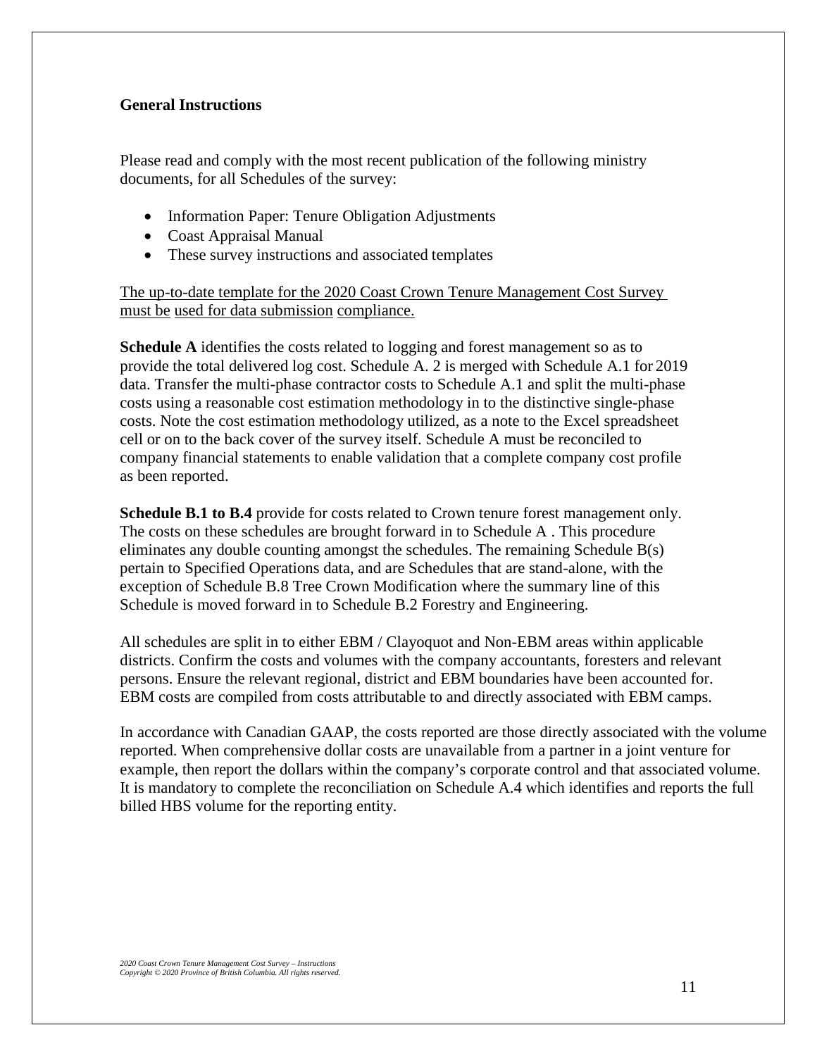## General Instructions

Please read and comply with the most recent publication of the following ministry documents, for all Schedules of the survey:

- Information Paper: Tenure Obligation Adjustments
- Coast Appraisal Manual
- These survey instructions and associated templates

<u>The up-to-date template for the 2020 Coast Crown Tenure Management Cost Survey must be used for data submission compliance.</u>

**Schedule A** identifies the costs related to logging and forest management so as to provide the total delivered log cost. Schedule A. 2 is merged with Schedule A.1 for 2019 data. Transfer the multi-phase contractor costs to Schedule A.1 and split the multi-phase costs using a reasonable cost estimation methodology in to the distinctive single-phase costs. Note the cost estimation methodology utilized, as a note to the Excel spreadsheet cell or on to the back cover of the survey itself. Schedule A must be reconciled to company financial statements to enable validation that a complete company cost profile as been reported.

**Schedule B.1 to B.4** provide for costs related to Crown tenure forest management only. The costs on these schedules are brought forward in to Schedule A . This procedure eliminates any double counting amongst the schedules. The remaining Schedule B(s) pertain to Specified Operations data, and are Schedules that are stand-alone, with the exception of Schedule B.8 Tree Crown Modification where the summary line of this Schedule is moved forward in to Schedule B.2 Forestry and Engineering.

All schedules are split in to either EBM / Clayoquot and Non-EBM areas within applicable districts. Confirm the costs and volumes with the company accountants, foresters and relevant persons. Ensure the relevant regional, district and EBM boundaries have been accounted for. EBM costs are compiled from costs attributable to and directly associated with EBM camps.

In accordance with Canadian GAAP, the costs reported are those directly associated with the volume reported. When comprehensive dollar costs are unavailable from a partner in a joint venture for example, then report the dollars within the company's corporate control and that associated volume. It is mandatory to complete the reconciliation on Schedule A.4 which identifies and reports the full billed HBS volume for the reporting entity.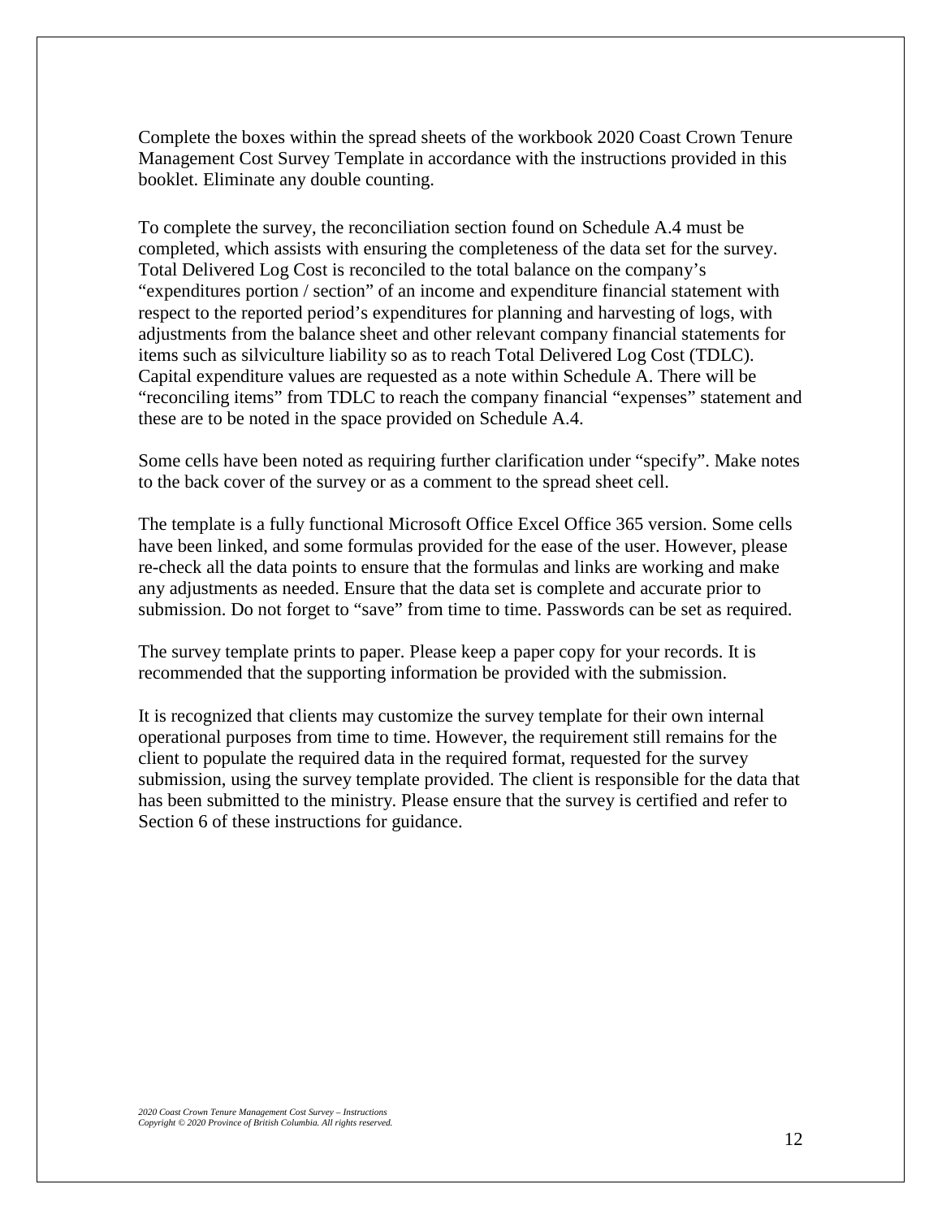Complete the boxes within the spread sheets of the workbook 2020 Coast Crown Tenure Management Cost Survey Template in accordance with the instructions provided in this booklet. Eliminate any double counting.

To complete the survey, the reconciliation section found on Schedule A.4 must be completed, which assists with ensuring the completeness of the data set for the survey. Total Delivered Log Cost is reconciled to the total balance on the company's "expenditures portion / section" of an income and expenditure financial statement with respect to the reported period's expenditures for planning and harvesting of logs, with adjustments from the balance sheet and other relevant company financial statements for items such as silviculture liability so as to reach Total Delivered Log Cost (TDLC). Capital expenditure values are requested as a note within Schedule A. There will be "reconciling items" from TDLC to reach the company financial "expenses" statement and these are to be noted in the space provided on Schedule A.4.

Some cells have been noted as requiring further clarification under "specify". Make notes to the back cover of the survey or as a comment to the spread sheet cell.

The template is a fully functional Microsoft Office Excel Office 365 version. Some cells have been linked, and some formulas provided for the ease of the user. However, please re-check all the data points to ensure that the formulas and links are working and make any adjustments as needed. Ensure that the data set is complete and accurate prior to submission. Do not forget to "save" from time to time. Passwords can be set as required.

The survey template prints to paper. Please keep a paper copy for your records. It is recommended that the supporting information be provided with the submission.

It is recognized that clients may customize the survey template for their own internal operational purposes from time to time. However, the requirement still remains for the client to populate the required data in the required format, requested for the survey submission, using the survey template provided. The client is responsible for the data that has been submitted to the ministry. Please ensure that the survey is certified and refer to Section 6 of these instructions for guidance.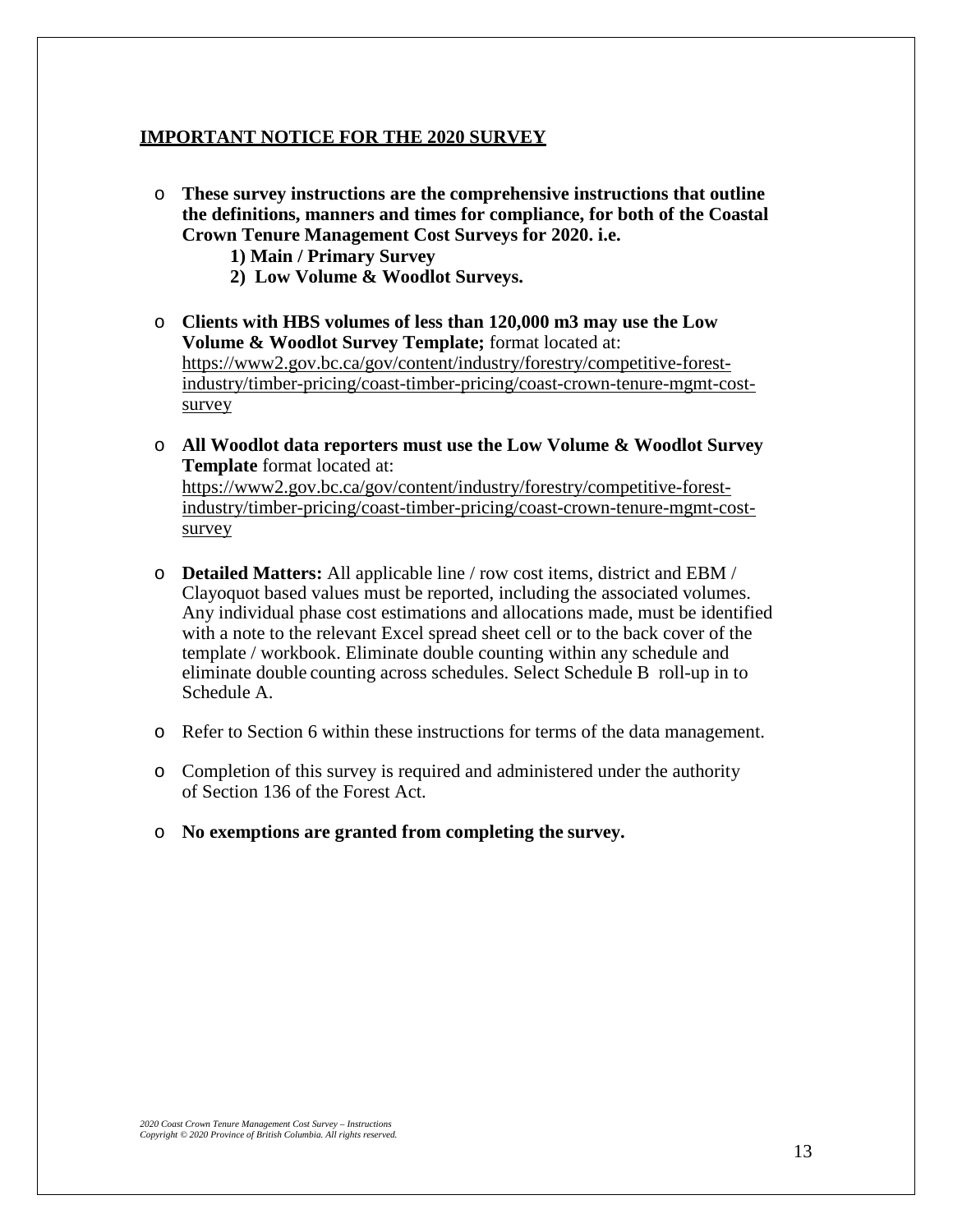**IMPORTANT NOTICE FOR THE 2020 SURVEY**

- **These survey instructions are the comprehensive instructions that outline the definitions, manners and times for compliance, for both of the Coastal Crown Tenure Management Cost Surveys for 2020. i.e.**
  - **1) Main / Primary Survey**
  - **2) Low Volume & Woodlot Surveys.**

- **Clients with HBS volumes of less than 120,000 m3 may use the Low Volume & Woodlot Survey Template;** format located at: https://www2.gov.bc.ca/gov/content/industry/forestry/competitive-forest-industry/timber-pricing/coast-timber-pricing/coast-crown-tenure-mgmt-cost-survey

- **All Woodlot data reporters must use the Low Volume & Woodlot Survey Template** format located at: https://www2.gov.bc.ca/gov/content/industry/forestry/competitive-forest-industry/timber-pricing/coast-timber-pricing/coast-crown-tenure-mgmt-cost-survey

- **Detailed Matters:** All applicable line / row cost items, district and EBM / Clayoquot based values must be reported, including the associated volumes. Any individual phase cost estimations and allocations made, must be identified with a note to the relevant Excel spread sheet cell or to the back cover of the template / workbook. Eliminate double counting within any schedule and eliminate double counting across schedules. Select Schedule B roll-up in to Schedule A.

- Refer to Section 6 within these instructions for terms of the data management.

- Completion of this survey is required and administered under the authority of Section 136 of the Forest Act.

- **No exemptions are granted from completing the survey.**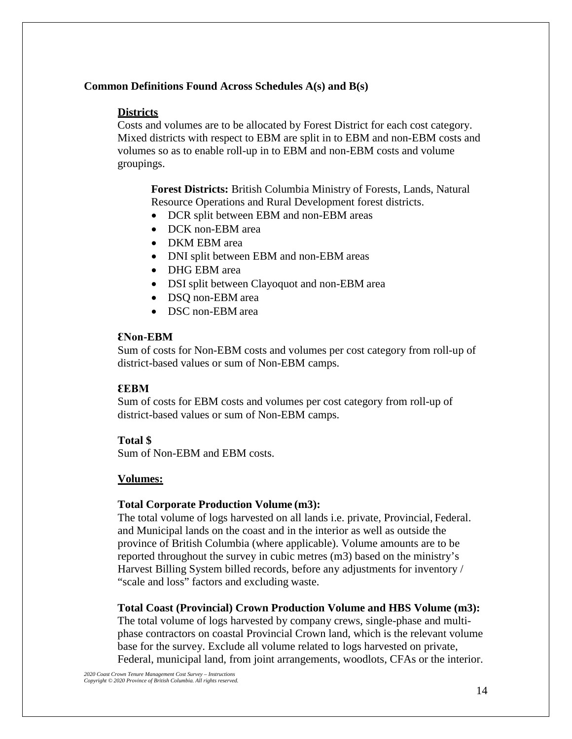**Common Definitions Found Across Schedules A(s) and B(s)**

## Districts

Costs and volumes are to be allocated by Forest District for each cost category. Mixed districts with respect to EBM are split in to EBM and non-EBM costs and volumes so as to enable roll-up in to EBM and non-EBM costs and volume groupings.

**Forest Districts:** British Columbia Ministry of Forests, Lands, Natural Resource Operations and Rural Development forest districts.

- DCR split between EBM and non-EBM areas
- DCK non-EBM area
- DKM EBM area
- DNI split between EBM and non-EBM areas
- DHG EBM area
- DSI split between Clayoquot and non-EBM area
- DSQ non-EBM area
- DSC non-EBM area

**ƐNon-EBM**

Sum of costs for Non-EBM costs and volumes per cost category from roll-up of district-based values or sum of Non-EBM camps.

**ƐEBM**

Sum of costs for EBM costs and volumes per cost category from roll-up of district-based values or sum of Non-EBM camps.

**Total $**

Sum of Non-EBM and EBM costs.

## Volumes:

**Total Corporate Production Volume (m3):**

The total volume of logs harvested on all lands i.e. private, Provincial, Federal. and Municipal lands on the coast and in the interior as well as outside the province of British Columbia (where applicable). Volume amounts are to be reported throughout the survey in cubic metres (m3) based on the ministry's Harvest Billing System billed records, before any adjustments for inventory / "scale and loss" factors and excluding waste.

**Total Coast (Provincial) Crown Production Volume and HBS Volume (m3):**

The total volume of logs harvested by company crews, single-phase and multi-phase contractors on coastal Provincial Crown land, which is the relevant volume base for the survey. Exclude all volume related to logs harvested on private, Federal, municipal land, from joint arrangements, woodlots, CFAs or the interior.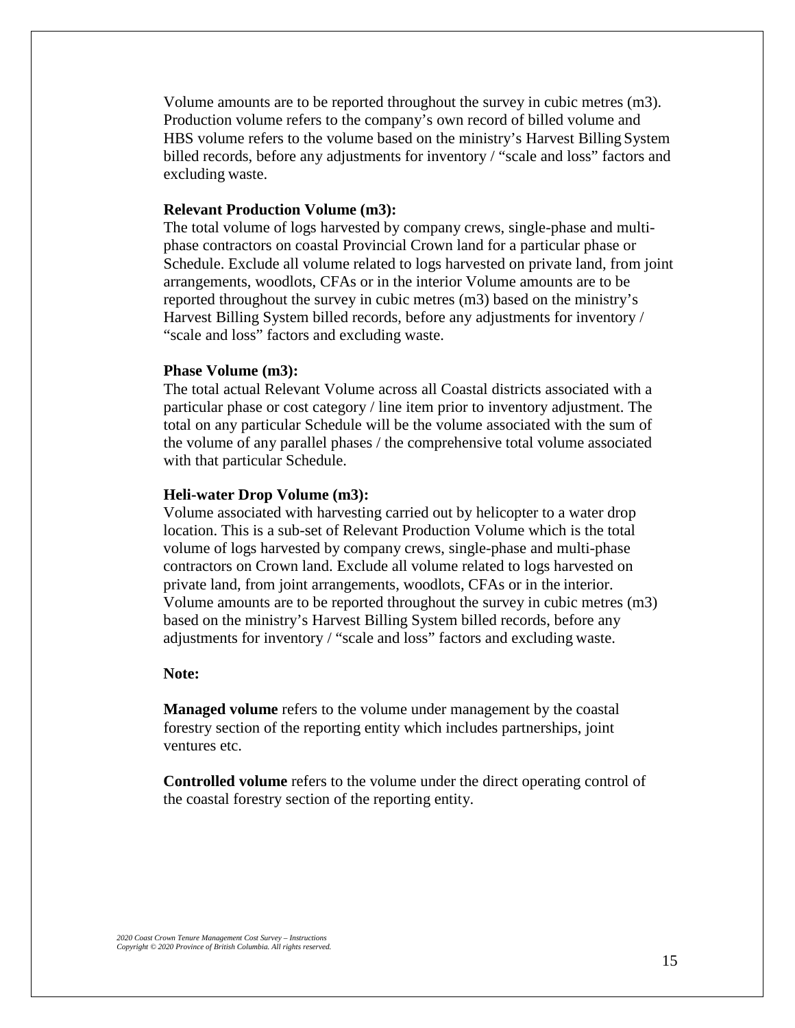Volume amounts are to be reported throughout the survey in cubic metres (m3). Production volume refers to the company's own record of billed volume and HBS volume refers to the volume based on the ministry's Harvest Billing System billed records, before any adjustments for inventory / "scale and loss" factors and excluding waste.

**Relevant Production Volume (m3):**
The total volume of logs harvested by company crews, single-phase and multi-phase contractors on coastal Provincial Crown land for a particular phase or Schedule. Exclude all volume related to logs harvested on private land, from joint arrangements, woodlots, CFAs or in the interior Volume amounts are to be reported throughout the survey in cubic metres (m3) based on the ministry's Harvest Billing System billed records, before any adjustments for inventory / "scale and loss" factors and excluding waste.

**Phase Volume (m3):**
The total actual Relevant Volume across all Coastal districts associated with a particular phase or cost category / line item prior to inventory adjustment. The total on any particular Schedule will be the volume associated with the sum of the volume of any parallel phases / the comprehensive total volume associated with that particular Schedule.

**Heli-water Drop Volume (m3):**
Volume associated with harvesting carried out by helicopter to a water drop location. This is a sub-set of Relevant Production Volume which is the total volume of logs harvested by company crews, single-phase and multi-phase contractors on Crown land. Exclude all volume related to logs harvested on private land, from joint arrangements, woodlots, CFAs or in the interior. Volume amounts are to be reported throughout the survey in cubic metres (m3) based on the ministry's Harvest Billing System billed records, before any adjustments for inventory / "scale and loss" factors and excluding waste.

**Note:**

**Managed volume** refers to the volume under management by the coastal forestry section of the reporting entity which includes partnerships, joint ventures etc.

**Controlled volume** refers to the volume under the direct operating control of the coastal forestry section of the reporting entity.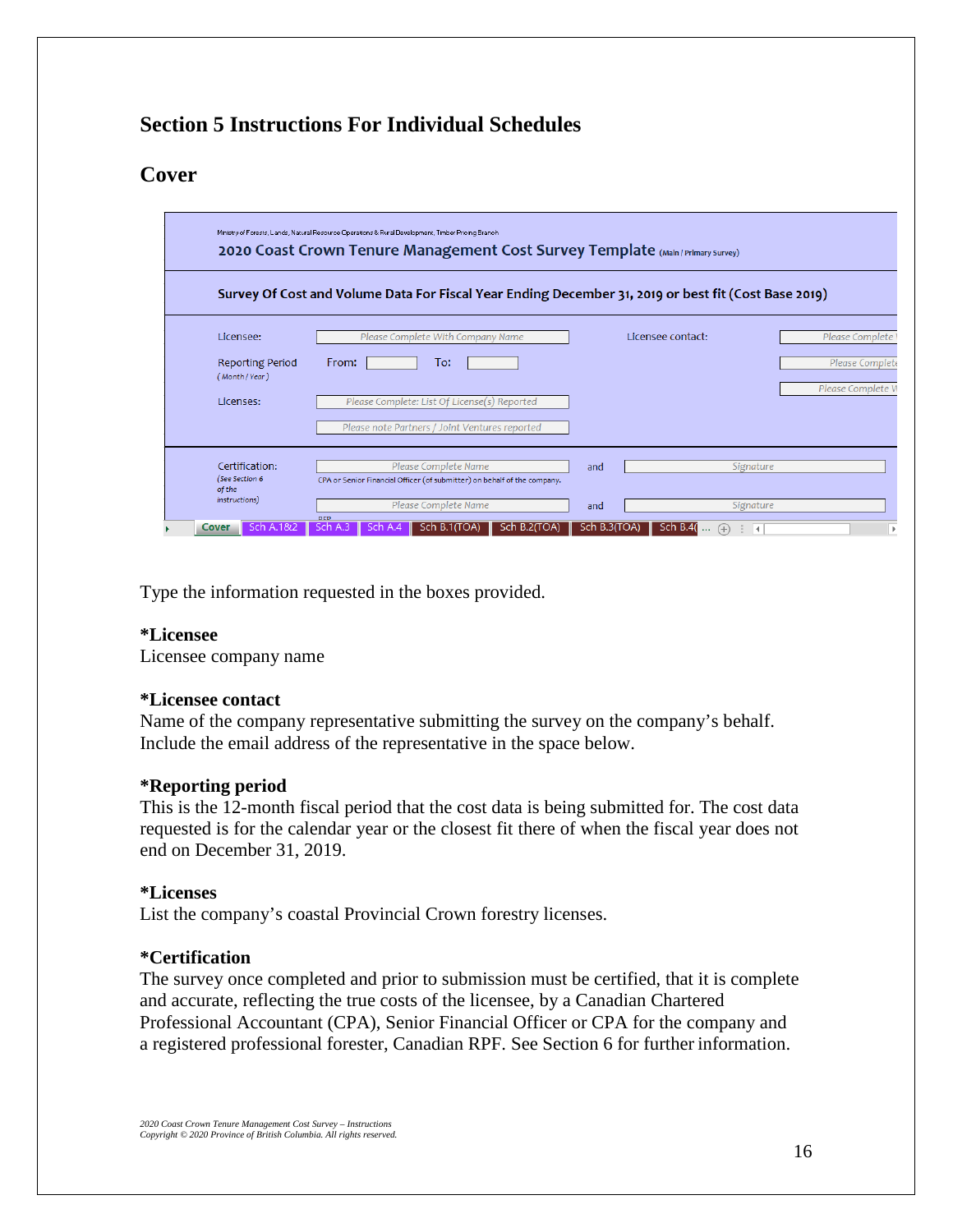## Section 5 Instructions For Individual Schedules

## Cover

Ministry of Forests, Lands, Natural Resource Operations & Rural Development, Timber Pricing Branch

2020 Coast Crown Tenure Management Cost Survey Template (Main / Primary Survey)

Survey Of Cost and Volume Data For Fiscal Year Ending December 31, 2019 or best fit (Cost Base 2019)

Licensee: Please Complete With Company Name — Licensee contact: Please Complete

Reporting Period (Month / Year) From: To: — Please Complete

Please Complete

Licenses: Please Complete: List Of License(s) Reported

Please note Partners / Joint Ventures reported

Certification: (See Section 6 of the instructions) — Please Complete Name and Signature

CPA or Senior Financial Officer (of submitter) on behalf of the company.

Please Complete Name and Signature

RPF

Cover | Sch A.1&2 | Sch A.3 | Sch A.4 | Sch B.1(TOA) | Sch B.2(TOA) | Sch B.3(TOA) | Sch B.4(...

Type the information requested in the boxes provided.

**\*Licensee**
Licensee company name

**\*Licensee contact**
Name of the company representative submitting the survey on the company's behalf. Include the email address of the representative in the space below.

**\*Reporting period**
This is the 12-month fiscal period that the cost data is being submitted for. The cost data requested is for the calendar year or the closest fit there of when the fiscal year does not end on December 31, 2019.

**\*Licenses**
List the company's coastal Provincial Crown forestry licenses.

**\*Certification**
The survey once completed and prior to submission must be certified, that it is complete and accurate, reflecting the true costs of the licensee, by a Canadian Chartered Professional Accountant (CPA), Senior Financial Officer or CPA for the company and a registered professional forester, Canadian RPF. See Section 6 for further information.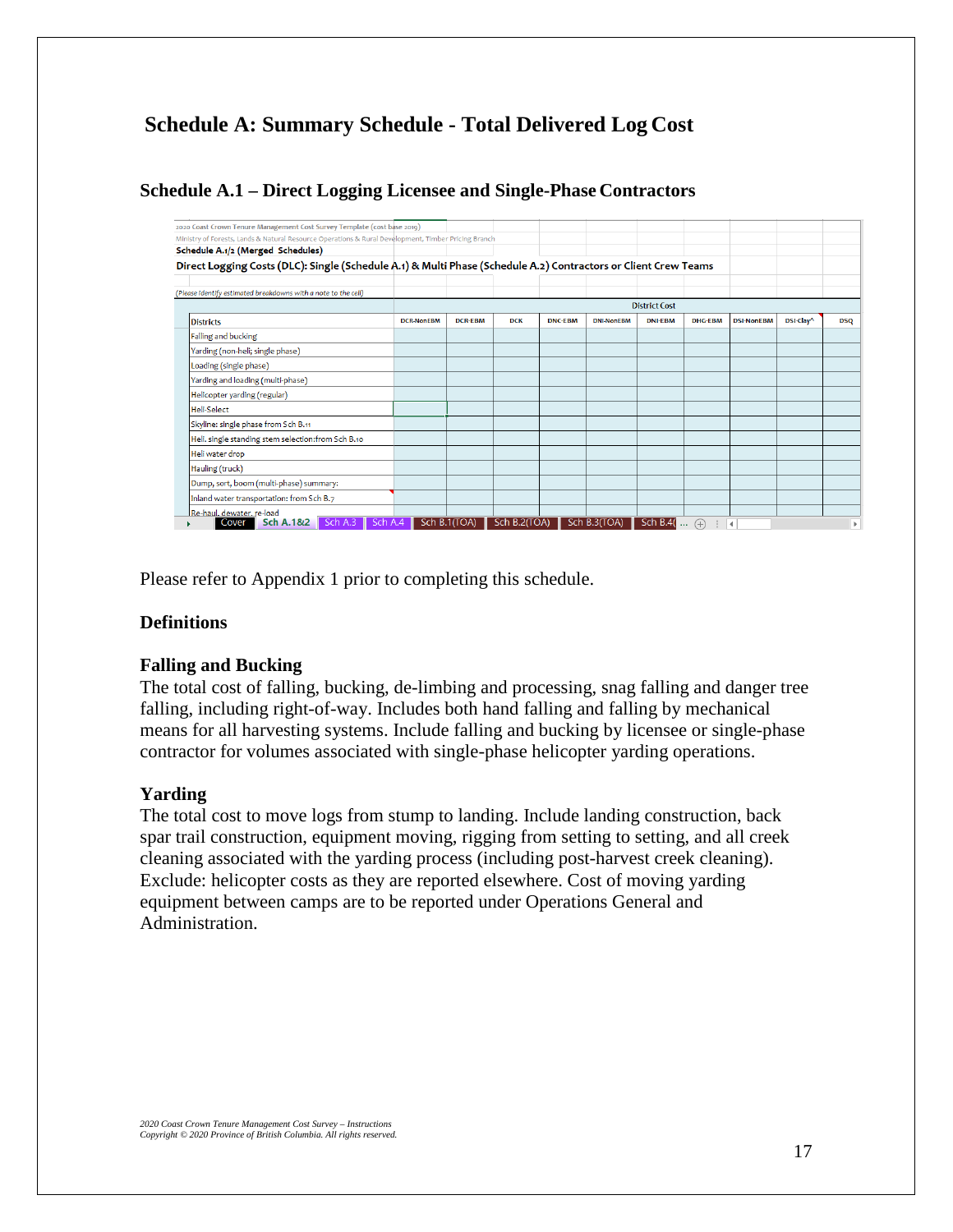# Schedule A: Summary Schedule - Total Delivered Log Cost

## Schedule A.1 – Direct Logging Licensee and Single-Phase Contractors

2020 Coast Crown Tenure Management Cost Survey Template (cost base 2019)
Ministry of Forests, Lands & Natural Resource Operations & Rural Development, Timber Pricing Branch
**Schedule A.1/2 (Merged Schedules)**
**Direct Logging Costs (DLC): Single (Schedule A.1) & Multi Phase (Schedule A.2) Contractors or Client Crew Teams**

*(Please identify estimated breakdowns with a note to the cell)*

| | District Cost | | | | | | | | | |
|---|---|---|---|---|---|---|---|---|---|---|
| Districts | DCR-NonEBM | DCR-EBM | DCK | DNC-EBM | DNI-NonEBM | DNI-EBM | DHG-EBM | DSI-NonEBM | DSI-Clay^ | DSQ |
| Falling and bucking | | | | | | | | | | |
| Yarding (non-heli; single phase) | | | | | | | | | | |
| Loading (single phase) | | | | | | | | | | |
| Yarding and loading (multi-phase) | | | | | | | | | | |
| Helicopter yarding (regular) | | | | | | | | | | |
| Heli-Select | | | | | | | | | | |
| Skyline: single phase from Sch B.11 | | | | | | | | | | |
| Heli. single standing stem selection:from Sch B.10 | | | | | | | | | | |
| Heli water drop | | | | | | | | | | |
| Hauling (truck) | | | | | | | | | | |
| Dump, sort, boom (multi-phase) summary: | | | | | | | | | | |
| Inland water transportation: from Sch B.7 | | | | | | | | | | |
| Re-haul, dewater, re-load | | | | | | | | | | |

Cover | Sch A.1&2 | Sch A.3 | Sch A.4 | Sch B.1(TOA) | Sch B.2(TOA) | Sch B.3(TOA) | Sch B.4(...

Please refer to Appendix 1 prior to completing this schedule.

### Definitions

### Falling and Bucking

The total cost of falling, bucking, de-limbing and processing, snag falling and danger tree falling, including right-of-way. Includes both hand falling and falling by mechanical means for all harvesting systems. Include falling and bucking by licensee or single-phase contractor for volumes associated with single-phase helicopter yarding operations.

### Yarding

The total cost to move logs from stump to landing. Include landing construction, back spar trail construction, equipment moving, rigging from setting to setting, and all creek cleaning associated with the yarding process (including post-harvest creek cleaning). Exclude: helicopter costs as they are reported elsewhere. Cost of moving yarding equipment between camps are to be reported under Operations General and Administration.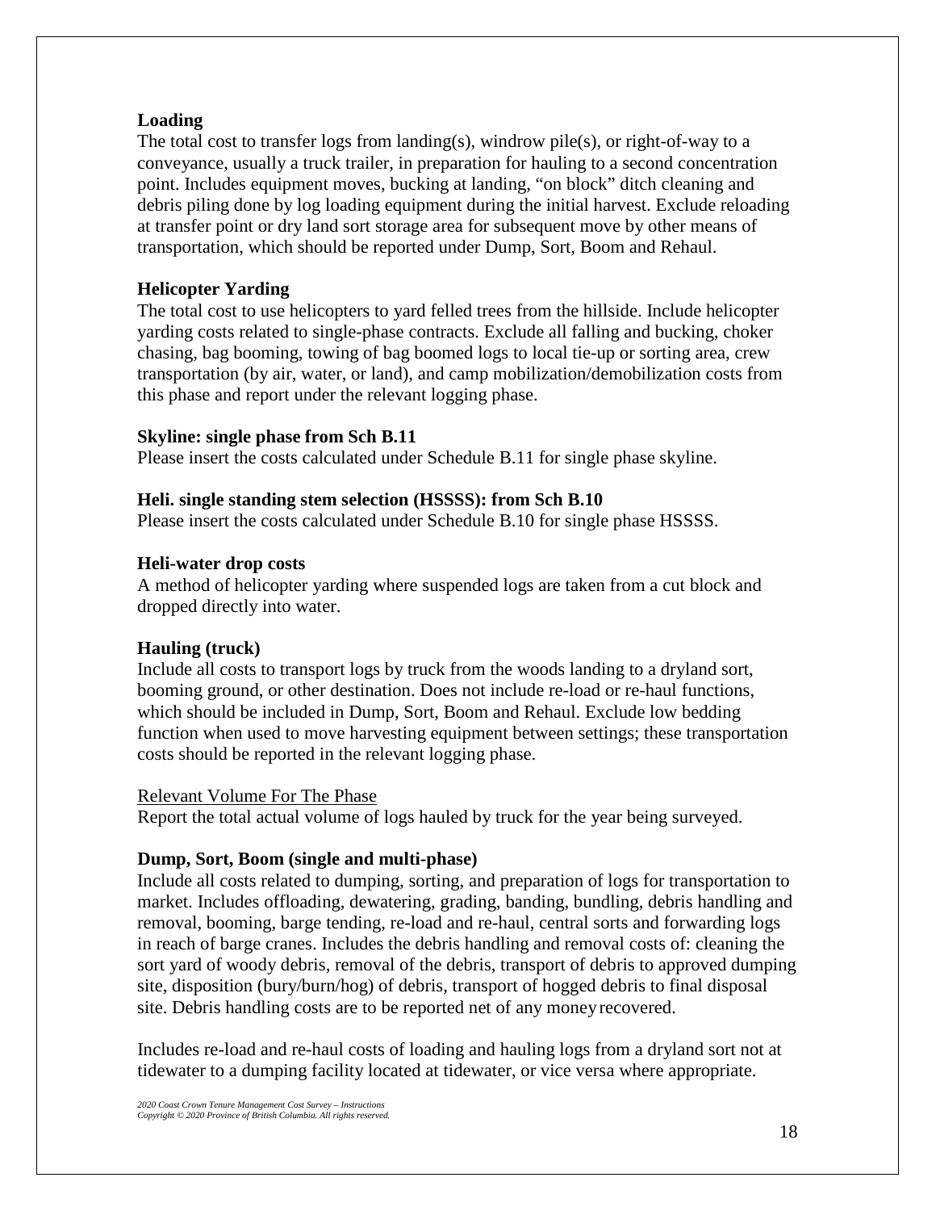**Loading**

The total cost to transfer logs from landing(s), windrow pile(s), or right-of-way to a conveyance, usually a truck trailer, in preparation for hauling to a second concentration point. Includes equipment moves, bucking at landing, "on block" ditch cleaning and debris piling done by log loading equipment during the initial harvest. Exclude reloading at transfer point or dry land sort storage area for subsequent move by other means of transportation, which should be reported under Dump, Sort, Boom and Rehaul.

**Helicopter Yarding**

The total cost to use helicopters to yard felled trees from the hillside. Include helicopter yarding costs related to single-phase contracts. Exclude all falling and bucking, choker chasing, bag booming, towing of bag boomed logs to local tie-up or sorting area, crew transportation (by air, water, or land), and camp mobilization/demobilization costs from this phase and report under the relevant logging phase.

**Skyline: single phase from Sch B.11**

Please insert the costs calculated under Schedule B.11 for single phase skyline.

**Heli. single standing stem selection (HSSSS): from Sch B.10**

Please insert the costs calculated under Schedule B.10 for single phase HSSSS.

**Heli-water drop costs**

A method of helicopter yarding where suspended logs are taken from a cut block and dropped directly into water.

**Hauling (truck)**

Include all costs to transport logs by truck from the woods landing to a dryland sort, booming ground, or other destination. Does not include re-load or re-haul functions, which should be included in Dump, Sort, Boom and Rehaul. Exclude low bedding function when used to move harvesting equipment between settings; these transportation costs should be reported in the relevant logging phase.

<u>Relevant Volume For The Phase</u>

Report the total actual volume of logs hauled by truck for the year being surveyed.

**Dump, Sort, Boom (single and multi-phase)**

Include all costs related to dumping, sorting, and preparation of logs for transportation to market. Includes offloading, dewatering, grading, banding, bundling, debris handling and removal, booming, barge tending, re-load and re-haul, central sorts and forwarding logs in reach of barge cranes. Includes the debris handling and removal costs of: cleaning the sort yard of woody debris, removal of the debris, transport of debris to approved dumping site, disposition (bury/burn/hog) of debris, transport of hogged debris to final disposal site. Debris handling costs are to be reported net of any money recovered.

Includes re-load and re-haul costs of loading and hauling logs from a dryland sort not at tidewater to a dumping facility located at tidewater, or vice versa where appropriate.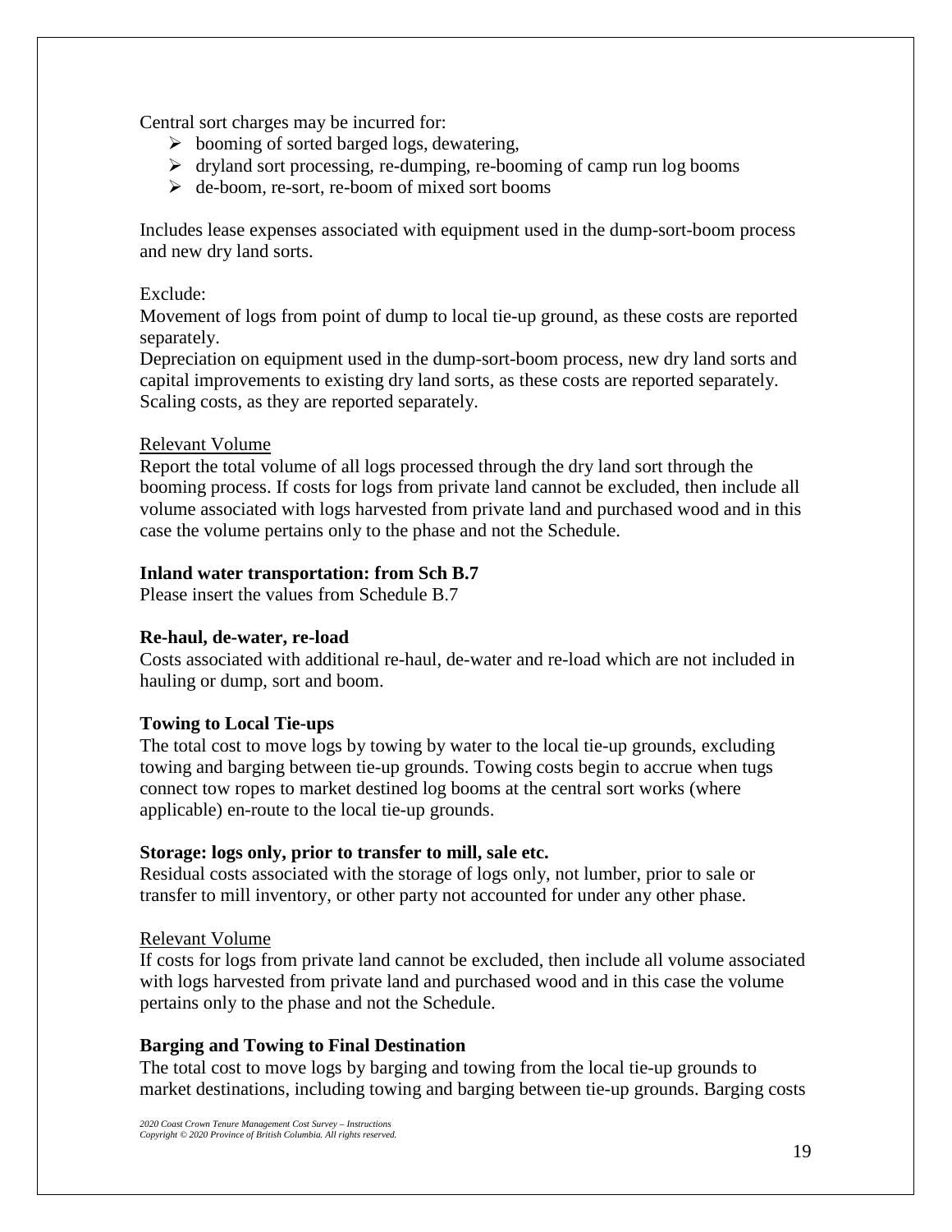Central sort charges may be incurred for:

- booming of sorted barged logs, dewatering,
- dryland sort processing, re-dumping, re-booming of camp run log booms
- de-boom, re-sort, re-boom of mixed sort booms

Includes lease expenses associated with equipment used in the dump-sort-boom process and new dry land sorts.

Exclude:
Movement of logs from point of dump to local tie-up ground, as these costs are reported separately.
Depreciation on equipment used in the dump-sort-boom process, new dry land sorts and capital improvements to existing dry land sorts, as these costs are reported separately.
Scaling costs, as they are reported separately.

Relevant Volume
Report the total volume of all logs processed through the dry land sort through the booming process. If costs for logs from private land cannot be excluded, then include all volume associated with logs harvested from private land and purchased wood and in this case the volume pertains only to the phase and not the Schedule.

**Inland water transportation: from Sch B.7**
Please insert the values from Schedule B.7

**Re-haul, de-water, re-load**
Costs associated with additional re-haul, de-water and re-load which are not included in hauling or dump, sort and boom.

**Towing to Local Tie-ups**
The total cost to move logs by towing by water to the local tie-up grounds, excluding towing and barging between tie-up grounds. Towing costs begin to accrue when tugs connect tow ropes to market destined log booms at the central sort works (where applicable) en-route to the local tie-up grounds.

**Storage: logs only, prior to transfer to mill, sale etc.**
Residual costs associated with the storage of logs only, not lumber, prior to sale or transfer to mill inventory, or other party not accounted for under any other phase.

Relevant Volume
If costs for logs from private land cannot be excluded, then include all volume associated with logs harvested from private land and purchased wood and in this case the volume pertains only to the phase and not the Schedule.

**Barging and Towing to Final Destination**
The total cost to move logs by barging and towing from the local tie-up grounds to market destinations, including towing and barging between tie-up grounds. Barging costs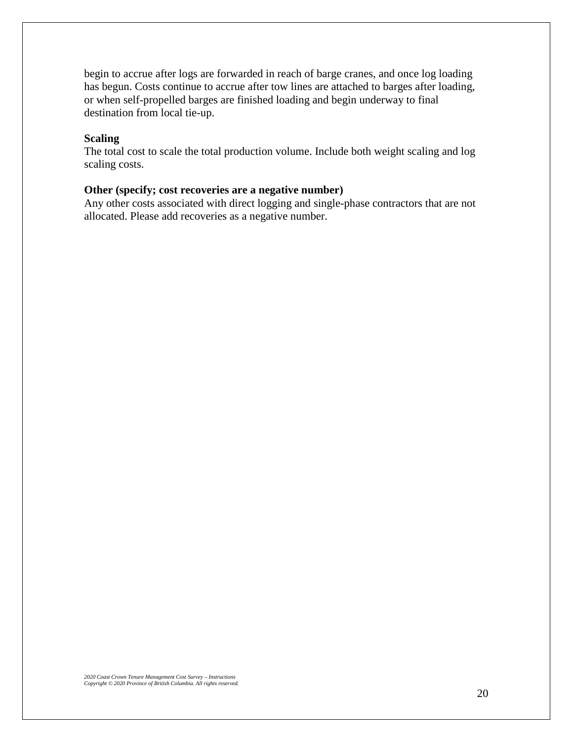begin to accrue after logs are forwarded in reach of barge cranes, and once log loading has begun. Costs continue to accrue after tow lines are attached to barges after loading, or when self-propelled barges are finished loading and begin underway to final destination from local tie-up.

**Scaling**

The total cost to scale the total production volume. Include both weight scaling and log scaling costs.

**Other (specify; cost recoveries are a negative number)**

Any other costs associated with direct logging and single-phase contractors that are not allocated. Please add recoveries as a negative number.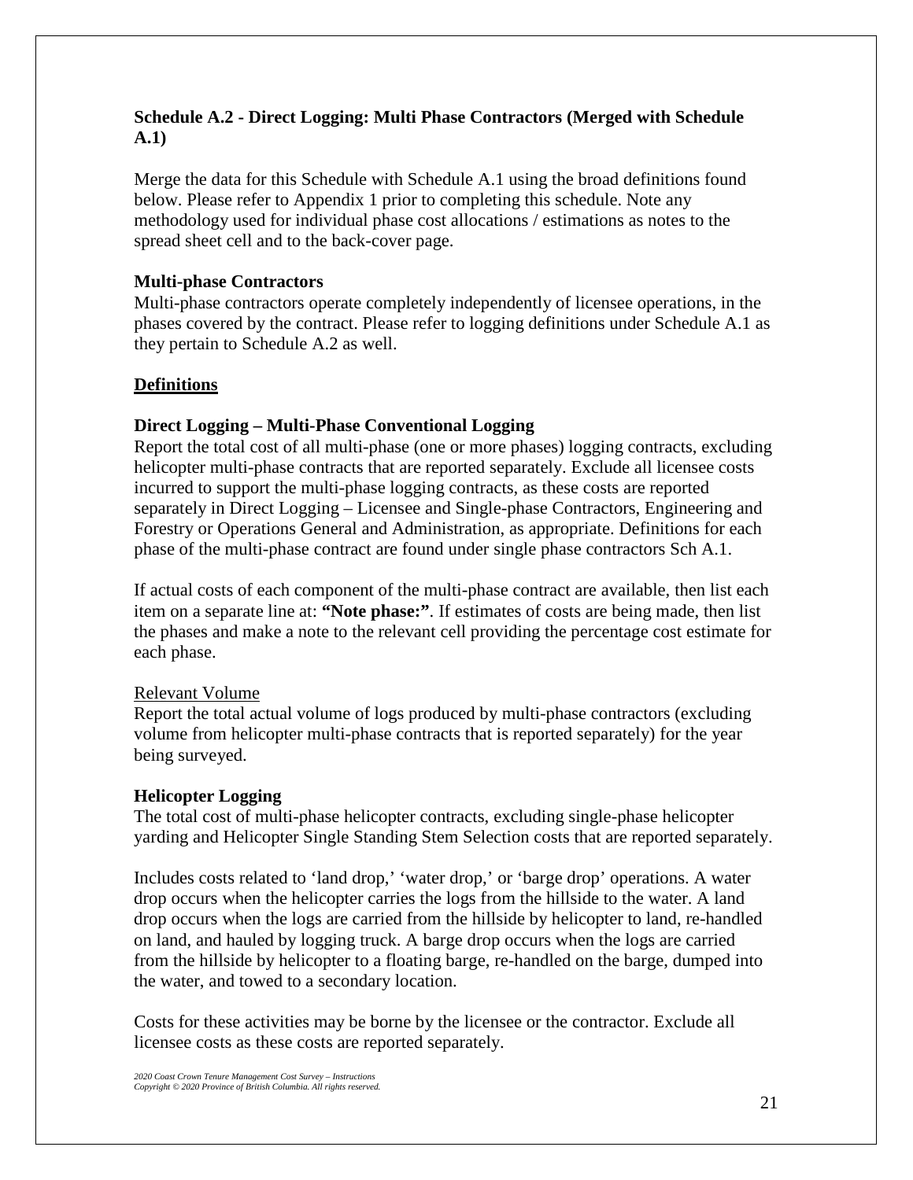### Schedule A.2 - Direct Logging: Multi Phase Contractors (Merged with Schedule A.1)

Merge the data for this Schedule with Schedule A.1 using the broad definitions found below. Please refer to Appendix 1 prior to completing this schedule. Note any methodology used for individual phase cost allocations / estimations as notes to the spread sheet cell and to the back-cover page.

#### Multi-phase Contractors

Multi-phase contractors operate completely independently of licensee operations, in the phases covered by the contract. Please refer to logging definitions under Schedule A.1 as they pertain to Schedule A.2 as well.

#### <u>Definitions</u>

#### Direct Logging – Multi-Phase Conventional Logging

Report the total cost of all multi-phase (one or more phases) logging contracts, excluding helicopter multi-phase contracts that are reported separately. Exclude all licensee costs incurred to support the multi-phase logging contracts, as these costs are reported separately in Direct Logging – Licensee and Single-phase Contractors, Engineering and Forestry or Operations General and Administration, as appropriate. Definitions for each phase of the multi-phase contract are found under single phase contractors Sch A.1.

If actual costs of each component of the multi-phase contract are available, then list each item on a separate line at: **"Note phase:"**. If estimates of costs are being made, then list the phases and make a note to the relevant cell providing the percentage cost estimate for each phase.

<u>Relevant Volume</u>

Report the total actual volume of logs produced by multi-phase contractors (excluding volume from helicopter multi-phase contracts that is reported separately) for the year being surveyed.

#### Helicopter Logging

The total cost of multi-phase helicopter contracts, excluding single-phase helicopter yarding and Helicopter Single Standing Stem Selection costs that are reported separately.

Includes costs related to 'land drop,' 'water drop,' or 'barge drop' operations. A water drop occurs when the helicopter carries the logs from the hillside to the water. A land drop occurs when the logs are carried from the hillside by helicopter to land, re-handled on land, and hauled by logging truck. A barge drop occurs when the logs are carried from the hillside by helicopter to a floating barge, re-handled on the barge, dumped into the water, and towed to a secondary location.

Costs for these activities may be borne by the licensee or the contractor. Exclude all licensee costs as these costs are reported separately.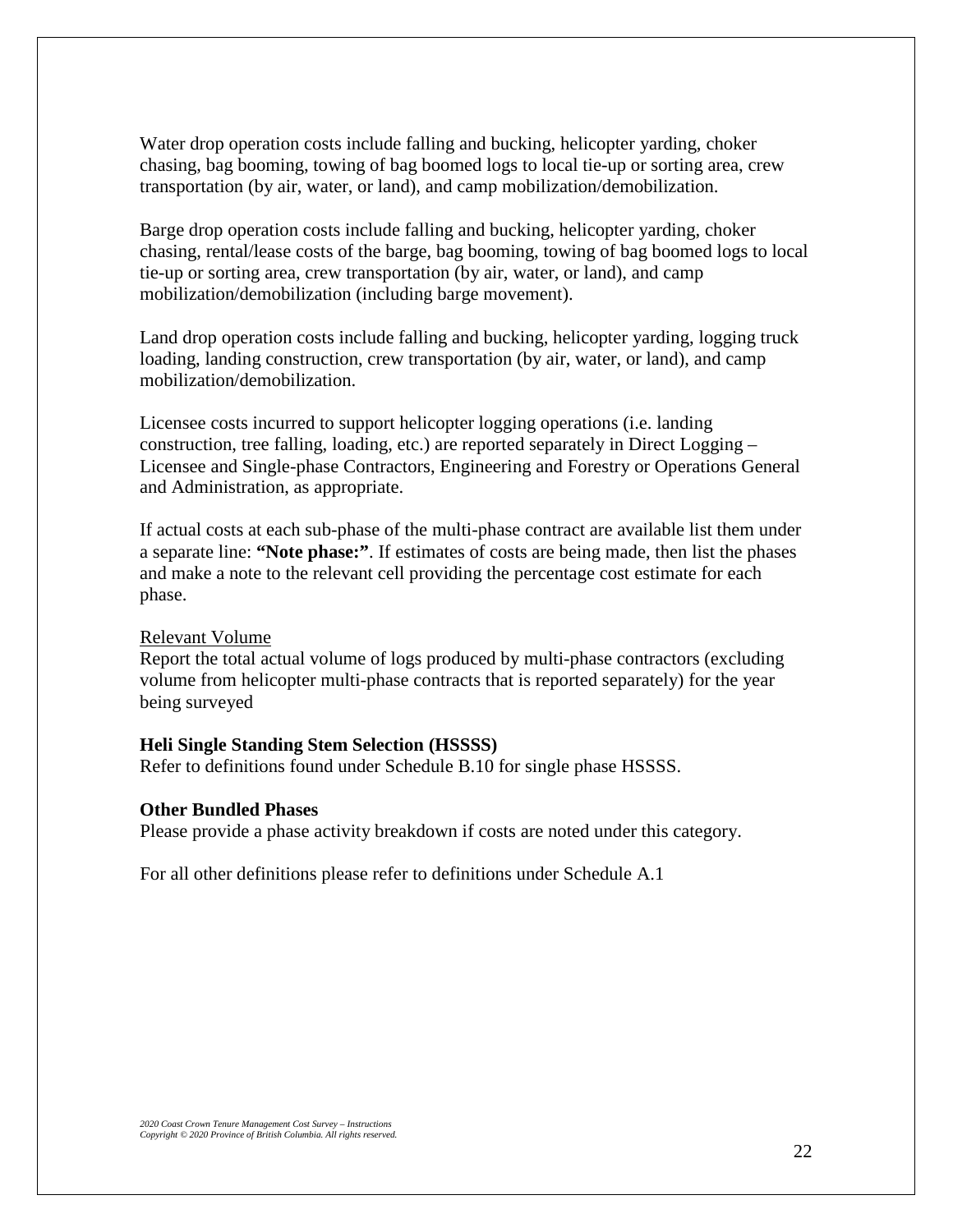Water drop operation costs include falling and bucking, helicopter yarding, choker chasing, bag booming, towing of bag boomed logs to local tie-up or sorting area, crew transportation (by air, water, or land), and camp mobilization/demobilization.

Barge drop operation costs include falling and bucking, helicopter yarding, choker chasing, rental/lease costs of the barge, bag booming, towing of bag boomed logs to local tie-up or sorting area, crew transportation (by air, water, or land), and camp mobilization/demobilization (including barge movement).

Land drop operation costs include falling and bucking, helicopter yarding, logging truck loading, landing construction, crew transportation (by air, water, or land), and camp mobilization/demobilization.

Licensee costs incurred to support helicopter logging operations (i.e. landing construction, tree falling, loading, etc.) are reported separately in Direct Logging – Licensee and Single-phase Contractors, Engineering and Forestry or Operations General and Administration, as appropriate.

If actual costs at each sub-phase of the multi-phase contract are available list them under a separate line: **"Note phase:"**. If estimates of costs are being made, then list the phases and make a note to the relevant cell providing the percentage cost estimate for each phase.

<u>Relevant Volume</u>
Report the total actual volume of logs produced by multi-phase contractors (excluding volume from helicopter multi-phase contracts that is reported separately) for the year being surveyed

**Heli Single Standing Stem Selection (HSSSS)**
Refer to definitions found under Schedule B.10 for single phase HSSSS.

**Other Bundled Phases**
Please provide a phase activity breakdown if costs are noted under this category.

For all other definitions please refer to definitions under Schedule A.1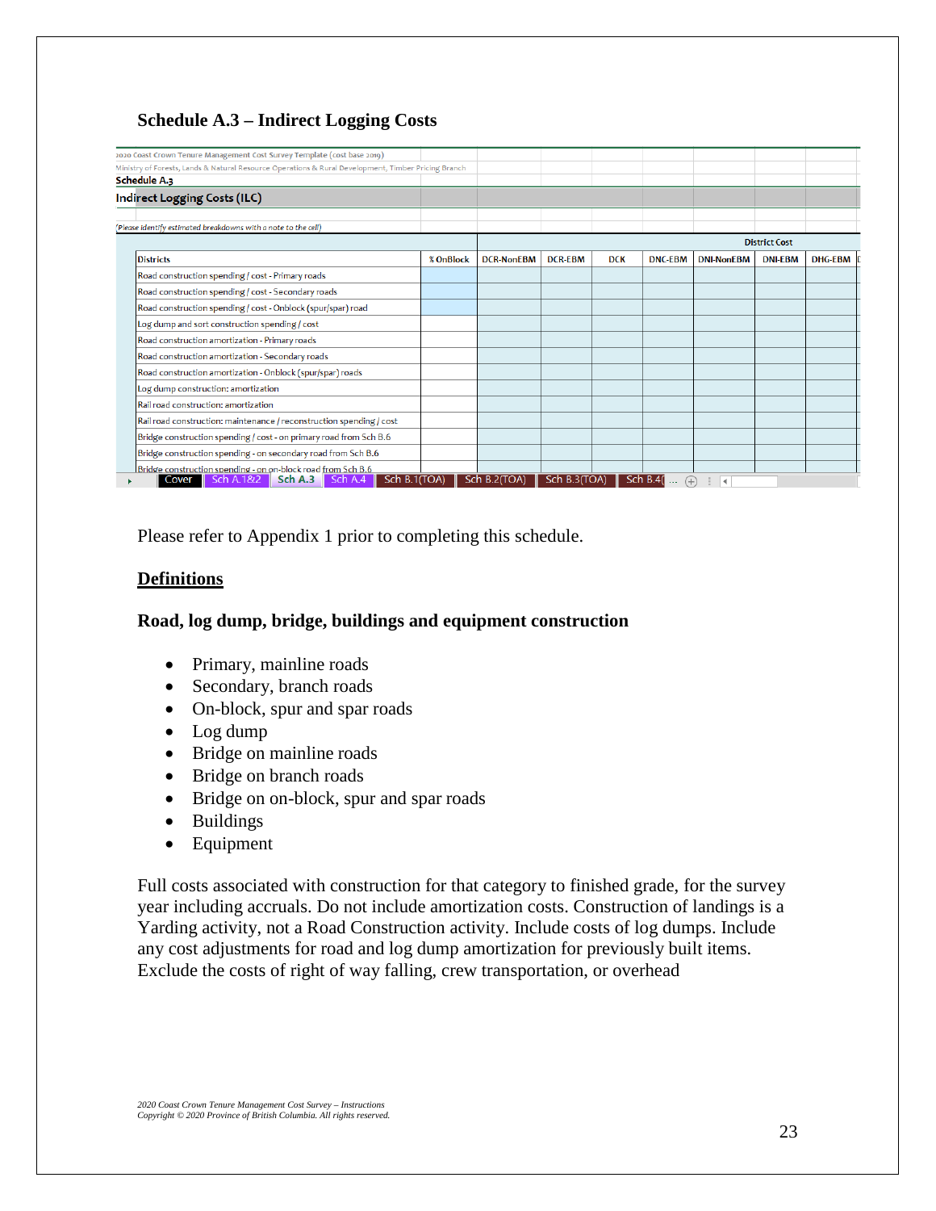## Schedule A.3 – Indirect Logging Costs

2020 Coast Crown Tenure Management Cost Survey Template (cost base 2019)

Ministry of Forests, Lands & Natural Resource Operations & Rural Development, Timber Pricing Branch

**Schedule A.3**

**Indirect Logging Costs (ILC)**

*(Please identify estimated breakdowns with a note to the cell)*

| | | District Cost | | | | | | |
|---|---|---|---|---|---|---|---|---|
| **Districts** | **% OnBlock** | **DCR-NonEBM** | **DCR-EBM** | **DCK** | **DNC-EBM** | **DNI-NonEBM** | **DNI-EBM** | **DHG-EBM** |
| Road construction spending / cost - Primary roads | | | | | | | | |
| Road construction spending / cost - Secondary roads | | | | | | | | |
| Road construction spending / cost - Onblock (spur/spar) road | | | | | | | | |
| Log dump and sort construction spending / cost | | | | | | | | |
| Road construction amortization - Primary roads | | | | | | | | |
| Road construction amortization - Secondary roads | | | | | | | | |
| Road construction amortization - Onblock (spur/spar) roads | | | | | | | | |
| Log dump construction: amortization | | | | | | | | |
| Rail road construction: amortization | | | | | | | | |
| Rail road construction: maintenance / reconstruction spending / cost | | | | | | | | |
| Bridge construction spending / cost - on primary road from Sch B.6 | | | | | | | | |
| Bridge construction spending - on secondary road from Sch B.6 | | | | | | | | |
| Bridge construction spending - on on-block road from Sch B.6 | | | | | | | | |

Cover | Sch A.1&2 | Sch A.3 | Sch A.4 | Sch B.1(TOA) | Sch B.2(TOA) | Sch B.3(TOA) | Sch B.4( ...

Please refer to Appendix 1 prior to completing this schedule.

### Definitions

### Road, log dump, bridge, buildings and equipment construction

- Primary, mainline roads
- Secondary, branch roads
- On-block, spur and spar roads
- Log dump
- Bridge on mainline roads
- Bridge on branch roads
- Bridge on on-block, spur and spar roads
- Buildings
- Equipment

Full costs associated with construction for that category to finished grade, for the survey year including accruals. Do not include amortization costs. Construction of landings is a Yarding activity, not a Road Construction activity. Include costs of log dumps. Include any cost adjustments for road and log dump amortization for previously built items. Exclude the costs of right of way falling, crew transportation, or overhead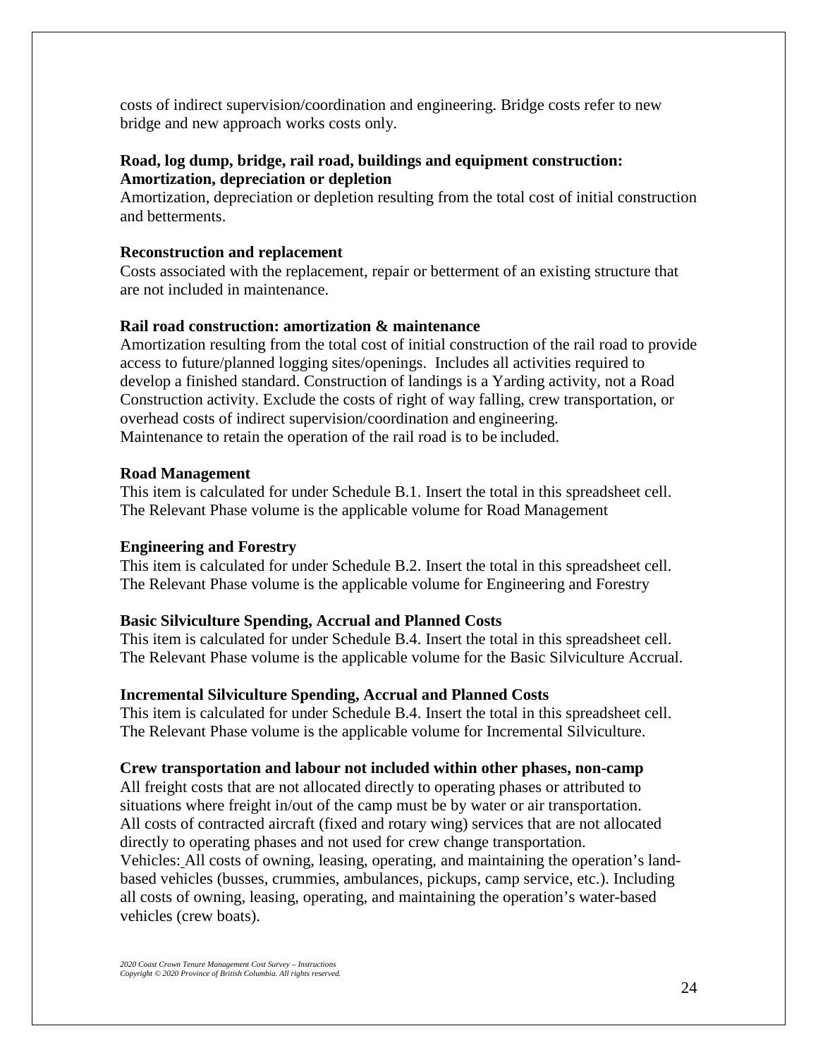costs of indirect supervision/coordination and engineering. Bridge costs refer to new bridge and new approach works costs only.

**Road, log dump, bridge, rail road, buildings and equipment construction: Amortization, depreciation or depletion**

Amortization, depreciation or depletion resulting from the total cost of initial construction and betterments.

**Reconstruction and replacement**

Costs associated with the replacement, repair or betterment of an existing structure that are not included in maintenance.

**Rail road construction: amortization & maintenance**

Amortization resulting from the total cost of initial construction of the rail road to provide access to future/planned logging sites/openings. Includes all activities required to develop a finished standard. Construction of landings is a Yarding activity, not a Road Construction activity. Exclude the costs of right of way falling, crew transportation, or overhead costs of indirect supervision/coordination and engineering.
Maintenance to retain the operation of the rail road is to be included.

**Road Management**

This item is calculated for under Schedule B.1. Insert the total in this spreadsheet cell. The Relevant Phase volume is the applicable volume for Road Management

**Engineering and Forestry**

This item is calculated for under Schedule B.2. Insert the total in this spreadsheet cell. The Relevant Phase volume is the applicable volume for Engineering and Forestry

**Basic Silviculture Spending, Accrual and Planned Costs**

This item is calculated for under Schedule B.4. Insert the total in this spreadsheet cell. The Relevant Phase volume is the applicable volume for the Basic Silviculture Accrual.

**Incremental Silviculture Spending, Accrual and Planned Costs**

This item is calculated for under Schedule B.4. Insert the total in this spreadsheet cell. The Relevant Phase volume is the applicable volume for Incremental Silviculture.

**Crew transportation and labour not included within other phases, non-camp**

All freight costs that are not allocated directly to operating phases or attributed to situations where freight in/out of the camp must be by water or air transportation.
All costs of contracted aircraft (fixed and rotary wing) services that are not allocated directly to operating phases and not used for crew change transportation.
Vehicles: All costs of owning, leasing, operating, and maintaining the operation's land-based vehicles (busses, crummies, ambulances, pickups, camp service, etc.). Including all costs of owning, leasing, operating, and maintaining the operation's water-based vehicles (crew boats).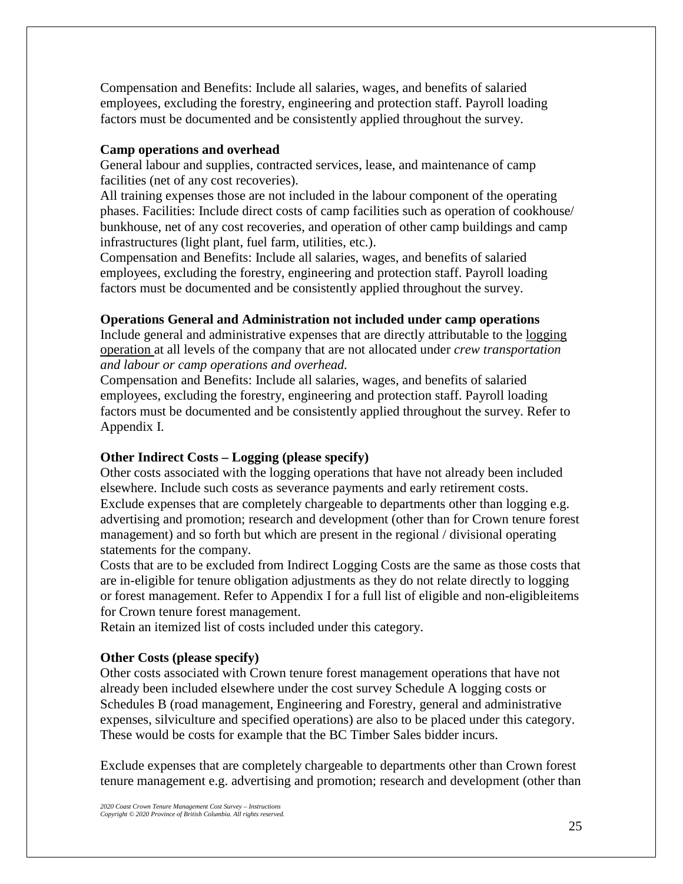Compensation and Benefits: Include all salaries, wages, and benefits of salaried employees, excluding the forestry, engineering and protection staff. Payroll loading factors must be documented and be consistently applied throughout the survey.

**Camp operations and overhead**

General labour and supplies, contracted services, lease, and maintenance of camp facilities (net of any cost recoveries).

All training expenses those are not included in the labour component of the operating phases. Facilities: Include direct costs of camp facilities such as operation of cookhouse/ bunkhouse, net of any cost recoveries, and operation of other camp buildings and camp infrastructures (light plant, fuel farm, utilities, etc.).

Compensation and Benefits: Include all salaries, wages, and benefits of salaried employees, excluding the forestry, engineering and protection staff. Payroll loading factors must be documented and be consistently applied throughout the survey.

**Operations General and Administration not included under camp operations**

Include general and administrative expenses that are directly attributable to the logging operation at all levels of the company that are not allocated under *crew transportation and labour or camp operations and overhead.*

Compensation and Benefits: Include all salaries, wages, and benefits of salaried employees, excluding the forestry, engineering and protection staff. Payroll loading factors must be documented and be consistently applied throughout the survey. Refer to Appendix I.

**Other Indirect Costs – Logging (please specify)**

Other costs associated with the logging operations that have not already been included elsewhere. Include such costs as severance payments and early retirement costs. Exclude expenses that are completely chargeable to departments other than logging e.g. advertising and promotion; research and development (other than for Crown tenure forest management) and so forth but which are present in the regional / divisional operating statements for the company.

Costs that are to be excluded from Indirect Logging Costs are the same as those costs that are in-eligible for tenure obligation adjustments as they do not relate directly to logging or forest management. Refer to Appendix I for a full list of eligible and non-eligibleitems for Crown tenure forest management.

Retain an itemized list of costs included under this category.

**Other Costs (please specify)**

Other costs associated with Crown tenure forest management operations that have not already been included elsewhere under the cost survey Schedule A logging costs or Schedules B (road management, Engineering and Forestry, general and administrative expenses, silviculture and specified operations) are also to be placed under this category. These would be costs for example that the BC Timber Sales bidder incurs.

Exclude expenses that are completely chargeable to departments other than Crown forest tenure management e.g. advertising and promotion; research and development (other than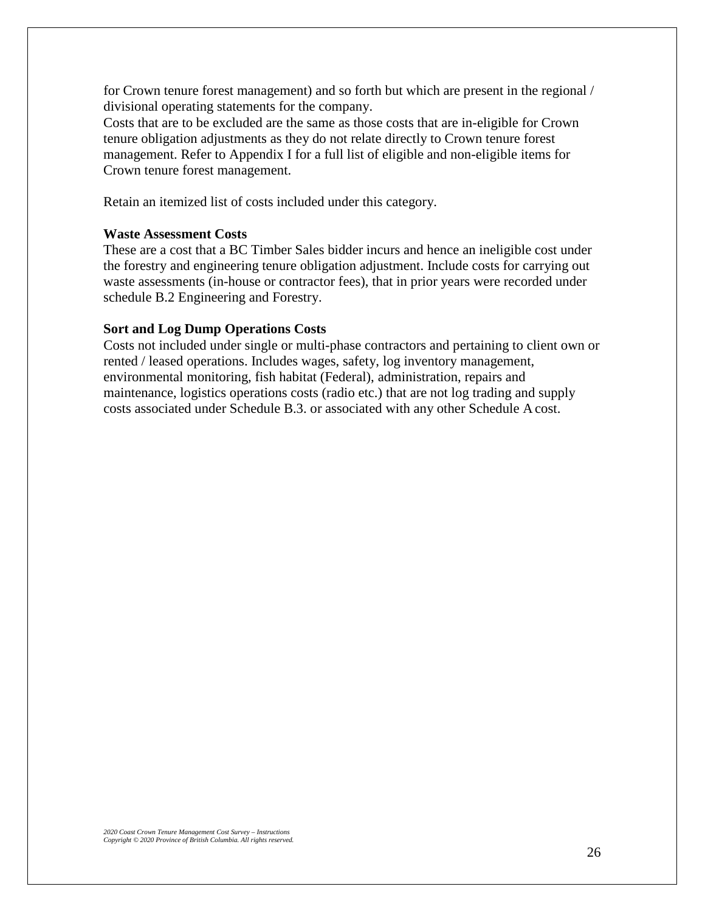for Crown tenure forest management) and so forth but which are present in the regional / divisional operating statements for the company.

Costs that are to be excluded are the same as those costs that are in-eligible for Crown tenure obligation adjustments as they do not relate directly to Crown tenure forest management. Refer to Appendix I for a full list of eligible and non-eligible items for Crown tenure forest management.

Retain an itemized list of costs included under this category.

**Waste Assessment Costs**

These are a cost that a BC Timber Sales bidder incurs and hence an ineligible cost under the forestry and engineering tenure obligation adjustment. Include costs for carrying out waste assessments (in-house or contractor fees), that in prior years were recorded under schedule B.2 Engineering and Forestry.

**Sort and Log Dump Operations Costs**

Costs not included under single or multi-phase contractors and pertaining to client own or rented / leased operations. Includes wages, safety, log inventory management, environmental monitoring, fish habitat (Federal), administration, repairs and maintenance, logistics operations costs (radio etc.) that are not log trading and supply costs associated under Schedule B.3. or associated with any other Schedule A cost.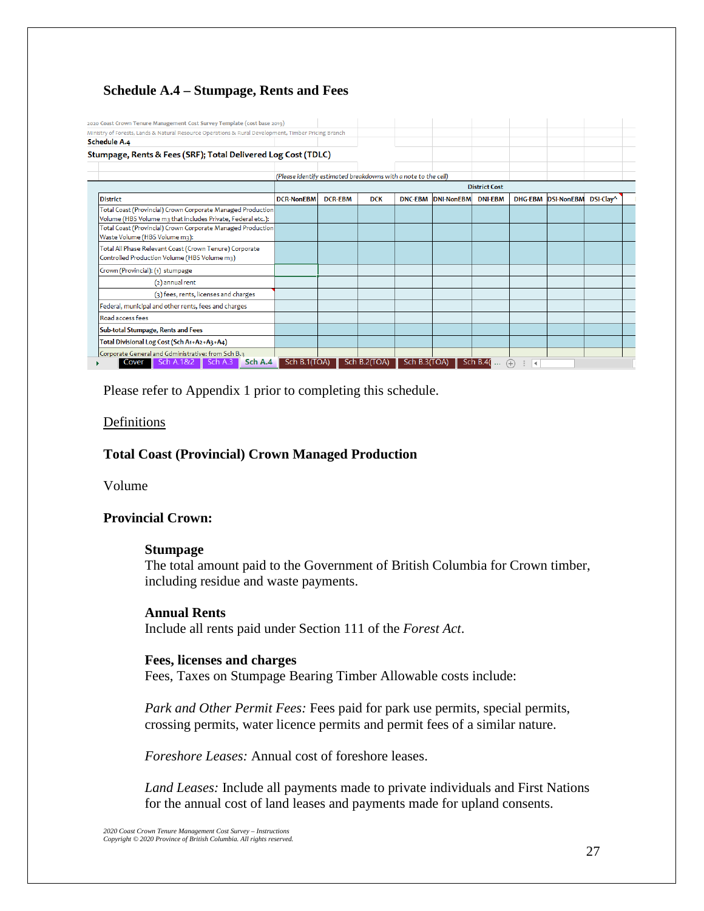## Schedule A.4 – Stumpage, Rents and Fees

2020 Coast Crown Tenure Management Cost Survey Template (cost base 2019)
Ministry of Forests, Lands & Natural Resource Operations & Rural Development, Timber Pricing Branch
**Schedule A.4**
**Stumpage, Rents & Fees (SRF); Total Delivered Log Cost (TDLC)**

*(Please identify estimated breakdowns with a note to the cell)*

| | District Cost | | | | | | | | |
|---|---|---|---|---|---|---|---|---|---|
| District | DCR-NonEBM | DCR-EBM | DCK | DNC-EBM | DNI-NonEBM | DNI-EBM | DHG-EBM | DSI-NonEBM | DSI-Clay^ |
| Total Coast (Provincial) Crown Corporate Managed Production Volume (HBS Volume m3 that includes Private, Federal etc.): | | | | | | | | | |
| Total Coast (Provincial) Crown Corporate Managed Production Waste Volume (HBS Volume m3): | | | | | | | | | |
| Total All Phase Relevant Coast (Crown Tenure) Corporate Controlled Production Volume (HBS Volume m3) | | | | | | | | | |
| Crown (Provincial): (1) stumpage | | | | | | | | | |
| (2) annual rent | | | | | | | | | |
| (3) fees, rents, licenses and charges | | | | | | | | | |
| Federal, municipal and other rents, fees and charges | | | | | | | | | |
| Road access fees | | | | | | | | | |
| **Sub-total Stumpage, Rents and Fees** | | | | | | | | | |
| **Total Divisional Log Cost (Sch A1+A2+A3+A4)** | | | | | | | | | |
| Corporate General and Gdministrative: from Sch B.3 | | | | | | | | | |

Cover | Sch A.1&2 | Sch A.3 | Sch A.4 | Sch B.1(TOA) | Sch B.2(TOA) | Sch B.3(TOA) | Sch B.4( ...

Please refer to Appendix 1 prior to completing this schedule.

Definitions

**Total Coast (Provincial) Crown Managed Production**

Volume

**Provincial Crown:**

**Stumpage**
The total amount paid to the Government of British Columbia for Crown timber, including residue and waste payments.

**Annual Rents**
Include all rents paid under Section 111 of the *Forest Act*.

**Fees, licenses and charges**
Fees, Taxes on Stumpage Bearing Timber Allowable costs include:

*Park and Other Permit Fees:* Fees paid for park use permits, special permits, crossing permits, water licence permits and permit fees of a similar nature.

*Foreshore Leases:* Annual cost of foreshore leases.

*Land Leases:* Include all payments made to private individuals and First Nations for the annual cost of land leases and payments made for upland consents.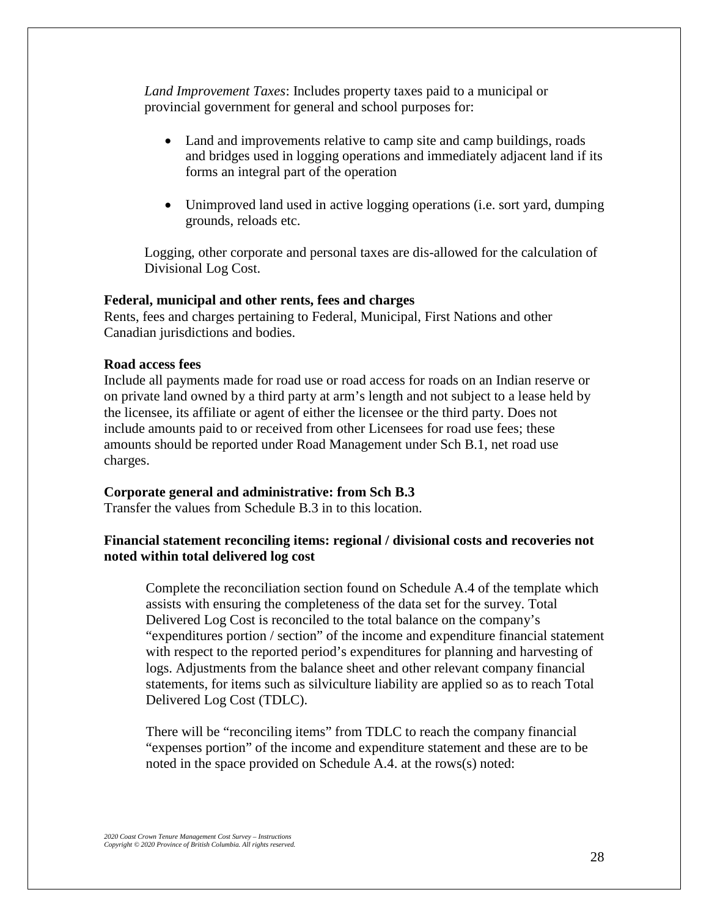*Land Improvement Taxes*: Includes property taxes paid to a municipal or provincial government for general and school purposes for:

- Land and improvements relative to camp site and camp buildings, roads and bridges used in logging operations and immediately adjacent land if its forms an integral part of the operation

- Unimproved land used in active logging operations (i.e. sort yard, dumping grounds, reloads etc.

Logging, other corporate and personal taxes are dis-allowed for the calculation of Divisional Log Cost.

**Federal, municipal and other rents, fees and charges**

Rents, fees and charges pertaining to Federal, Municipal, First Nations and other Canadian jurisdictions and bodies.

**Road access fees**

Include all payments made for road use or road access for roads on an Indian reserve or on private land owned by a third party at arm's length and not subject to a lease held by the licensee, its affiliate or agent of either the licensee or the third party. Does not include amounts paid to or received from other Licensees for road use fees; these amounts should be reported under Road Management under Sch B.1, net road use charges.

**Corporate general and administrative: from Sch B.3**

Transfer the values from Schedule B.3 in to this location.

**Financial statement reconciling items: regional / divisional costs and recoveries not noted within total delivered log cost**

Complete the reconciliation section found on Schedule A.4 of the template which assists with ensuring the completeness of the data set for the survey. Total Delivered Log Cost is reconciled to the total balance on the company's "expenditures portion / section" of the income and expenditure financial statement with respect to the reported period's expenditures for planning and harvesting of logs. Adjustments from the balance sheet and other relevant company financial statements, for items such as silviculture liability are applied so as to reach Total Delivered Log Cost (TDLC).

There will be "reconciling items" from TDLC to reach the company financial "expenses portion" of the income and expenditure statement and these are to be noted in the space provided on Schedule A.4. at the rows(s) noted: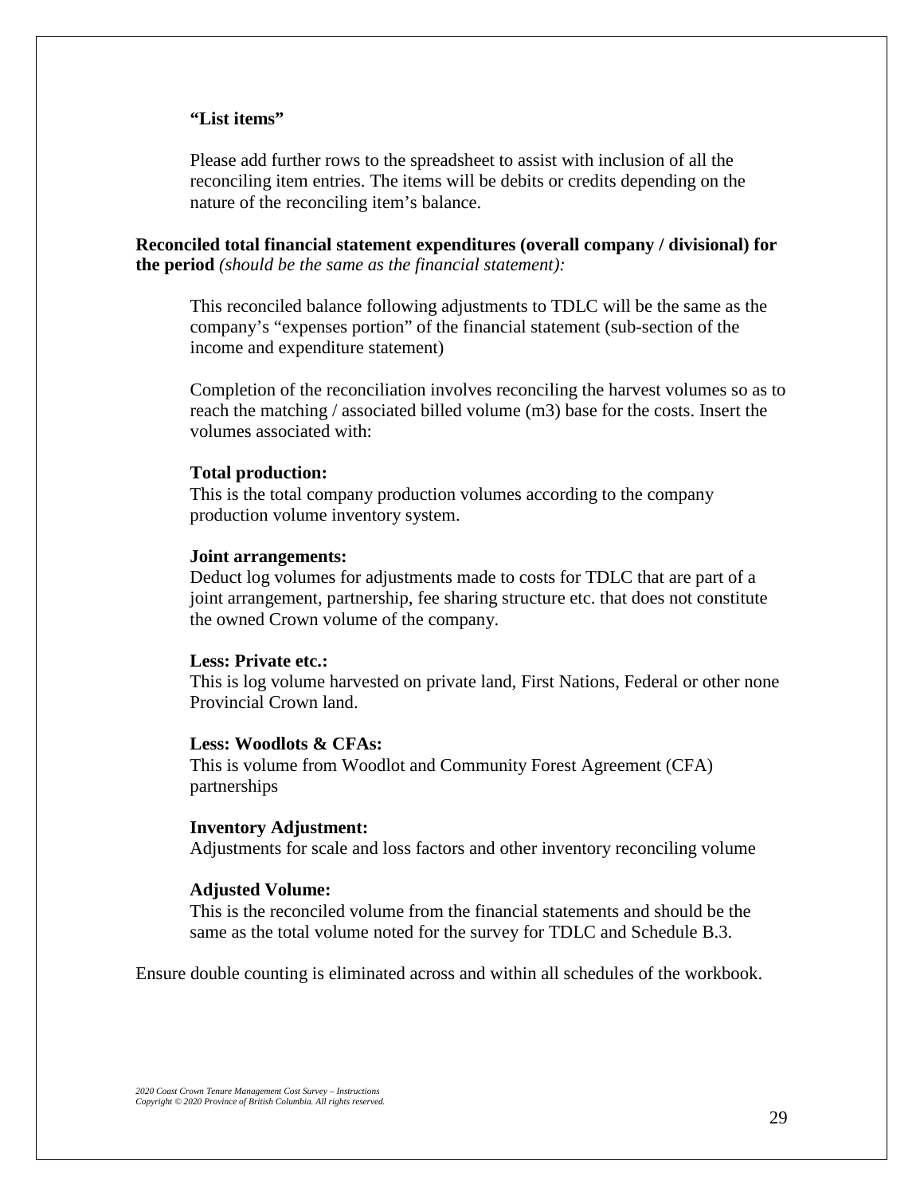**“List items”**

Please add further rows to the spreadsheet to assist with inclusion of all the reconciling item entries. The items will be debits or credits depending on the nature of the reconciling item’s balance.

**Reconciled total financial statement expenditures (overall company / divisional) for the period** *(should be the same as the financial statement):*

This reconciled balance following adjustments to TDLC will be the same as the company’s “expenses portion” of the financial statement (sub-section of the income and expenditure statement)

Completion of the reconciliation involves reconciling the harvest volumes so as to reach the matching / associated billed volume (m3) base for the costs. Insert the volumes associated with:

**Total production:**
This is the total company production volumes according to the company production volume inventory system.

**Joint arrangements:**
Deduct log volumes for adjustments made to costs for TDLC that are part of a joint arrangement, partnership, fee sharing structure etc. that does not constitute the owned Crown volume of the company.

**Less: Private etc.:**
This is log volume harvested on private land, First Nations, Federal or other none Provincial Crown land.

**Less: Woodlots & CFAs:**
This is volume from Woodlot and Community Forest Agreement (CFA) partnerships

**Inventory Adjustment:**
Adjustments for scale and loss factors and other inventory reconciling volume

**Adjusted Volume:**
This is the reconciled volume from the financial statements and should be the same as the total volume noted for the survey for TDLC and Schedule B.3.

Ensure double counting is eliminated across and within all schedules of the workbook.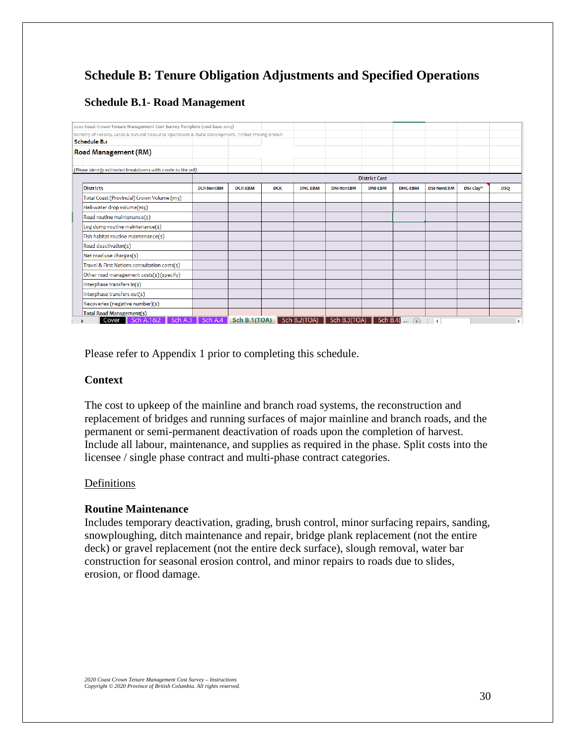# Schedule B: Tenure Obligation Adjustments and Specified Operations

## Schedule B.1- Road Management

2020 Coast Crown Tenure Management Cost Survey Template (cost base 2019)

Ministry of Forests, Lands & Natural Resource Operations & Rural Development, Timber Pricing Branch

**Schedule B.1**

**Road Management (RM)**

*(Please identify estimated breakdowns with a note to the cell)*

| | District Cost | | | | | | | | | |
|---|---|---|---|---|---|---|---|---|---|---|
| **Districts** | **DCR-NonEBM** | **DCR-EBM** | **DCK** | **DNC-EBM** | **DNI-NonEBM** | **DNI-EBM** | **DHG-EBM** | **DSI-NonEBM** | **DSI-Clay^** | **DSQ** |
| Total Coast (Provincial) Crown Volume (m3) | | | | | | | | | | |
| Heli-water drop volume(m3) | | | | | | | | | | |
| Road routine maintenance($) | | | | | | | | | | |
| Log dump routine maintenance($) | | | | | | | | | | |
| Fish habitat routine maintenance($) | | | | | | | | | | |
| Road deactivation($) | | | | | | | | | | |
| Net road use charges($) | | | | | | | | | | |
| Travel & First Nations consultation costs($) | | | | | | | | | | |
| Other road management costs($) (specify) | | | | | | | | | | |
| Interphase transfers in($) | | | | | | | | | | |
| Interphase transfers out($) | | | | | | | | | | |
| Recoveries (negative number)($) | | | | | | | | | | |
| **Total Road Management($)** | | | | | | | | | | |

Cover | Sch A.1&2 | Sch A.3 | Sch A.4 | Sch B.1(TOA) | Sch B.2(TOA) | Sch B.3(TOA) | Sch B.4( ...

Please refer to Appendix 1 prior to completing this schedule.

### Context

The cost to upkeep of the mainline and branch road systems, the reconstruction and replacement of bridges and running surfaces of major mainline and branch roads, and the permanent or semi-permanent deactivation of roads upon the completion of harvest. Include all labour, maintenance, and supplies as required in the phase. Split costs into the licensee / single phase contract and multi-phase contract categories.

<u>Definitions</u>

**Routine Maintenance**

Includes temporary deactivation, grading, brush control, minor surfacing repairs, sanding, snowploughing, ditch maintenance and repair, bridge plank replacement (not the entire deck) or gravel replacement (not the entire deck surface), slough removal, water bar construction for seasonal erosion control, and minor repairs to roads due to slides, erosion, or flood damage.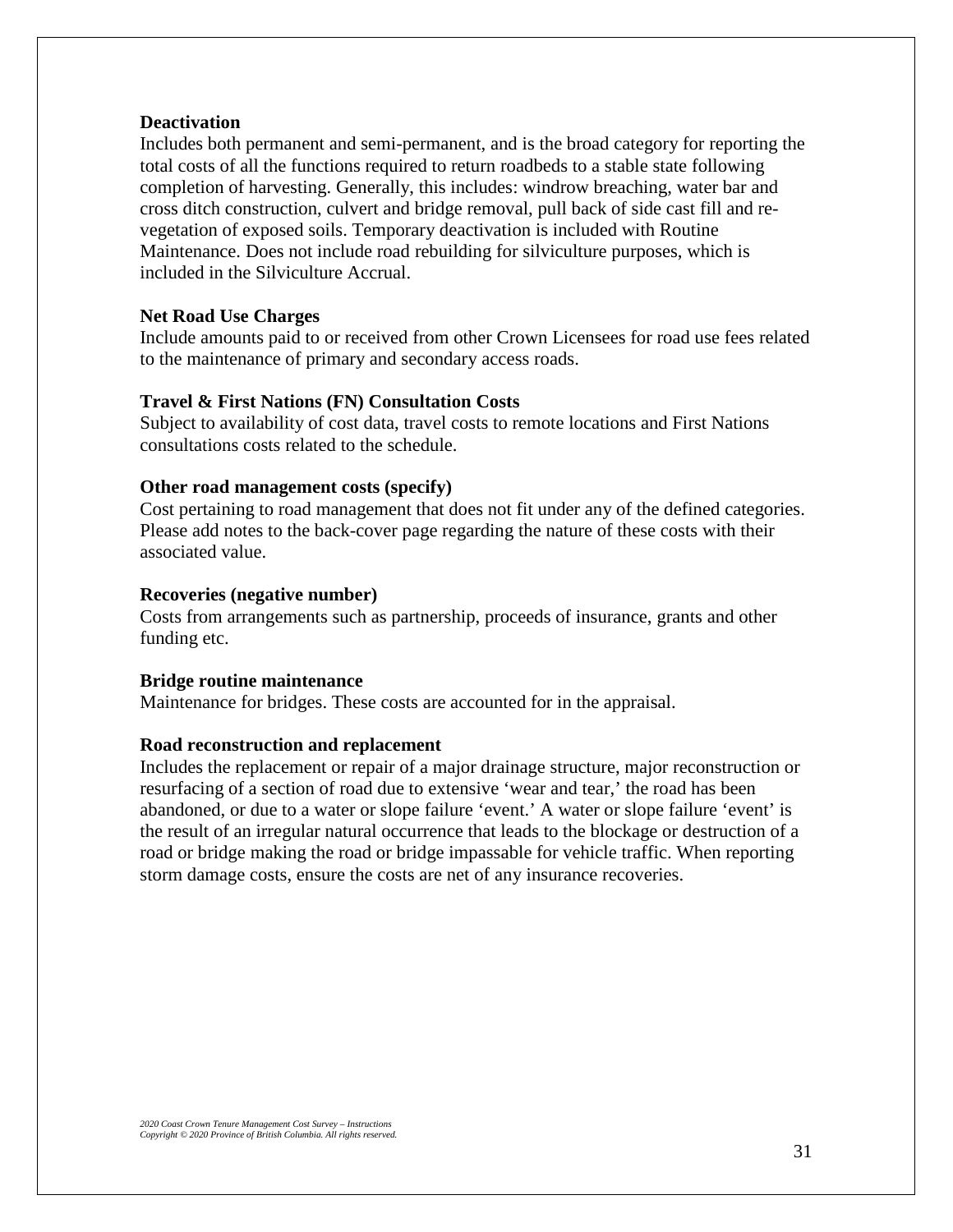**Deactivation**

Includes both permanent and semi-permanent, and is the broad category for reporting the total costs of all the functions required to return roadbeds to a stable state following completion of harvesting. Generally, this includes: windrow breaching, water bar and cross ditch construction, culvert and bridge removal, pull back of side cast fill and re-vegetation of exposed soils. Temporary deactivation is included with Routine Maintenance. Does not include road rebuilding for silviculture purposes, which is included in the Silviculture Accrual.

**Net Road Use Charges**

Include amounts paid to or received from other Crown Licensees for road use fees related to the maintenance of primary and secondary access roads.

**Travel & First Nations (FN) Consultation Costs**

Subject to availability of cost data, travel costs to remote locations and First Nations consultations costs related to the schedule.

**Other road management costs (specify)**

Cost pertaining to road management that does not fit under any of the defined categories. Please add notes to the back-cover page regarding the nature of these costs with their associated value.

**Recoveries (negative number)**

Costs from arrangements such as partnership, proceeds of insurance, grants and other funding etc.

**Bridge routine maintenance**

Maintenance for bridges. These costs are accounted for in the appraisal.

**Road reconstruction and replacement**

Includes the replacement or repair of a major drainage structure, major reconstruction or resurfacing of a section of road due to extensive 'wear and tear,' the road has been abandoned, or due to a water or slope failure 'event.' A water or slope failure 'event' is the result of an irregular natural occurrence that leads to the blockage or destruction of a road or bridge making the road or bridge impassable for vehicle traffic. When reporting storm damage costs, ensure the costs are net of any insurance recoveries.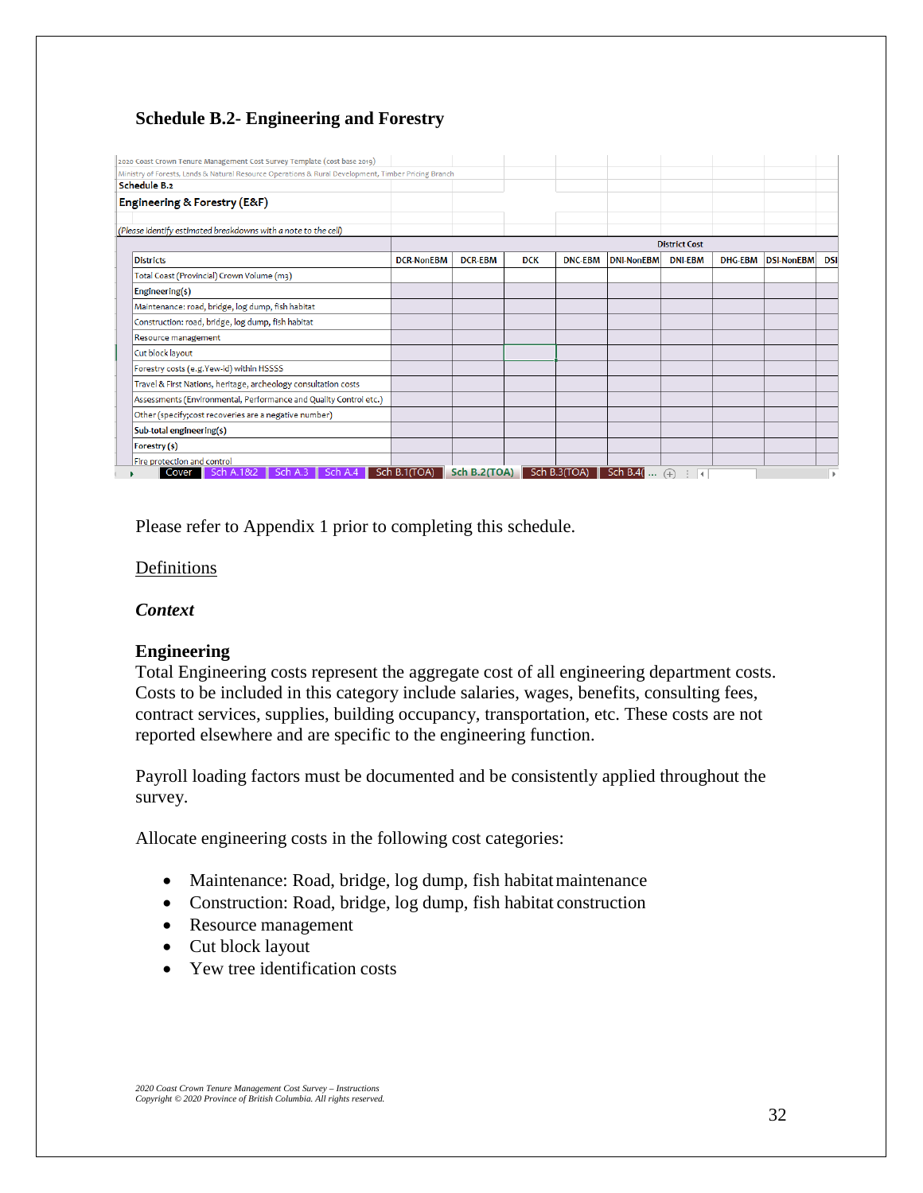## Schedule B.2- Engineering and Forestry

2020 Coast Crown Tenure Management Cost Survey Template (cost base 2019)

Ministry of Forests, Lands & Natural Resource Operations & Rural Development, Timber Pricing Branch

**Schedule B.2**

**Engineering & Forestry (E&F)**

*(Please identify estimated breakdowns with a note to the cell)*

| | District Cost | | | | | | | | |
|---|---|---|---|---|---|---|---|---|---|
| **Districts** | **DCR-NonEBM** | **DCR-EBM** | **DCK** | **DNC-EBM** | **DNI-NonEBM** | **DNI-EBM** | **DHG-EBM** | **DSI-NonEBM** | **DSI** |
| Total Coast (Provincial) Crown Volume (m3) | | | | | | | | | |
| **Engineering($)** | | | | | | | | | |
| Maintenance: road, bridge, log dump, fish habitat | | | | | | | | | |
| Construction: road, bridge, log dump, fish habitat | | | | | | | | | |
| Resource management | | | | | | | | | |
| Cut block layout | | | | | | | | | |
| Forestry costs (e.g.Yew-id) within HSSSS | | | | | | | | | |
| Travel & First Nations, heritage, archeology consultation costs | | | | | | | | | |
| Assessments (Environmental, Performance and Quality Control etc.) | | | | | | | | | |
| Other (specify;cost recoveries are a negative number) | | | | | | | | | |
| **Sub-total engineering($)** | | | | | | | | | |
| **Forestry ($)** | | | | | | | | | |
| Fire protection and control | | | | | | | | | |

Please refer to Appendix 1 prior to completing this schedule.

Definitions

***Context***

**Engineering**

Total Engineering costs represent the aggregate cost of all engineering department costs. Costs to be included in this category include salaries, wages, benefits, consulting fees, contract services, supplies, building occupancy, transportation, etc. These costs are not reported elsewhere and are specific to the engineering function.

Payroll loading factors must be documented and be consistently applied throughout the survey.

Allocate engineering costs in the following cost categories:

- Maintenance: Road, bridge, log dump, fish habitat maintenance
- Construction: Road, bridge, log dump, fish habitat construction
- Resource management
- Cut block layout
- Yew tree identification costs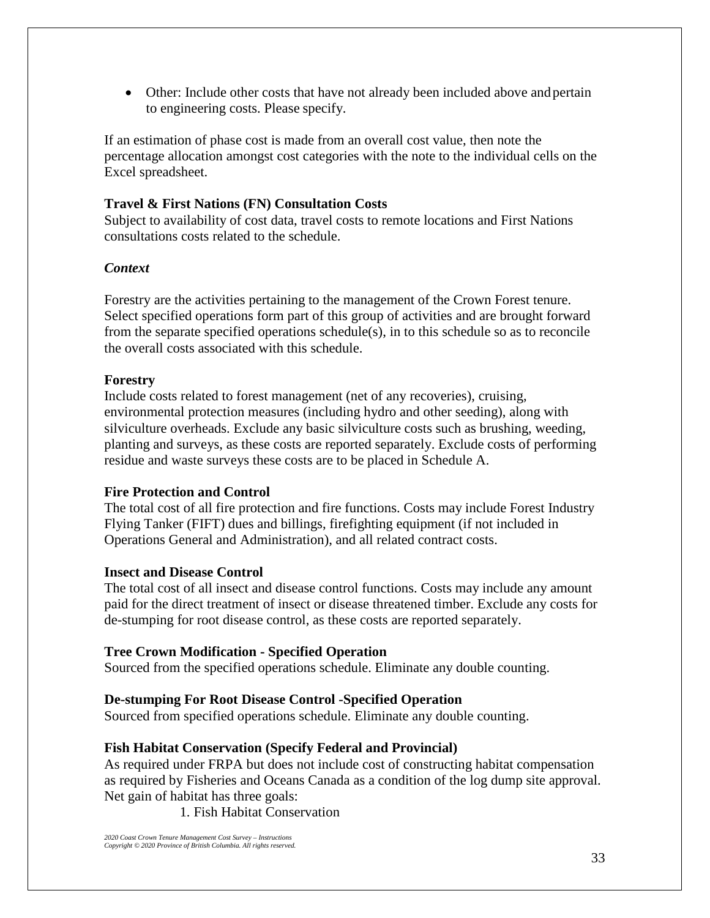- Other: Include other costs that have not already been included above and pertain to engineering costs. Please specify.

If an estimation of phase cost is made from an overall cost value, then note the percentage allocation amongst cost categories with the note to the individual cells on the Excel spreadsheet.

**Travel & First Nations (FN) Consultation Costs**
Subject to availability of cost data, travel costs to remote locations and First Nations consultations costs related to the schedule.

***Context***

Forestry are the activities pertaining to the management of the Crown Forest tenure. Select specified operations form part of this group of activities and are brought forward from the separate specified operations schedule(s), in to this schedule so as to reconcile the overall costs associated with this schedule.

**Forestry**
Include costs related to forest management (net of any recoveries), cruising, environmental protection measures (including hydro and other seeding), along with silviculture overheads. Exclude any basic silviculture costs such as brushing, weeding, planting and surveys, as these costs are reported separately. Exclude costs of performing residue and waste surveys these costs are to be placed in Schedule A.

**Fire Protection and Control**
The total cost of all fire protection and fire functions. Costs may include Forest Industry Flying Tanker (FIFT) dues and billings, firefighting equipment (if not included in Operations General and Administration), and all related contract costs.

**Insect and Disease Control**
The total cost of all insect and disease control functions. Costs may include any amount paid for the direct treatment of insect or disease threatened timber. Exclude any costs for de-stumping for root disease control, as these costs are reported separately.

**Tree Crown Modification - Specified Operation**
Sourced from the specified operations schedule. Eliminate any double counting.

**De-stumping For Root Disease Control -Specified Operation**
Sourced from specified operations schedule. Eliminate any double counting.

**Fish Habitat Conservation (Specify Federal and Provincial)**
As required under FRPA but does not include cost of constructing habitat compensation as required by Fisheries and Oceans Canada as a condition of the log dump site approval. Net gain of habitat has three goals:

1. Fish Habitat Conservation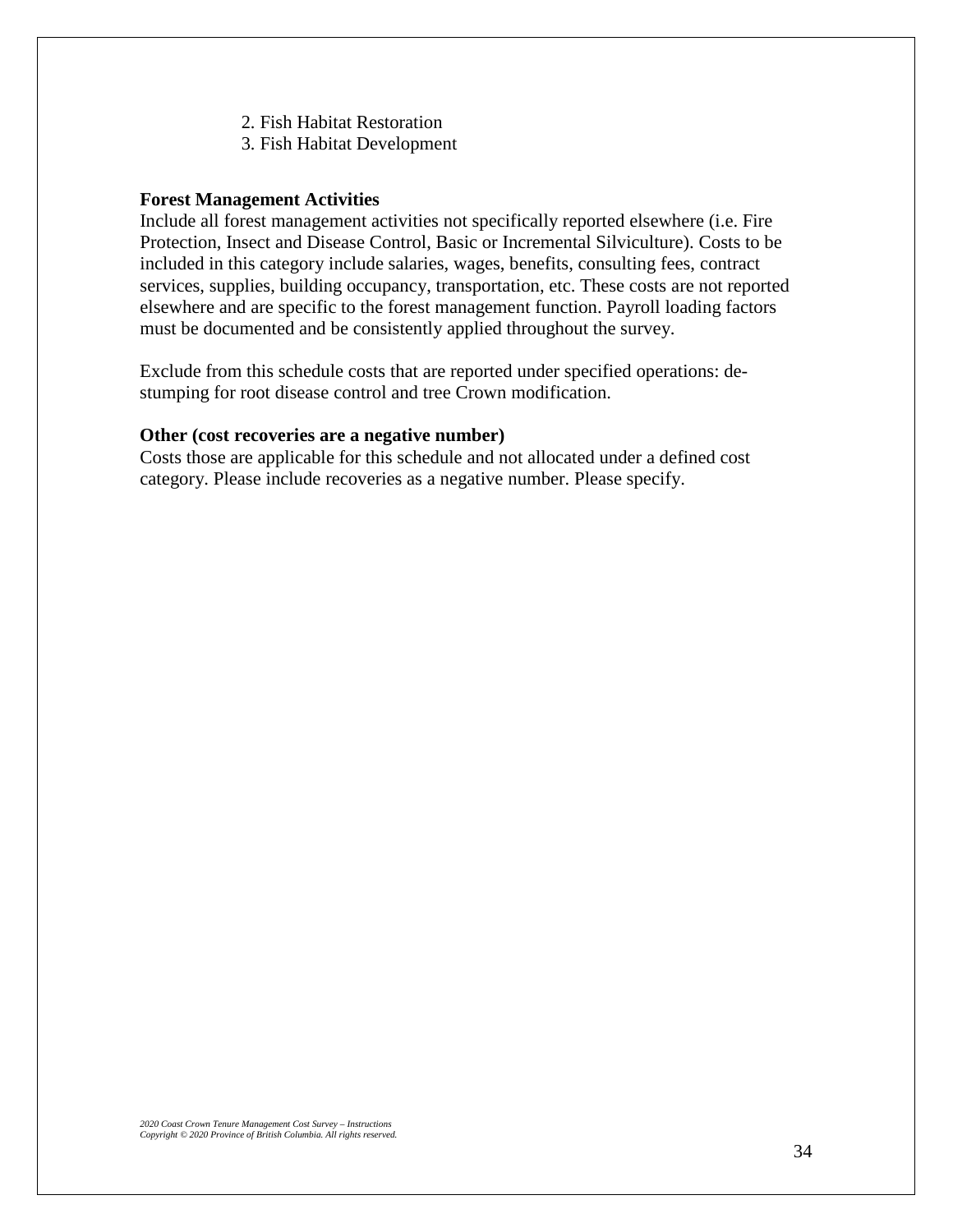2. Fish Habitat Restoration
3. Fish Habitat Development

**Forest Management Activities**

Include all forest management activities not specifically reported elsewhere (i.e. Fire Protection, Insect and Disease Control, Basic or Incremental Silviculture). Costs to be included in this category include salaries, wages, benefits, consulting fees, contract services, supplies, building occupancy, transportation, etc. These costs are not reported elsewhere and are specific to the forest management function. Payroll loading factors must be documented and be consistently applied throughout the survey.

Exclude from this schedule costs that are reported under specified operations: de-stumping for root disease control and tree Crown modification.

**Other (cost recoveries are a negative number)**

Costs those are applicable for this schedule and not allocated under a defined cost category. Please include recoveries as a negative number. Please specify.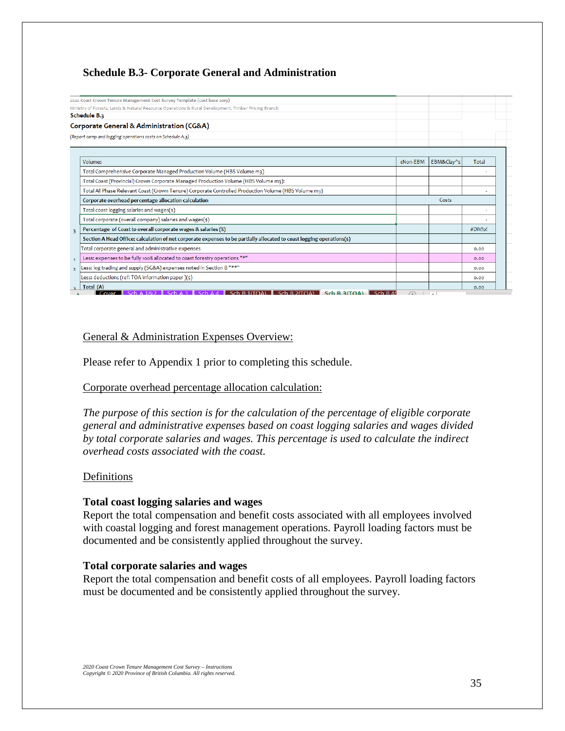## Schedule B.3- Corporate General and Administration

2020 Coast Crown Tenure Management Cost Survey Template (cost base 2019)

Ministry of Forests, Lands & Natural Resource Operations & Rural Development, Timber Pricing Branch

**Schedule B.3**

**Corporate General & Administration (CG&A)**

*(Report camp and logging operations costs on Schedule A.3)*

| | Volume: | ENon-EBM | EBM&Clay^s | Total |
|---|---|---|---|---|
| | Total Comprehensive Corporate Managed Production Volume (HBS Volume m3) | | | - |
| | Total Coast (Provincial) Crown Corporate Managed Production Volume (HBS Volume m3): | | | |
| | Total All Phase Relevant Coast (Crown Tenure) Corporate Controlled Production Volume (HBS Volume m3) | | | - |
| | **Corporate overhead percentage allocation calculation** | | Costs | |
| | Total coast logging salaries and wages($) | | | - |
| | Total corporate (overall company) salaries and wages($) | | | - |
| 3 | Percentage of Coast to overall corporate wages & salaries (%) | | | #DIV/0! |
| | **Section A Head Office: calculation of net corporate expenses to be partially allocated to coast logging operations($)** | | | |
| | Total corporate general and administrative expenses | | | 0.00 |
| 1 | Less: expenses to be fully 100% allocated to coast forestry operations "*" | | | 0.00 |
| 2 | Less: log trading and supply (SG&A) expenses noted in Section B "**" | | | 0.00 |
| | Less: deductions (ref: TOA information paper )($) | | | 0.00 |
| 3 | Total (A) | | | 0.00 |

Cover | Sch A 1&2 | Sch A 3 | Sch A 4 | Sch B 1(TOA) | Sch B 2(TOA) | Sch B 3(TOA) | Sch B 4(

General & Administration Expenses Overview:

Please refer to Appendix 1 prior to completing this schedule.

Corporate overhead percentage allocation calculation:

*The purpose of this section is for the calculation of the percentage of eligible corporate general and administrative expenses based on coast logging salaries and wages divided by total corporate salaries and wages. This percentage is used to calculate the indirect overhead costs associated with the coast.*

Definitions

**Total coast logging salaries and wages**

Report the total compensation and benefit costs associated with all employees involved with coastal logging and forest management operations. Payroll loading factors must be documented and be consistently applied throughout the survey.

**Total corporate salaries and wages**

Report the total compensation and benefit costs of all employees. Payroll loading factors must be documented and be consistently applied throughout the survey.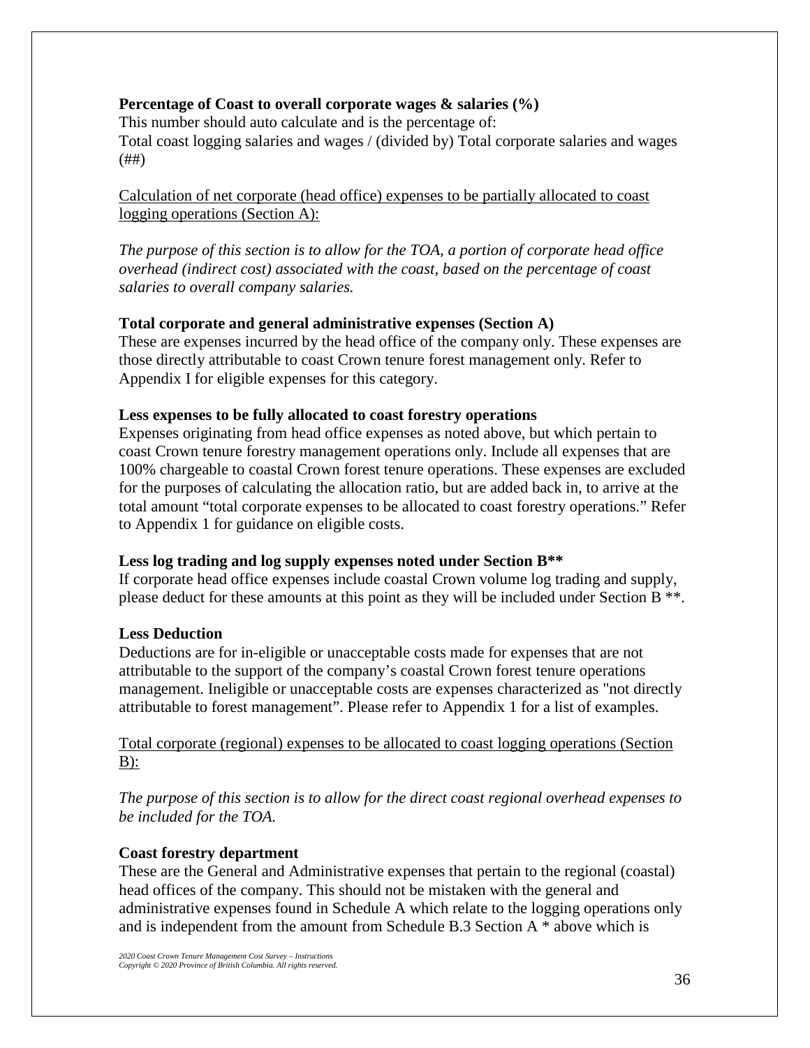**Percentage of Coast to overall corporate wages & salaries (%)**
This number should auto calculate and is the percentage of:
Total coast logging salaries and wages / (divided by) Total corporate salaries and wages (##)

<u>Calculation of net corporate (head office) expenses to be partially allocated to coast logging operations (Section A):</u>

*The purpose of this section is to allow for the TOA, a portion of corporate head office overhead (indirect cost) associated with the coast, based on the percentage of coast salaries to overall company salaries.*

**Total corporate and general administrative expenses (Section A)**
These are expenses incurred by the head office of the company only. These expenses are those directly attributable to coast Crown tenure forest management only. Refer to Appendix I for eligible expenses for this category.

**Less expenses to be fully allocated to coast forestry operations**
Expenses originating from head office expenses as noted above, but which pertain to coast Crown tenure forestry management operations only. Include all expenses that are 100% chargeable to coastal Crown forest tenure operations. These expenses are excluded for the purposes of calculating the allocation ratio, but are added back in, to arrive at the total amount "total corporate expenses to be allocated to coast forestry operations." Refer to Appendix 1 for guidance on eligible costs.

**Less log trading and log supply expenses noted under Section B\*\***
If corporate head office expenses include coastal Crown volume log trading and supply, please deduct for these amounts at this point as they will be included under Section B \*\*.

**Less Deduction**
Deductions are for in-eligible or unacceptable costs made for expenses that are not attributable to the support of the company's coastal Crown forest tenure operations management. Ineligible or unacceptable costs are expenses characterized as "not directly attributable to forest management". Please refer to Appendix 1 for a list of examples.

<u>Total corporate (regional) expenses to be allocated to coast logging operations (Section B):</u>

*The purpose of this section is to allow for the direct coast regional overhead expenses to be included for the TOA.*

**Coast forestry department**
These are the General and Administrative expenses that pertain to the regional (coastal) head offices of the company. This should not be mistaken with the general and administrative expenses found in Schedule A which relate to the logging operations only and is independent from the amount from Schedule B.3 Section A * above which is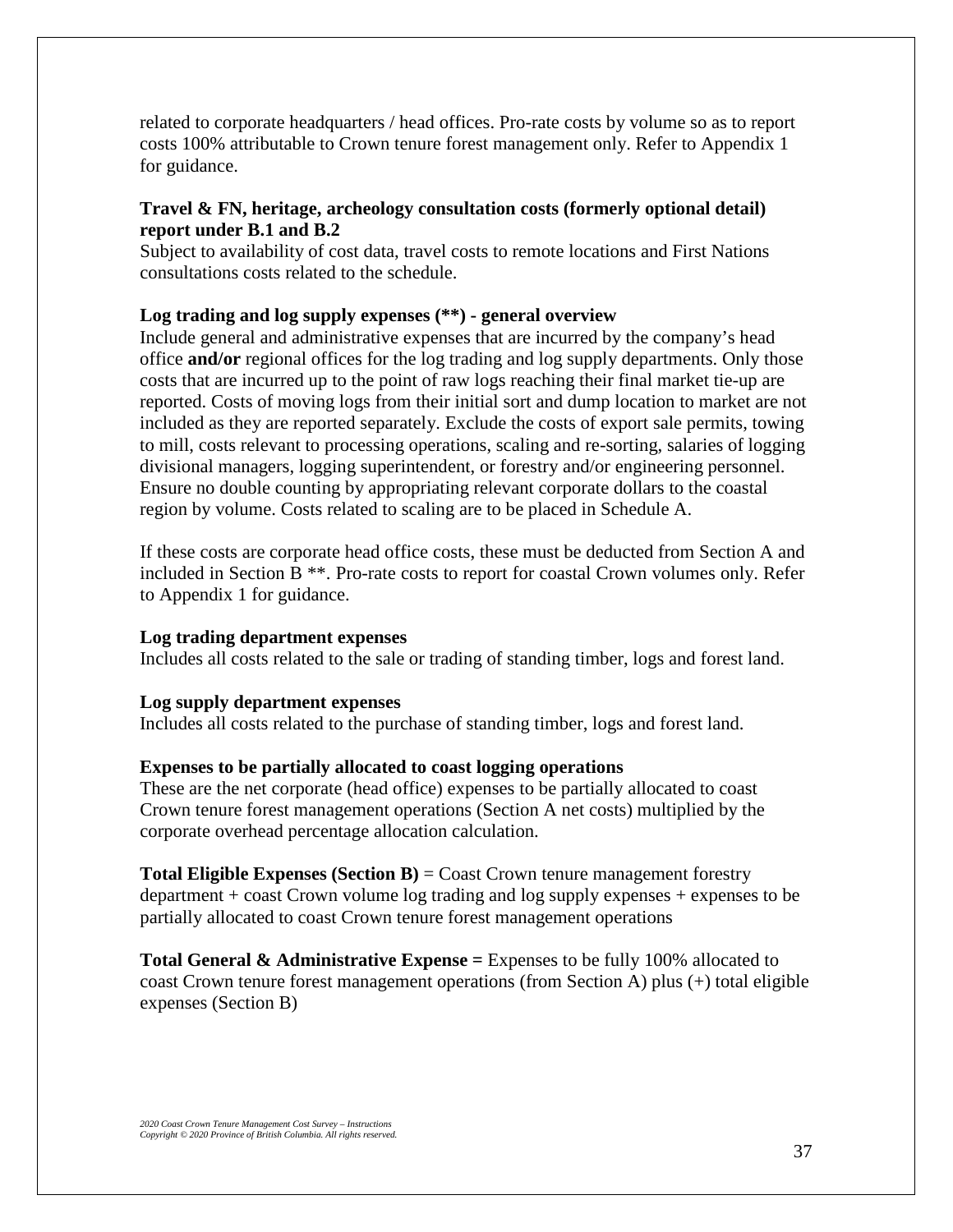related to corporate headquarters / head offices. Pro-rate costs by volume so as to report costs 100% attributable to Crown tenure forest management only. Refer to Appendix 1 for guidance.

**Travel & FN, heritage, archeology consultation costs (formerly optional detail) report under B.1 and B.2**

Subject to availability of cost data, travel costs to remote locations and First Nations consultations costs related to the schedule.

**Log trading and log supply expenses (**) - general overview**

Include general and administrative expenses that are incurred by the company's head office **and/or** regional offices for the log trading and log supply departments. Only those costs that are incurred up to the point of raw logs reaching their final market tie-up are reported. Costs of moving logs from their initial sort and dump location to market are not included as they are reported separately. Exclude the costs of export sale permits, towing to mill, costs relevant to processing operations, scaling and re-sorting, salaries of logging divisional managers, logging superintendent, or forestry and/or engineering personnel. Ensure no double counting by appropriating relevant corporate dollars to the coastal region by volume. Costs related to scaling are to be placed in Schedule A.

If these costs are corporate head office costs, these must be deducted from Section A and included in Section B **. Pro-rate costs to report for coastal Crown volumes only. Refer to Appendix 1 for guidance.

**Log trading department expenses**

Includes all costs related to the sale or trading of standing timber, logs and forest land.

**Log supply department expenses**

Includes all costs related to the purchase of standing timber, logs and forest land.

**Expenses to be partially allocated to coast logging operations**

These are the net corporate (head office) expenses to be partially allocated to coast Crown tenure forest management operations (Section A net costs) multiplied by the corporate overhead percentage allocation calculation.

**Total Eligible Expenses (Section B)** = Coast Crown tenure management forestry department + coast Crown volume log trading and log supply expenses + expenses to be partially allocated to coast Crown tenure forest management operations

**Total General & Administrative Expense =** Expenses to be fully 100% allocated to coast Crown tenure forest management operations (from Section A) plus (+) total eligible expenses (Section B)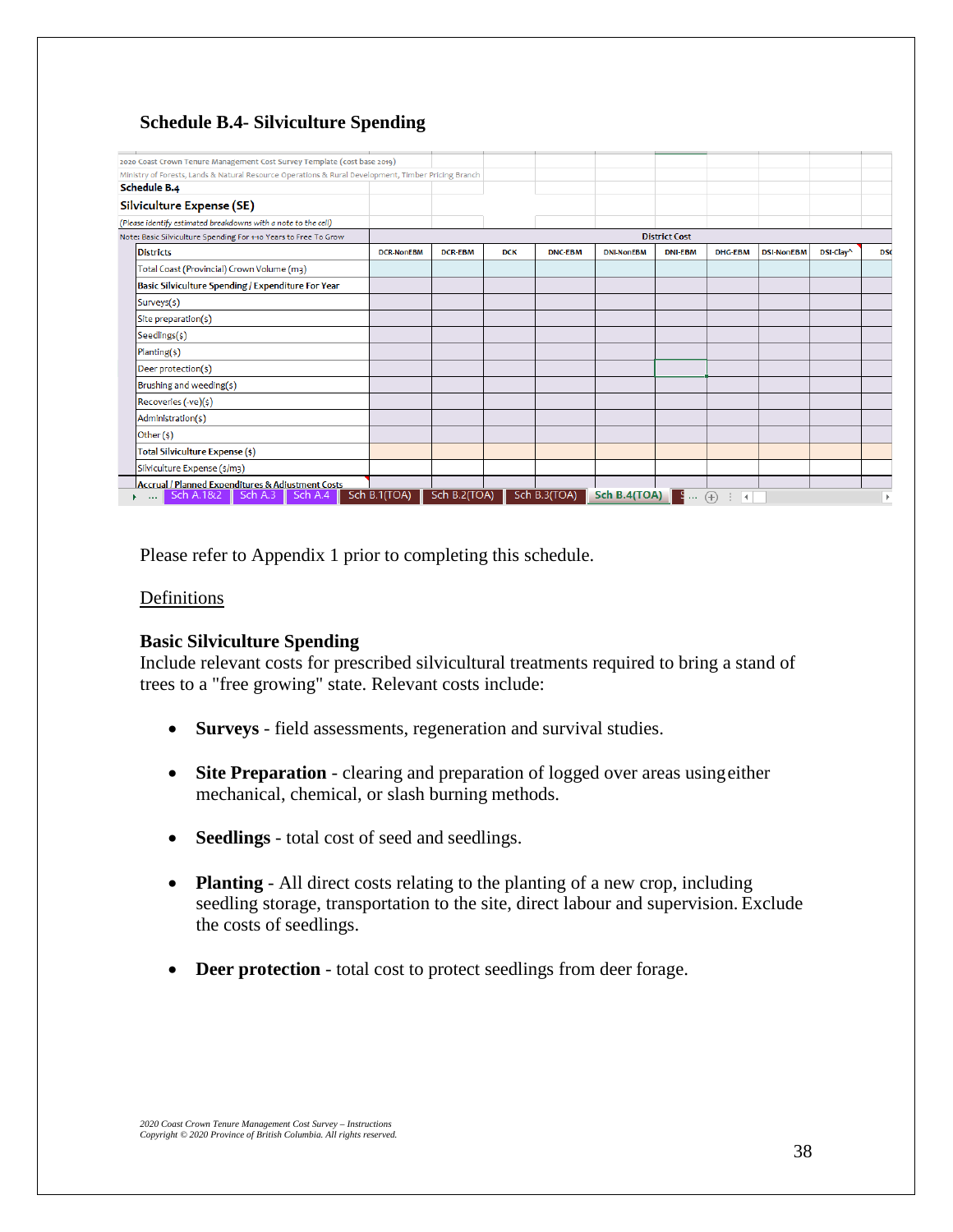## Schedule B.4- Silviculture Spending

| 2020 Coast Crown Tenure Management Cost Survey Template (cost base 2019) | | | | | | | | | | |
|---|---|---|---|---|---|---|---|---|---|---|
| Ministry of Forests, Lands & Natural Resource Operations & Rural Development, Timber Pricing Branch | | | | | | | | | | |
| **Schedule B.4** | | | | | | | | | | |
| **Silviculture Expense (SE)** | | | | | | | | | | |
| *(Please identify estimated breakdowns with a note to the cell)* | | | | | | | | | | |
| Note: Basic Silviculture Spending For +10 Years to Free To Grow | **District Cost** | | | | | | | | | |
| Districts | DCR-NonEBM | DCR-EBM | DCK | DNC-EBM | DNI-NonEBM | DNI-EBM | DHG-EBM | DSI-NonEBM | DSI-Clay^ | DS |
| Total Coast (Provincial) Crown Volume (m3) | | | | | | | | | | |
| **Basic Silviculture Spending / Expenditure For Year** | | | | | | | | | | |
| Surveys($) | | | | | | | | | | |
| Site preparation($) | | | | | | | | | | |
| Seedlings($) | | | | | | | | | | |
| Planting($) | | | | | | | | | | |
| Deer protection($) | | | | | | | | | | |
| Brushing and weeding($) | | | | | | | | | | |
| Recoveries (-ve)($) | | | | | | | | | | |
| Administration($) | | | | | | | | | | |
| Other ($) | | | | | | | | | | |
| **Total Silviculture Expense ($)** | | | | | | | | | | |
| Silviculture Expense ($/m3) | | | | | | | | | | |
| **Accrual / Planned Expenditures & Adjustment Costs** | | | | | | | | | | |

Please refer to Appendix 1 prior to completing this schedule.

Definitions

**Basic Silviculture Spending**
Include relevant costs for prescribed silvicultural treatments required to bring a stand of trees to a "free growing" state. Relevant costs include:

- **Surveys** - field assessments, regeneration and survival studies.
- **Site Preparation** - clearing and preparation of logged over areas using either mechanical, chemical, or slash burning methods.
- **Seedlings** - total cost of seed and seedlings.
- **Planting** - All direct costs relating to the planting of a new crop, including seedling storage, transportation to the site, direct labour and supervision. Exclude the costs of seedlings.
- **Deer protection** - total cost to protect seedlings from deer forage.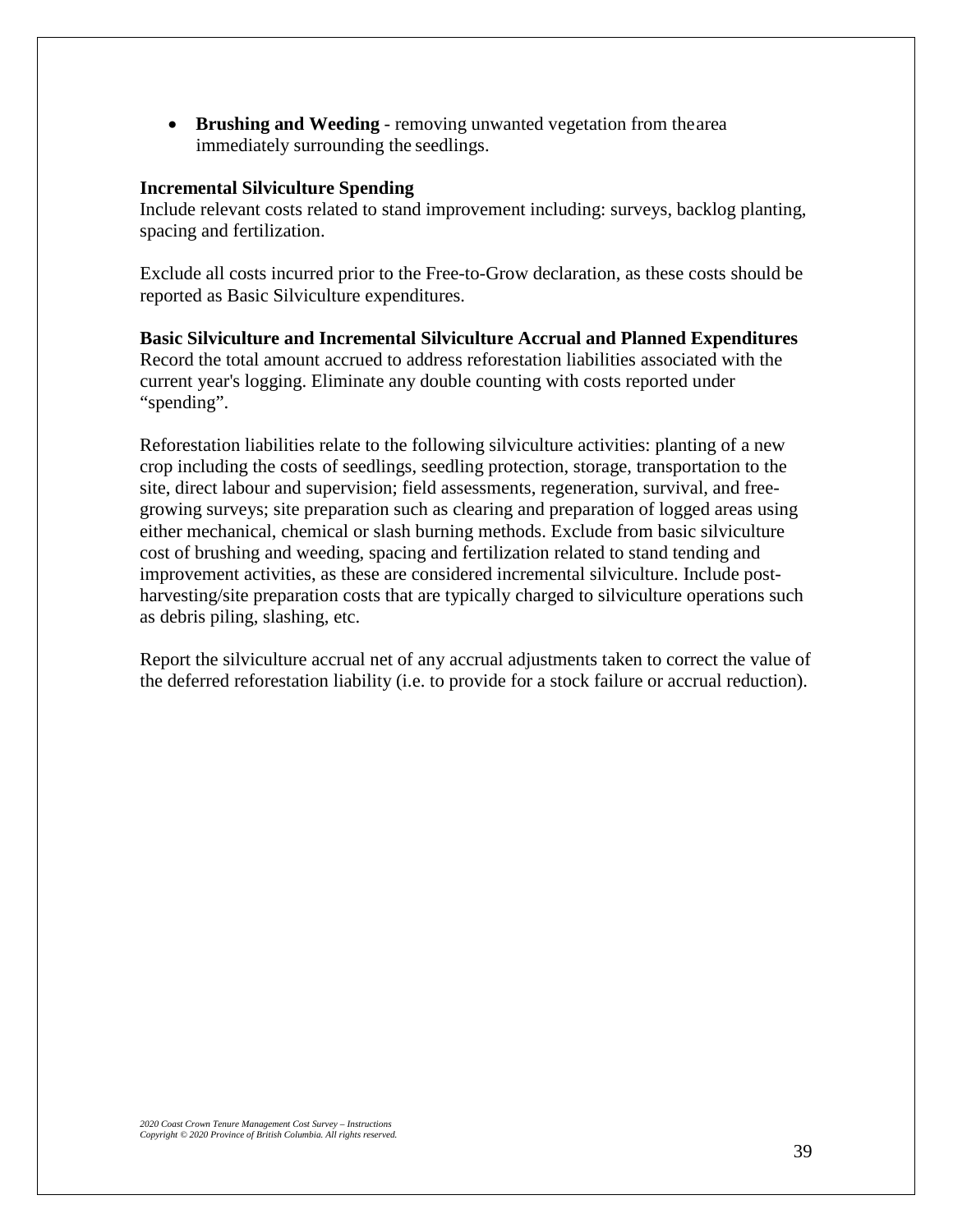- **Brushing and Weeding** - removing unwanted vegetation from the area immediately surrounding the seedlings.

**Incremental Silviculture Spending**
Include relevant costs related to stand improvement including: surveys, backlog planting, spacing and fertilization.

Exclude all costs incurred prior to the Free-to-Grow declaration, as these costs should be reported as Basic Silviculture expenditures.

**Basic Silviculture and Incremental Silviculture Accrual and Planned Expenditures**
Record the total amount accrued to address reforestation liabilities associated with the current year's logging. Eliminate any double counting with costs reported under "spending".

Reforestation liabilities relate to the following silviculture activities: planting of a new crop including the costs of seedlings, seedling protection, storage, transportation to the site, direct labour and supervision; field assessments, regeneration, survival, and free-growing surveys; site preparation such as clearing and preparation of logged areas using either mechanical, chemical or slash burning methods. Exclude from basic silviculture cost of brushing and weeding, spacing and fertilization related to stand tending and improvement activities, as these are considered incremental silviculture. Include post-harvesting/site preparation costs that are typically charged to silviculture operations such as debris piling, slashing, etc.

Report the silviculture accrual net of any accrual adjustments taken to correct the value of the deferred reforestation liability (i.e. to provide for a stock failure or accrual reduction).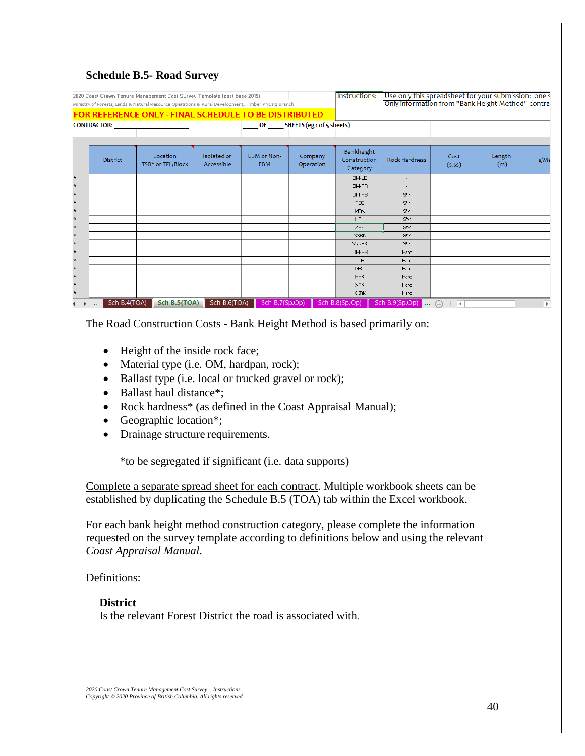### Schedule B.5- Road Survey

2020 Coast Crown Tenure Management Cost Survey Template (cost base 2019)

Ministry of Forests, Lands & Natural Resource Operations & Rural Development, Timber Pricing Branch

Instructions: Use only this spreadsheet for your submission; one s
Only information from "Bank Height Method" contra

**FOR REFERENCE ONLY - FINAL SCHEDULE TO BE DISTRIBUTED**

**CONTRACTOR:** ______________ ____ **OF** ____ **SHEETS** (eg 1 of 5 sheets)

| | District | Location TSB* or TFL/Block | Isolated or Accessible | EBM or Non-EBM | Company Operation | Bankheight Construction Category | Rock Hardness | Cost ($.$$) | Length (m) | $/Me |
|---|---|---|---|---|---|---|---|---|---|---|
| * | | | | | | OM-LB | - | | | |
| * | | | | | | OM-PR | - | | | |
| * | | | | | | OM-RB | SM | | | |
| * | | | | | | TOE | SM | | | |
| * | | | | | | MRK | SM | | | |
| * | | | | | | HRK | SM | | | |
| * | | | | | | XRK | SM | | | |
| * | | | | | | XXRK | SM | | | |
| * | | | | | | XXXRK | SM | | | |
| * | | | | | | OM-RB | Hard | | | |
| * | | | | | | TOE | Hard | | | |
| * | | | | | | MRK | Hard | | | |
| * | | | | | | HRK | Hard | | | |
| * | | | | | | XRK | Hard | | | |
| * | | | | | | XXRK | Hard | | | |

Sch B.4(TOA) | Sch B.5(TOA) | Sch B.6(TOA) | Sch B.7(Sp.Op) | Sch B.8(Sp.Op) | Sch B.9(Sp.Op)

The Road Construction Costs - Bank Height Method is based primarily on:

- Height of the inside rock face;
- Material type (i.e. OM, hardpan, rock);
- Ballast type (i.e. local or trucked gravel or rock);
- Ballast haul distance*;
- Rock hardness* (as defined in the Coast Appraisal Manual);
- Geographic location*;
- Drainage structure requirements.

*to be segregated if significant (i.e. data supports)

Complete a separate spread sheet for each contract. Multiple workbook sheets can be established by duplicating the Schedule B.5 (TOA) tab within the Excel workbook.

For each bank height method construction category, please complete the information requested on the survey template according to definitions below and using the relevant *Coast Appraisal Manual*.

Definitions:

**District**

Is the relevant Forest District the road is associated with.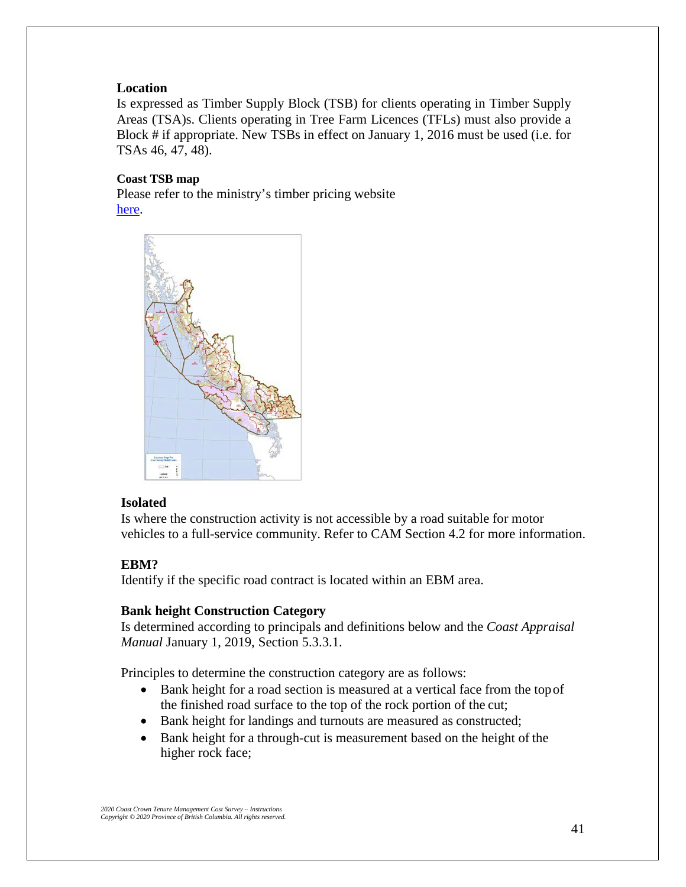**Location**

Is expressed as Timber Supply Block (TSB) for clients operating in Timber Supply Areas (TSA)s. Clients operating in Tree Farm Licences (TFLs) must also provide a Block # if appropriate. New TSBs in effect on January 1, 2016 must be used (i.e. for TSAs 46, 47, 48).

**Coast TSB map**

Please refer to the ministry's timber pricing website [here](here).

**Isolated**

Is where the construction activity is not accessible by a road suitable for motor vehicles to a full-service community. Refer to CAM Section 4.2 for more information.

**EBM?**

Identify if the specific road contract is located within an EBM area.

**Bank height Construction Category**

Is determined according to principals and definitions below and the *Coast Appraisal Manual* January 1, 2019, Section 5.3.3.1.

Principles to determine the construction category are as follows:

- Bank height for a road section is measured at a vertical face from the top of the finished road surface to the top of the rock portion of the cut;
- Bank height for landings and turnouts are measured as constructed;
- Bank height for a through-cut is measurement based on the height of the higher rock face;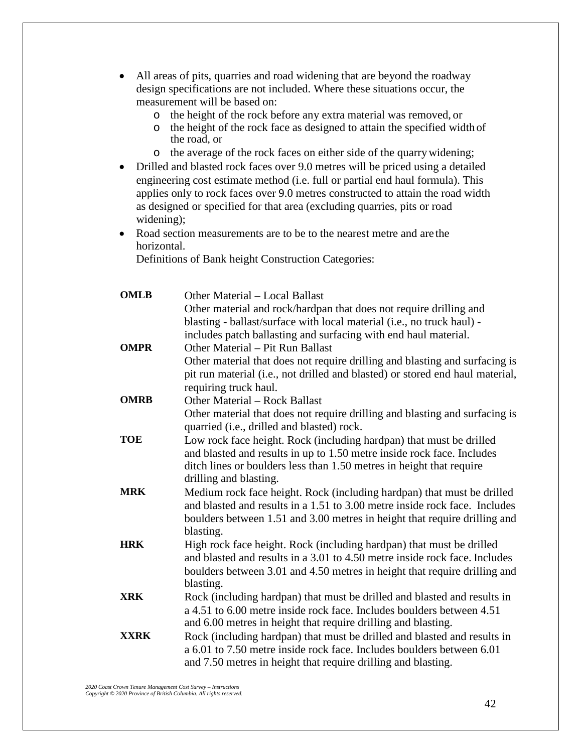- All areas of pits, quarries and road widening that are beyond the roadway design specifications are not included. Where these situations occur, the measurement will be based on:
  - o the height of the rock before any extra material was removed, or
  - o the height of the rock face as designed to attain the specified width of the road, or
  - o the average of the rock faces on either side of the quarry widening;
- Drilled and blasted rock faces over 9.0 metres will be priced using a detailed engineering cost estimate method (i.e. full or partial end haul formula). This applies only to rock faces over 9.0 metres constructed to attain the road width as designed or specified for that area (excluding quarries, pits or road widening);
- Road section measurements are to be to the nearest metre and are the horizontal.

  Definitions of Bank height Construction Categories:

**OMLB** Other Material – Local Ballast
Other material and rock/hardpan that does not require drilling and blasting - ballast/surface with local material (i.e., no truck haul) - includes patch ballasting and surfacing with end haul material.

**OMPR** Other Material – Pit Run Ballast
Other material that does not require drilling and blasting and surfacing is pit run material (i.e., not drilled and blasted) or stored end haul material, requiring truck haul.

**OMRB** Other Material – Rock Ballast
Other material that does not require drilling and blasting and surfacing is quarried (i.e., drilled and blasted) rock.

**TOE** Low rock face height. Rock (including hardpan) that must be drilled and blasted and results in up to 1.50 metre inside rock face. Includes ditch lines or boulders less than 1.50 metres in height that require drilling and blasting.

**MRK** Medium rock face height. Rock (including hardpan) that must be drilled and blasted and results in a 1.51 to 3.00 metre inside rock face. Includes boulders between 1.51 and 3.00 metres in height that require drilling and blasting.

**HRK** High rock face height. Rock (including hardpan) that must be drilled and blasted and results in a 3.01 to 4.50 metre inside rock face. Includes boulders between 3.01 and 4.50 metres in height that require drilling and blasting.

**XRK** Rock (including hardpan) that must be drilled and blasted and results in a 4.51 to 6.00 metre inside rock face. Includes boulders between 4.51 and 6.00 metres in height that require drilling and blasting.

**XXRK** Rock (including hardpan) that must be drilled and blasted and results in a 6.01 to 7.50 metre inside rock face. Includes boulders between 6.01 and 7.50 metres in height that require drilling and blasting.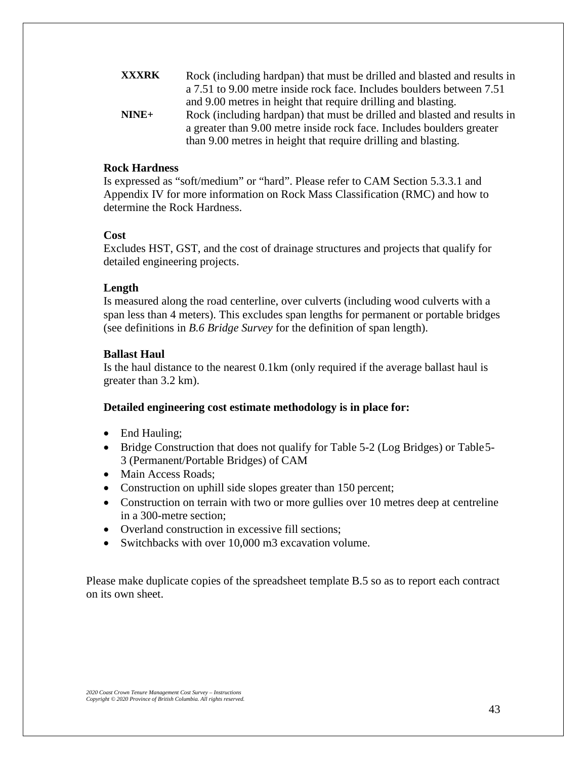**XXXRK** Rock (including hardpan) that must be drilled and blasted and results in a 7.51 to 9.00 metre inside rock face. Includes boulders between 7.51 and 9.00 metres in height that require drilling and blasting.

**NINE+** Rock (including hardpan) that must be drilled and blasted and results in a greater than 9.00 metre inside rock face. Includes boulders greater than 9.00 metres in height that require drilling and blasting.

**Rock Hardness**

Is expressed as “soft/medium” or “hard”. Please refer to CAM Section 5.3.3.1 and Appendix IV for more information on Rock Mass Classification (RMC) and how to determine the Rock Hardness.

**Cost**

Excludes HST, GST, and the cost of drainage structures and projects that qualify for detailed engineering projects.

**Length**

Is measured along the road centerline, over culverts (including wood culverts with a span less than 4 meters). This excludes span lengths for permanent or portable bridges (see definitions in *B.6 Bridge Survey* for the definition of span length).

**Ballast Haul**

Is the haul distance to the nearest 0.1km (only required if the average ballast haul is greater than 3.2 km).

**Detailed engineering cost estimate methodology is in place for:**

- End Hauling;
- Bridge Construction that does not qualify for Table 5-2 (Log Bridges) or Table 5-3 (Permanent/Portable Bridges) of CAM
- Main Access Roads;
- Construction on uphill side slopes greater than 150 percent;
- Construction on terrain with two or more gullies over 10 metres deep at centreline in a 300-metre section;
- Overland construction in excessive fill sections;
- Switchbacks with over 10,000 m3 excavation volume.

Please make duplicate copies of the spreadsheet template B.5 so as to report each contract on its own sheet.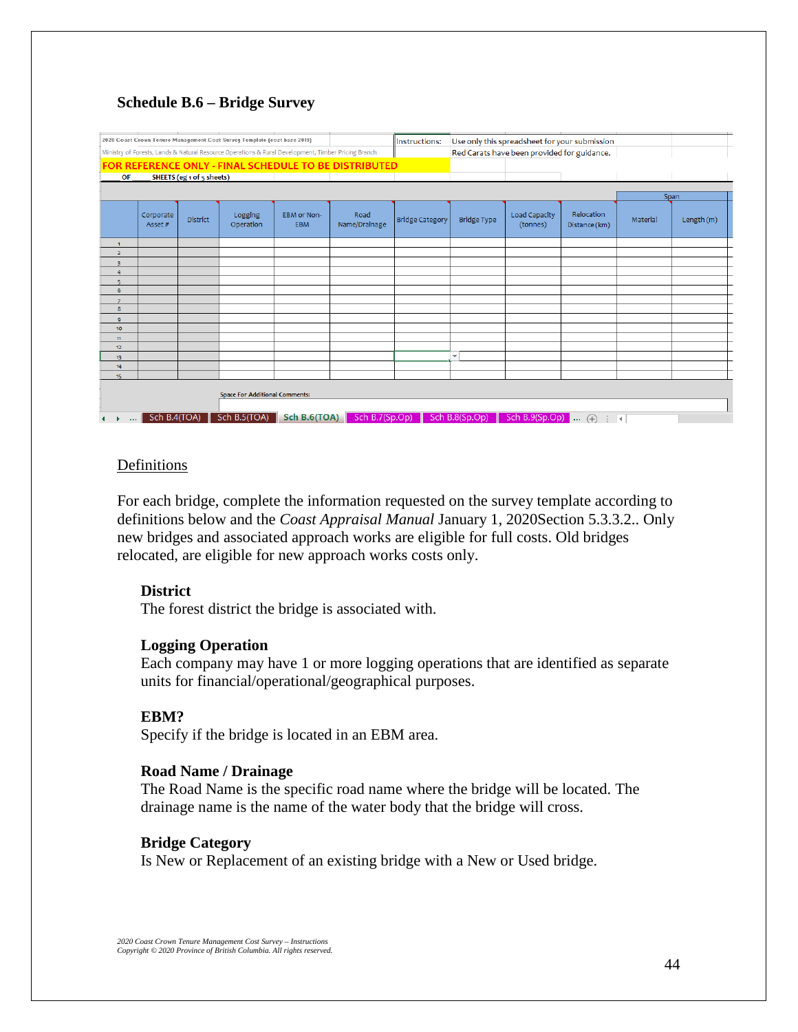## Schedule B.6 – Bridge Survey

| 2020 Coast Crown Tenure Management Cost Survey Template (cost base 2019) | | | | | Instructions: | Use only this spreadsheet for your submission | | | | |
|---|---|---|---|---|---|---|---|---|---|---|
| Ministry of Forests, Lands & Natural Resource Operations & Rural Development, Timber Pricing Branch | | | | | | Red Carats have been provided for guidance. | | | | |
| FOR REFERENCE ONLY - FINAL SCHEDULE TO BE DISTRIBUTED | | | | | | | | | | |
| OF SHEETS (eg 1 of 5 sheets) | | | | | | | | | | |

| | | | | | | | | | Span | |
|---|---|---|---|---|---|---|---|---|---|---|
| | Corporate Asset # | District | Logging Operation | EBM or Non-EBM | Road Name/Drainage | Bridge Category | Bridge Type | Load Capacity (tonnes) | Relocation Distance (km) | Material | Length (m) |
| 1 | | | | | | | | | | | |
| 2 | | | | | | | | | | | |
| 3 | | | | | | | | | | | |
| 4 | | | | | | | | | | | |
| 5 | | | | | | | | | | | |
| 6 | | | | | | | | | | | |
| 7 | | | | | | | | | | | |
| 8 | | | | | | | | | | | |
| 9 | | | | | | | | | | | |
| 10 | | | | | | | | | | | |
| 11 | | | | | | | | | | | |
| 12 | | | | | | | | | | | |
| 13 | | | | | | | | | | | |
| 14 | | | | | | | | | | | |
| 15 | | | | | | | | | | | |

Space For Additional Comments:

Sch B.4(TOA) | Sch B.5(TOA) | Sch B.6(TOA) | Sch B.7(Sp.Op) | Sch B.8(Sp.Op) | Sch B.9(Sp.Op)

Definitions

For each bridge, complete the information requested on the survey template according to definitions below and the *Coast Appraisal Manual* January 1, 2020Section 5.3.3.2.. Only new bridges and associated approach works are eligible for full costs. Old bridges relocated, are eligible for new approach works costs only.

**District**
The forest district the bridge is associated with.

**Logging Operation**
Each company may have 1 or more logging operations that are identified as separate units for financial/operational/geographical purposes.

**EBM?**
Specify if the bridge is located in an EBM area.

**Road Name / Drainage**
The Road Name is the specific road name where the bridge will be located. The drainage name is the name of the water body that the bridge will cross.

**Bridge Category**
Is New or Replacement of an existing bridge with a New or Used bridge.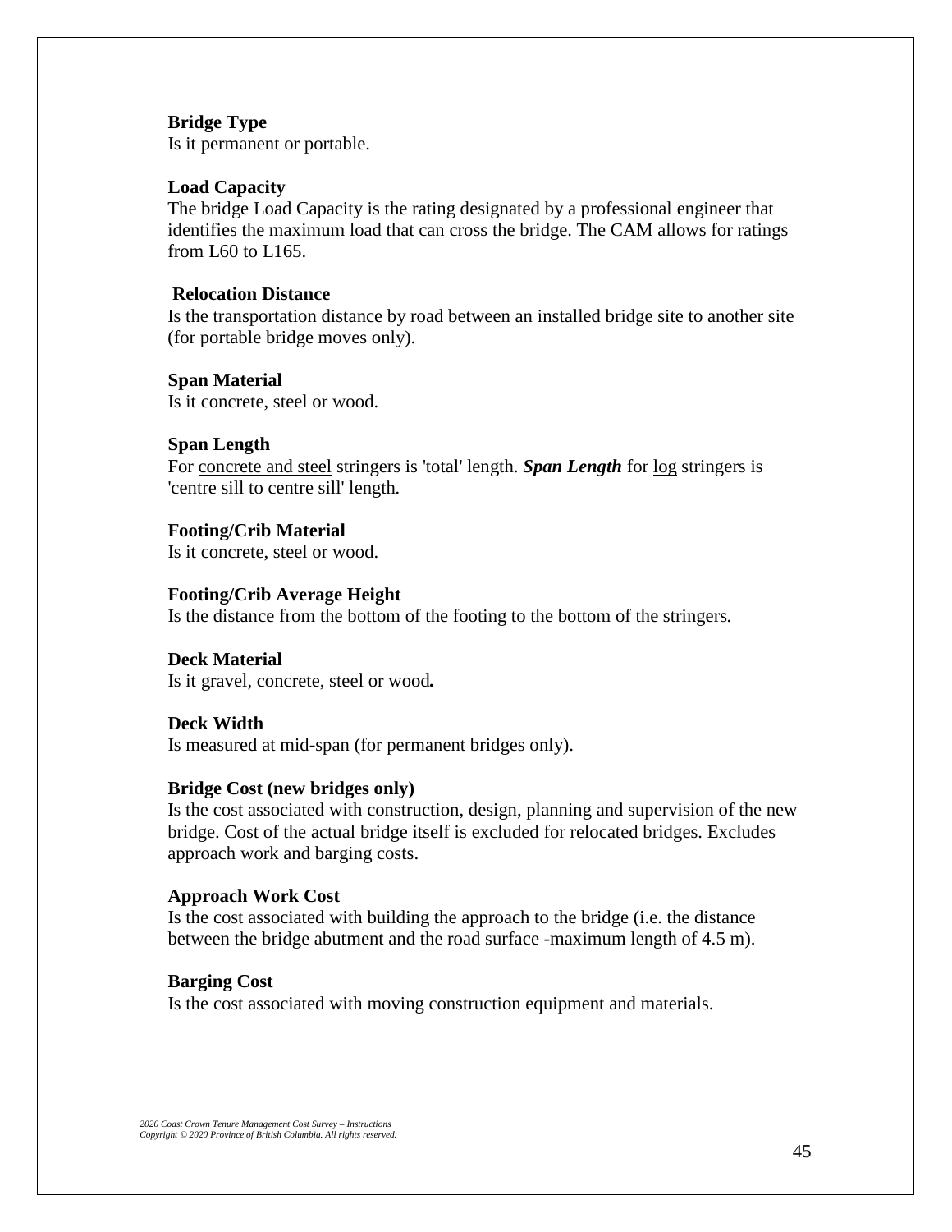**Bridge Type**
Is it permanent or portable.

**Load Capacity**
The bridge Load Capacity is the rating designated by a professional engineer that identifies the maximum load that can cross the bridge. The CAM allows for ratings from L60 to L165.

**Relocation Distance**
Is the transportation distance by road between an installed bridge site to another site (for portable bridge moves only).

**Span Material**
Is it concrete, steel or wood.

**Span Length**
For concrete and steel stringers is 'total' length. ***Span Length*** for log stringers is 'centre sill to centre sill' length.

**Footing/Crib Material**
Is it concrete, steel or wood.

**Footing/Crib Average Height**
Is the distance from the bottom of the footing to the bottom of the stringers.

**Deck Material**
Is it gravel, concrete, steel or wood.

**Deck Width**
Is measured at mid-span (for permanent bridges only).

**Bridge Cost (new bridges only)**
Is the cost associated with construction, design, planning and supervision of the new bridge. Cost of the actual bridge itself is excluded for relocated bridges. Excludes approach work and barging costs.

**Approach Work Cost**
Is the cost associated with building the approach to the bridge (i.e. the distance between the bridge abutment and the road surface -maximum length of 4.5 m).

**Barging Cost**
Is the cost associated with moving construction equipment and materials.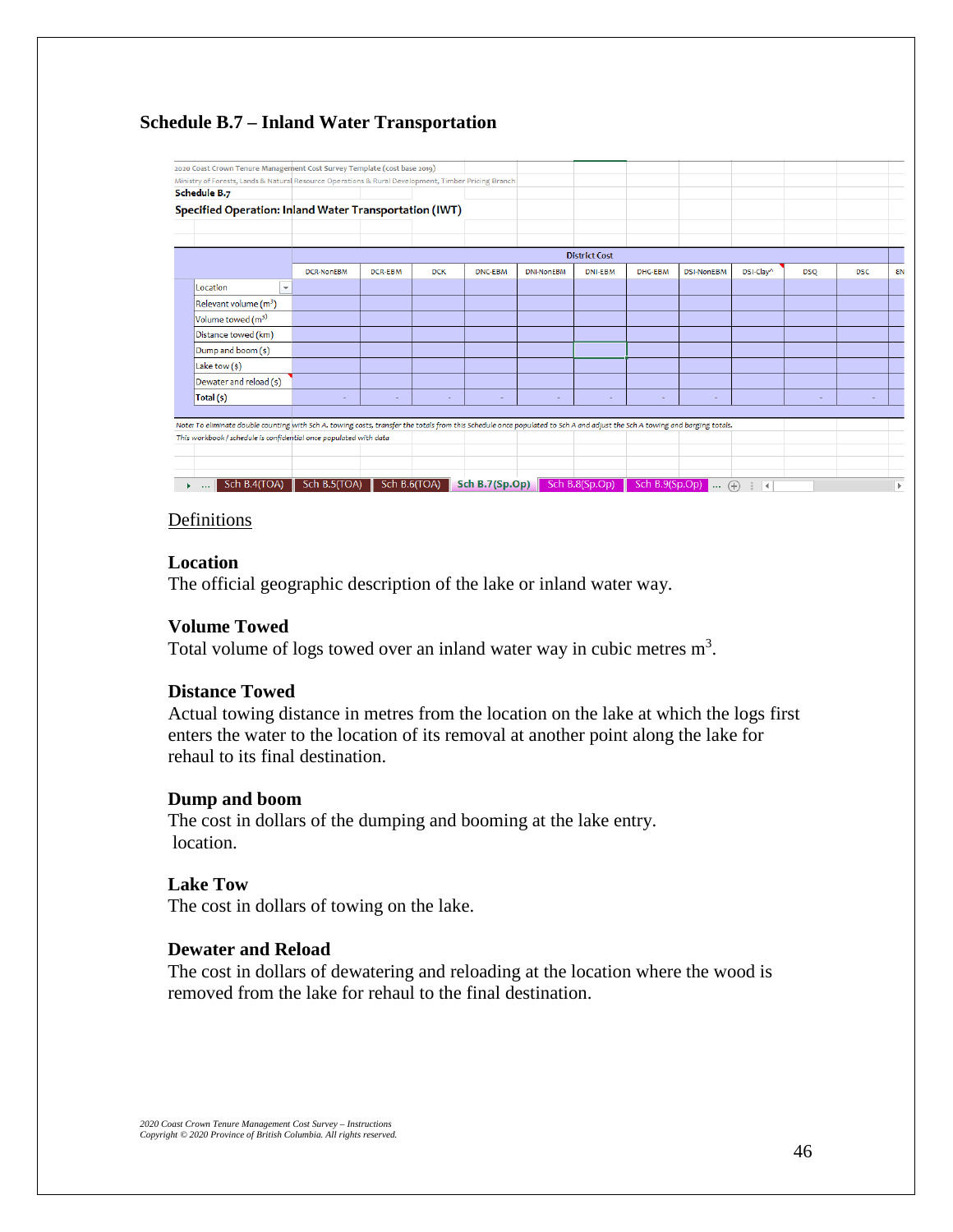## Schedule B.7 – Inland Water Transportation

2020 Coast Crown Tenure Management Cost Survey Template (cost base 2019)

Ministry of Forests, Lands & Natural Resource Operations & Rural Development, Timber Pricing Branch

**Schedule B.7**

**Specified Operation: Inland Water Transportation (IWT)**

| | District Cost | | | | | | | | | | | |
|---|---|---|---|---|---|---|---|---|---|---|---|---|
| | DCR-NonEBM | DCR-EBM | DCK | DNC-EBM | DNI-NonEBM | DNI-EBM | DHC-EBM | DSI-NonEBM | DSI-Clay^ | DSQ | DSC | EN |
| Location | | | | | | | | | | | | |
| Relevant volume ($m^3$) | | | | | | | | | | | | |
| Volume towed ($m^3$) | | | | | | | | | | | | |
| Distance towed (km) | | | | | | | | | | | | |
| Dump and boom ($) | | | | | | | | | | | | |
| Lake tow ($) | | | | | | | | | | | | |
| Dewater and reload ($) | | | | | | | | | | | | |
| **Total ($)** | - | - | - | - | - | - | - | - | | - | - | |

*Note: To eliminate double counting with Sch A. towing costs, transfer the totals from this Schedule once populated to Sch A and adjust the Sch A towing and barging totals.*

*This workbook / schedule is confidential once populated with data*

Sch B.4(TOA) | Sch B.5(TOA) | Sch B.6(TOA) | Sch B.7(Sp.Op) | Sch B.8(Sp.Op) | Sch B.9(Sp.Op)

<u>Definitions</u>

**Location**
The official geographic description of the lake or inland water way.

**Volume Towed**
Total volume of logs towed over an inland water way in cubic metres $m^3$.

**Distance Towed**
Actual towing distance in metres from the location on the lake at which the logs first enters the water to the location of its removal at another point along the lake for rehaul to its final destination.

**Dump and boom**
The cost in dollars of the dumping and booming at the lake entry. location.

**Lake Tow**
The cost in dollars of towing on the lake.

**Dewater and Reload**
The cost in dollars of dewatering and reloading at the location where the wood is removed from the lake for rehaul to the final destination.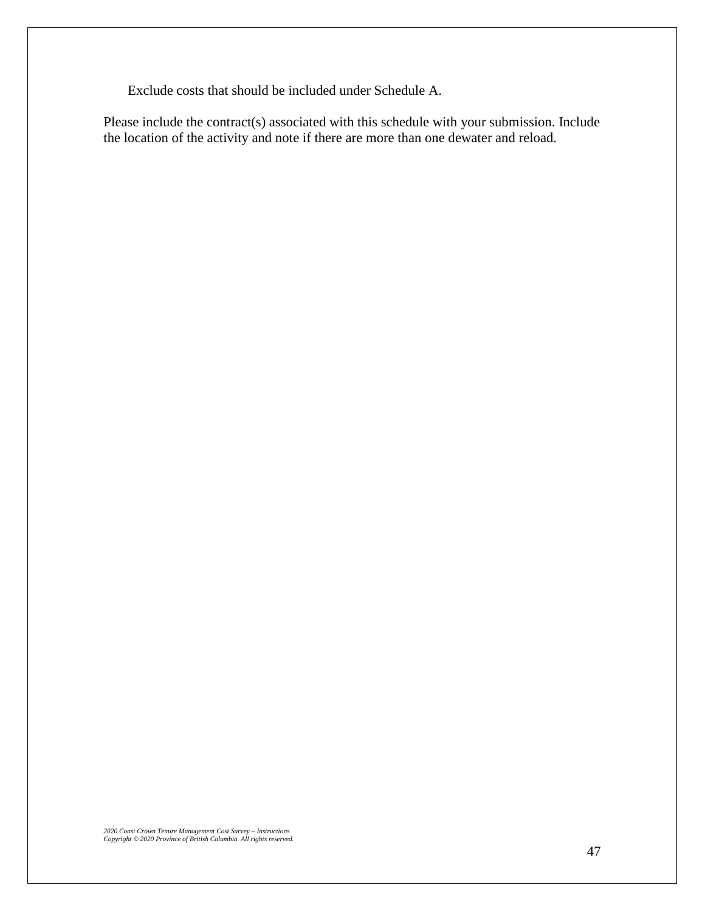Exclude costs that should be included under Schedule A.

Please include the contract(s) associated with this schedule with your submission. Include the location of the activity and note if there are more than one dewater and reload.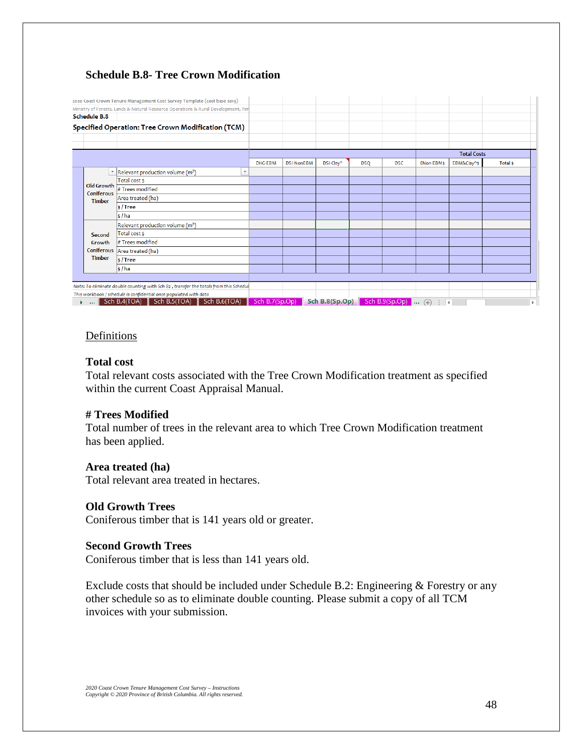## Schedule B.8- Tree Crown Modification

2020 Coast Crown Tenure Management Cost Survey Template (cost base 2019)
Ministry of Forests, Lands & Natural Resource Operations & Rural Development, Tim

**Schedule B.8**

**Specified Operation: Tree Crown Modification (TCM)**

| | | DHG-EBM | DSI-NonEBM | DSI-Clay^ | DSQ | DSC | Total Costs $Non-EBM$ | EBM&Clay^$ | Total $ |
|---|---|---|---|---|---|---|---|---|---|
| Old Growth Coniferous Timber | Relevant production volume (m³) | | | | | | | | |
| | Total cost $ | | | | | | | | |
| | # Trees modified | | | | | | | | |
| | Area treated (ha) | | | | | | | | |
| | $ / Tree | | | | | | | | |
| | $ / ha | | | | | | | | |
| Second Growth Coniferous Timber | Relevant production volume (m³) | | | | | | | | |
| | Total cost $ | | | | | | | | |
| | # Trees modified | | | | | | | | |
| | Area treated (ha) | | | | | | | | |
| | $ / Tree | | | | | | | | |
| | $ / ha | | | | | | | | |

*Note: To eliminate double counting with Sch B2 , transfer the totals from this Schedul*
*This workbook / schedule is confidential once populated with data*

Sch B.4(TOA) | Sch B.5(TOA) | Sch B.6(TOA) | Sch B.7(Sp.Op) | Sch B.8(Sp.Op) | Sch B.9(Sp.Op)

Definitions

**Total cost**
Total relevant costs associated with the Tree Crown Modification treatment as specified within the current Coast Appraisal Manual.

**# Trees Modified**
Total number of trees in the relevant area to which Tree Crown Modification treatment has been applied.

**Area treated (ha)**
Total relevant area treated in hectares.

**Old Growth Trees**
Coniferous timber that is 141 years old or greater.

**Second Growth Trees**
Coniferous timber that is less than 141 years old.

Exclude costs that should be included under Schedule B.2: Engineering & Forestry or any other schedule so as to eliminate double counting. Please submit a copy of all TCM invoices with your submission.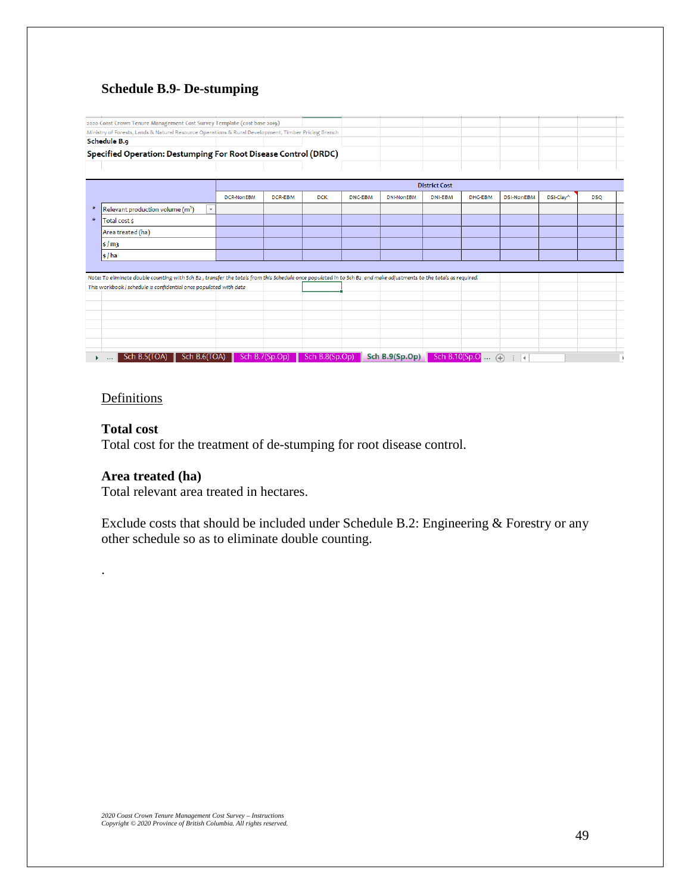### Schedule B.9- De-stumping

2020 Coast Crown Tenure Management Cost Survey Template (cost base 2019)

Ministry of Forests, Lands & Natural Resource Operations & Rural Development, Timber Pricing Branch

**Schedule B.9**

**Specified Operation: Destumping For Root Disease Control (DRDC)**

| | | District Cost | | | | | | | | | |
|---|---|---|---|---|---|---|---|---|---|---|---|
| | | DCR-NonEBM | DCR-EBM | DCK | DNC-EBM | DNI-NonEBM | DNI-EBM | DHC-EBM | DSI-NonEBM | DSI-Clay^ | DSQ |
| * | Relevant production volume (m³) | | | | | | | | | | |
| * | Total cost $ | | | | | | | | | | |
| | Area treated (ha) | | | | | | | | | | |
| | $ / m3 | | | | | | | | | | |
| | $ / ha | | | | | | | | | | |

*Note: To eliminate double counting with Sch B2 , transfer the totals from this Schedule once populated in to Sch B2 and make adjustments to the totals as required.*

*This workbook / schedule is confidential once populated with data*

Sch B.5(TOA) | Sch B.6(TOA) | Sch B.7(Sp.Op) | Sch B.8(Sp.Op) | Sch B.9(Sp.Op) | Sch B.10(Sp.O

<u>Definitions</u>

**Total cost**
Total cost for the treatment of de-stumping for root disease control.

**Area treated (ha)**
Total relevant area treated in hectares.

Exclude costs that should be included under Schedule B.2: Engineering & Forestry or any other schedule so as to eliminate double counting.

.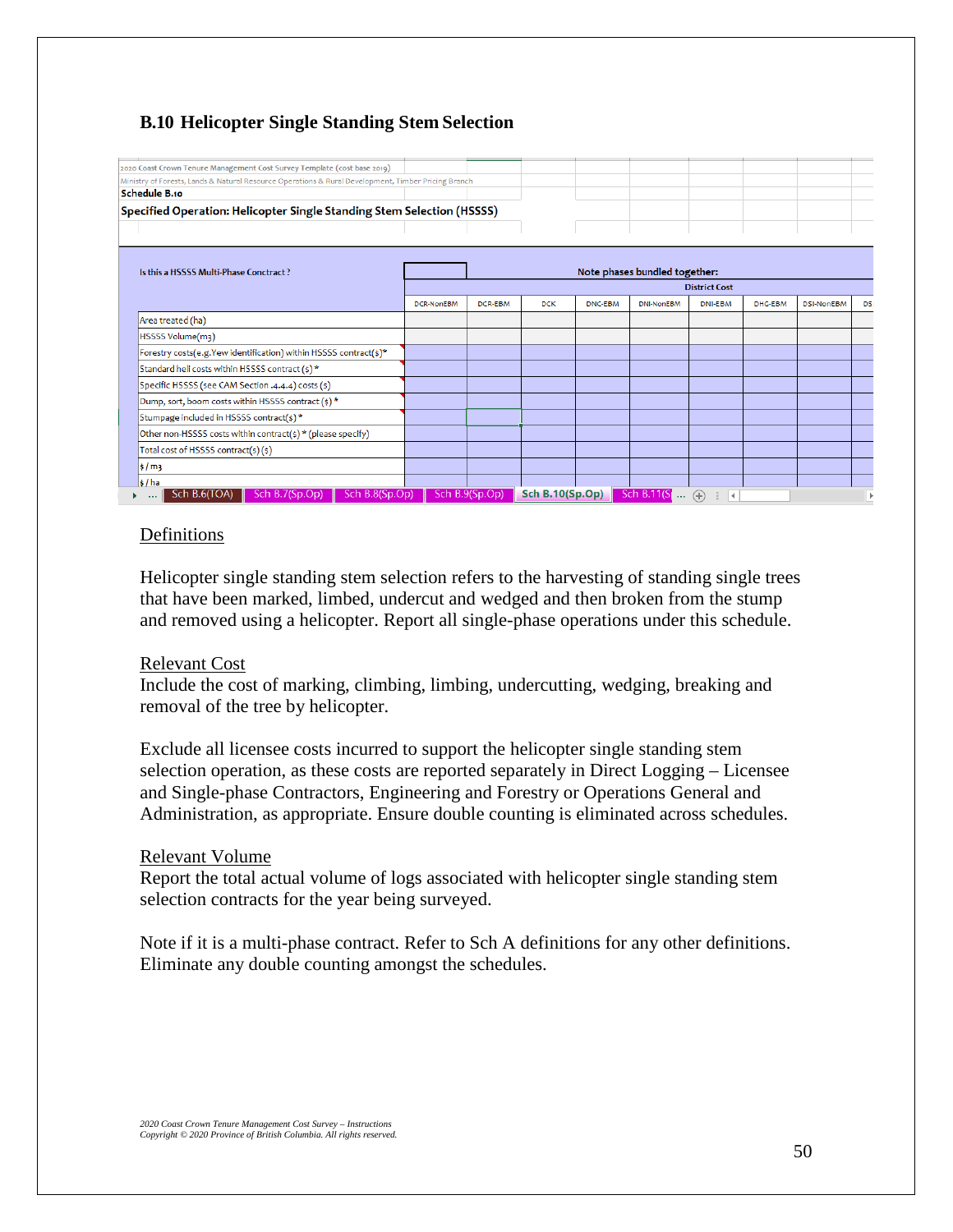### B.10 Helicopter Single Standing Stem Selection

2020 Coast Crown Tenure Management Cost Survey Template (cost base 2019)
Ministry of Forests, Lands & Natural Resource Operations & Rural Development, Timber Pricing Branch
**Schedule B.10**
**Specified Operation: Helicopter Single Standing Stem Selection (HSSSS)**

| Is this a HSSSS Multi-Phase Conctract ? | | Note phases bundled together: | | | | | | | |
|---|---|---|---|---|---|---|---|---|---|
| | District Cost | | | | | | | | |
| | DCR-NonEBM | DCR-EBM | DCK | DNC-EBM | DNI-NonEBM | DNI-EBM | DHC-EBM | DSI-NonEBM | DS |
| Area treated (ha) | | | | | | | | | |
| HSSSS Volume(m3) | | | | | | | | | |
| Forestry costs(e.g.Yew identification) within HSSSS contract(s)* | | | | | | | | | |
| Standard heli costs within HSSSS contract (s) * | | | | | | | | | |
| Specific HSSSS (see CAM Section .4.4.4) costs ($) | | | | | | | | | |
| Dump, sort, boom costs within HSSSS contract ($) * | | | | | | | | | |
| Stumpage included in HSSSS contract(s) * | | | | | | | | | |
| Other non-HSSSS costs within contract(s) * (please specify) | | | | | | | | | |
| Total cost of HSSSS contract(s) ($) | | | | | | | | | |
| $ / m3 | | | | | | | | | |
| $ / ha | | | | | | | | | |

Sch B.6(TOA) | Sch B.7(Sp.Op) | Sch B.8(Sp.Op) | Sch B.9(Sp.Op) | Sch B.10(Sp.Op) | Sch B.11(S...

Definitions

Helicopter single standing stem selection refers to the harvesting of standing single trees that have been marked, limbed, undercut and wedged and then broken from the stump and removed using a helicopter. Report all single-phase operations under this schedule.

Relevant Cost

Include the cost of marking, climbing, limbing, undercutting, wedging, breaking and removal of the tree by helicopter.

Exclude all licensee costs incurred to support the helicopter single standing stem selection operation, as these costs are reported separately in Direct Logging – Licensee and Single-phase Contractors, Engineering and Forestry or Operations General and Administration, as appropriate. Ensure double counting is eliminated across schedules.

Relevant Volume

Report the total actual volume of logs associated with helicopter single standing stem selection contracts for the year being surveyed.

Note if it is a multi-phase contract. Refer to Sch A definitions for any other definitions. Eliminate any double counting amongst the schedules.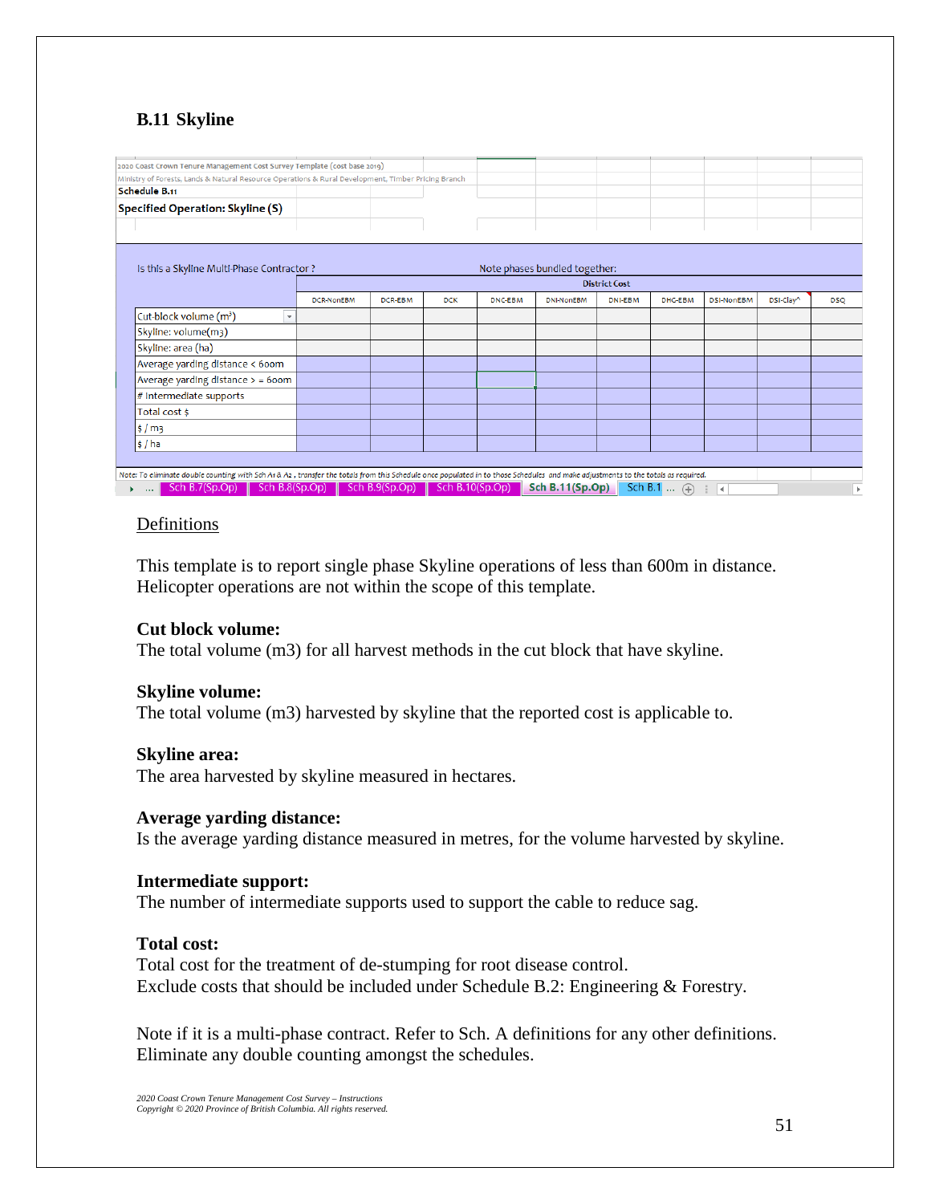## B.11 Skyline

2020 Coast Crown Tenure Management Cost Survey Template (cost base 2019)
Ministry of Forests, Lands & Natural Resource Operations & Rural Development, Timber Pricing Branch
**Schedule B.11**
**Specified Operation: Skyline (S)**

Is this a Skyline Multi-Phase Contractor ?  Note phases bundled together:

| | District Cost | | | | | | | | | |
|---|---|---|---|---|---|---|---|---|---|---|
| | DCR-NonEBM | DCR-EBM | DCK | DNC-EBM | DNI-NonEBM | DNI-EBM | DHG-EBM | DSI-NonEBM | DSI-Clay^ | DSQ |
| Cut-block volume (m³) | | | | | | | | | | |
| Skyline: volume(m3) | | | | | | | | | | |
| Skyline: area (ha) | | | | | | | | | | |
| Average yarding distance < 600m | | | | | | | | | | |
| Average yarding distance > = 600m | | | | | | | | | | |
| # intermediate supports | | | | | | | | | | |
| Total cost $ | | | | | | | | | | |
| $ / m3 | | | | | | | | | | |
| $ / ha | | | | | | | | | | |

*Note: To eliminate double counting with Sch A1 & A2 , transfer the totals from this Schedule once populated in to those Schedules and make adjustments to the totals as required.*

Sch B.7(Sp.Op) | Sch B.8(Sp.Op) | Sch B.9(Sp.Op) | Sch B.10(Sp.Op) | Sch B.11(Sp.Op) | Sch B.1 ...

### Definitions

This template is to report single phase Skyline operations of less than 600m in distance. Helicopter operations are not within the scope of this template.

**Cut block volume:**
The total volume (m3) for all harvest methods in the cut block that have skyline.

**Skyline volume:**
The total volume (m3) harvested by skyline that the reported cost is applicable to.

**Skyline area:**
The area harvested by skyline measured in hectares.

**Average yarding distance:**
Is the average yarding distance measured in metres, for the volume harvested by skyline.

**Intermediate support:**
The number of intermediate supports used to support the cable to reduce sag.

**Total cost:**
Total cost for the treatment of de-stumping for root disease control.
Exclude costs that should be included under Schedule B.2: Engineering & Forestry.

Note if it is a multi-phase contract. Refer to Sch. A definitions for any other definitions. Eliminate any double counting amongst the schedules.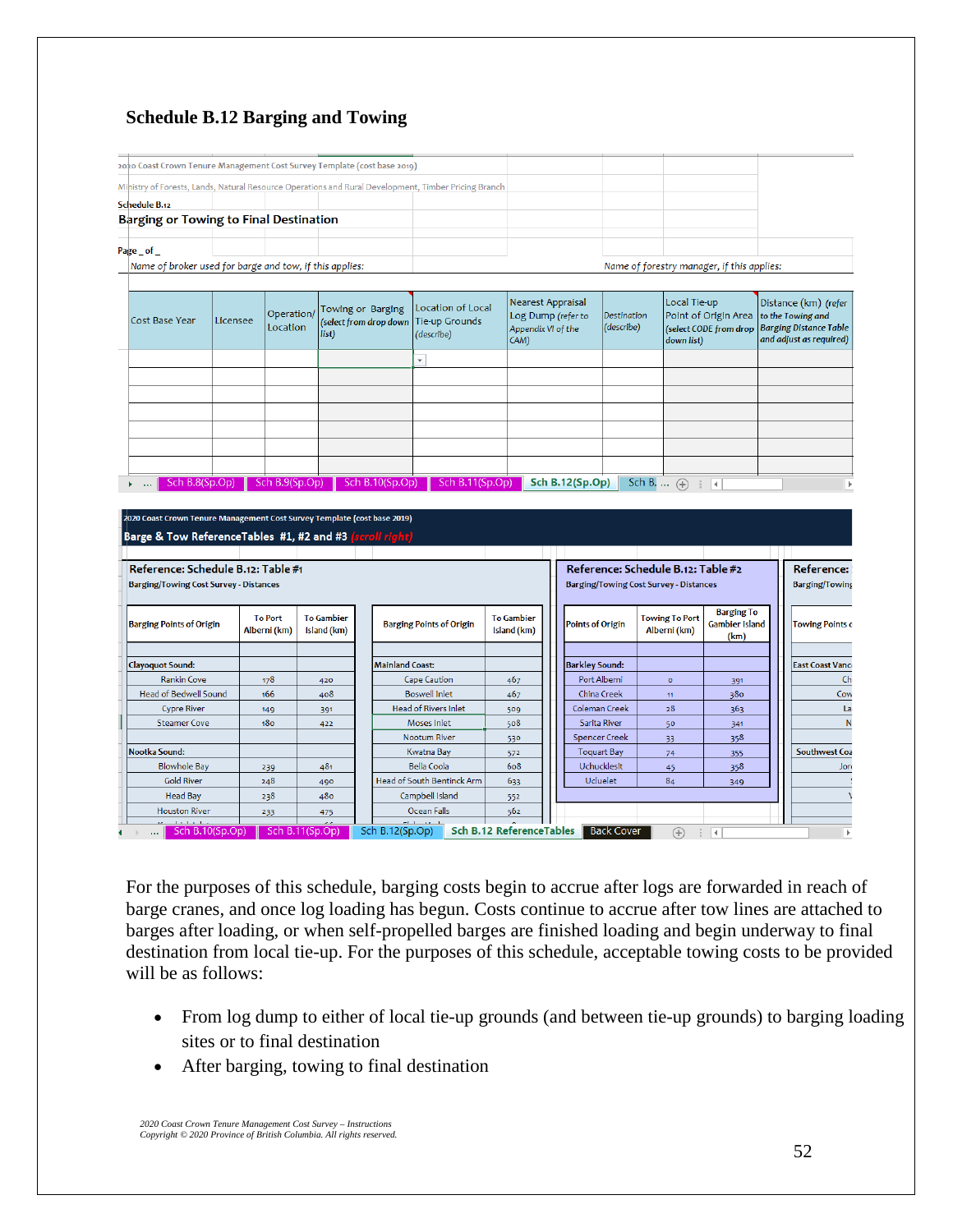## Schedule B.12 Barging and Towing

2020 Coast Crown Tenure Management Cost Survey Template (cost base 2019)

Ministry of Forests, Lands, Natural Resource Operations and Rural Development, Timber Pricing Branch

Schedule B.12

**Barging or Towing to Final Destination**

Page _ of _

*Name of broker used for barge and tow, if this applies:*

*Name of forestry manager, if this applies:*

| Cost Base Year | Licensee | Operation/ Location | Towing or Barging *(select from drop down list)* | Location of Local Tie-up Grounds *(describe)* | Nearest Appraisal Log Dump *(refer to Appendix VI of the CAM)* | *Destination (describe)* | Local Tie-up Point of Origin Area *(select CODE from drop down list)* | Distance (km) *(refer to the Towing and Barging Distance Table and adjust as required)* |
|---|---|---|---|---|---|---|---|---|
| | | | | | | | | |
| | | | | | | | | |
| | | | | | | | | |
| | | | | | | | | |
| | | | | | | | | |
| | | | | | | | | |

Sch B.8(Sp.Op) | Sch B.9(Sp.Op) | Sch B.10(Sp.Op) | Sch B.11(Sp.Op) | Sch B.12(Sp.Op) | Sch B. ...

2020 Coast Crown Tenure Management Cost Survey Template (cost base 2019)

**Barge & Tow ReferenceTables #1, #2 and #3** *(scroll right)*

**Reference: Schedule B.12: Table #1**

Barging/Towing Cost Survey - Distances

| Barging Points of Origin | To Port Alberni (km) | To Gambier Island (km) |
|---|---|---|
| **Clayoquot Sound:** | | |
| Rankin Cove | 178 | 420 |
| Head of Bedwell Sound | 166 | 408 |
| Cypre River | 149 | 391 |
| Steamer Cove | 180 | 422 |
| **Nootka Sound:** | | |
| Blowhole Bay | 239 | 481 |
| Gold River | 248 | 490 |
| Head Bay | 238 | 480 |
| Houston River | 233 | 475 |

| Barging Points of Origin | To Gambier Island (km) |
|---|---|
| **Mainland Coast:** | |
| Cape Caution | 467 |
| Boswell Inlet | 467 |
| Head of Rivers Inlet | 509 |
| Moses Inlet | 508 |
| Nootum River | 530 |
| Kwatna Bay | 572 |
| Bella Coola | 608 |
| Head of South Bentinck Arm | 633 |
| Campbell Island | 552 |
| Ocean Falls | 562 |

**Reference: Schedule B.12: Table #2**

Barging/Towing Cost Survey - Distances

| Points of Origin | Towing To Port Alberni (km) | Barging To Gambier Island (km) |
|---|---|---|
| **Barkley Sound:** | | |
| Port Alberni | 0 | 391 |
| China Creek | 11 | 380 |
| Coleman Creek | 28 | 363 |
| Sarita River | 50 | 341 |
| Spencer Creek | 33 | 358 |
| Toquart Bay | 74 | 355 |
| Uchucklesit | 45 | 358 |
| Ucluelet | 84 | 349 |

Sch B.10(Sp.Op) | Sch B.11(Sp.Op) | Sch B.12(Sp.Op) | Sch B.12 ReferenceTables | Back Cover

For the purposes of this schedule, barging costs begin to accrue after logs are forwarded in reach of barge cranes, and once log loading has begun. Costs continue to accrue after tow lines are attached to barges after loading, or when self-propelled barges are finished loading and begin underway to final destination from local tie-up. For the purposes of this schedule, acceptable towing costs to be provided will be as follows:

- From log dump to either of local tie-up grounds (and between tie-up grounds) to barging loading sites or to final destination
- After barging, towing to final destination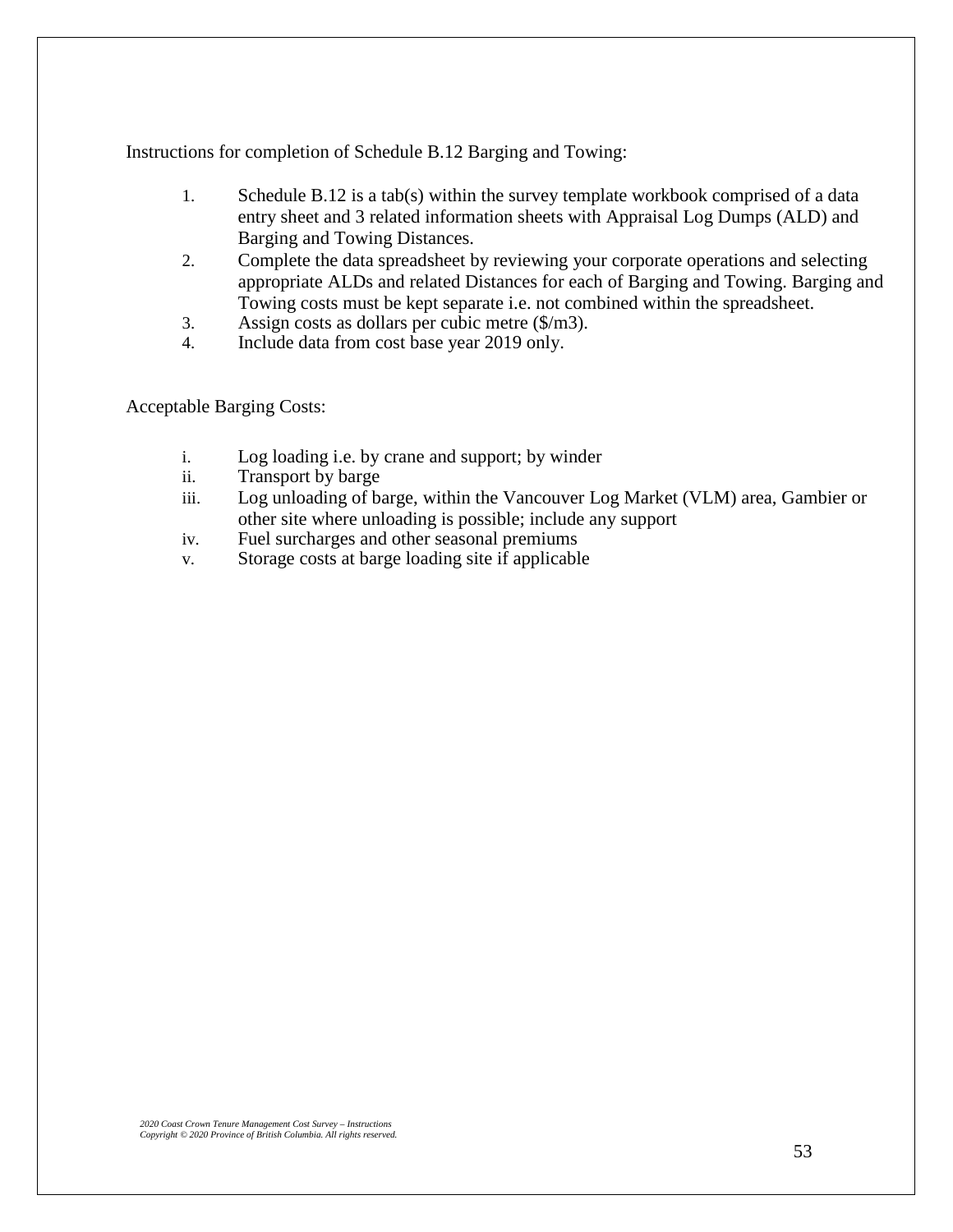Instructions for completion of Schedule B.12 Barging and Towing:

1. Schedule B.12 is a tab(s) within the survey template workbook comprised of a data entry sheet and 3 related information sheets with Appraisal Log Dumps (ALD) and Barging and Towing Distances.
2. Complete the data spreadsheet by reviewing your corporate operations and selecting appropriate ALDs and related Distances for each of Barging and Towing. Barging and Towing costs must be kept separate i.e. not combined within the spreadsheet.
3. Assign costs as dollars per cubic metre ($/m3).
4. Include data from cost base year 2019 only.

Acceptable Barging Costs:

i. Log loading i.e. by crane and support; by winder
ii. Transport by barge
iii. Log unloading of barge, within the Vancouver Log Market (VLM) area, Gambier or other site where unloading is possible; include any support
iv. Fuel surcharges and other seasonal premiums
v. Storage costs at barge loading site if applicable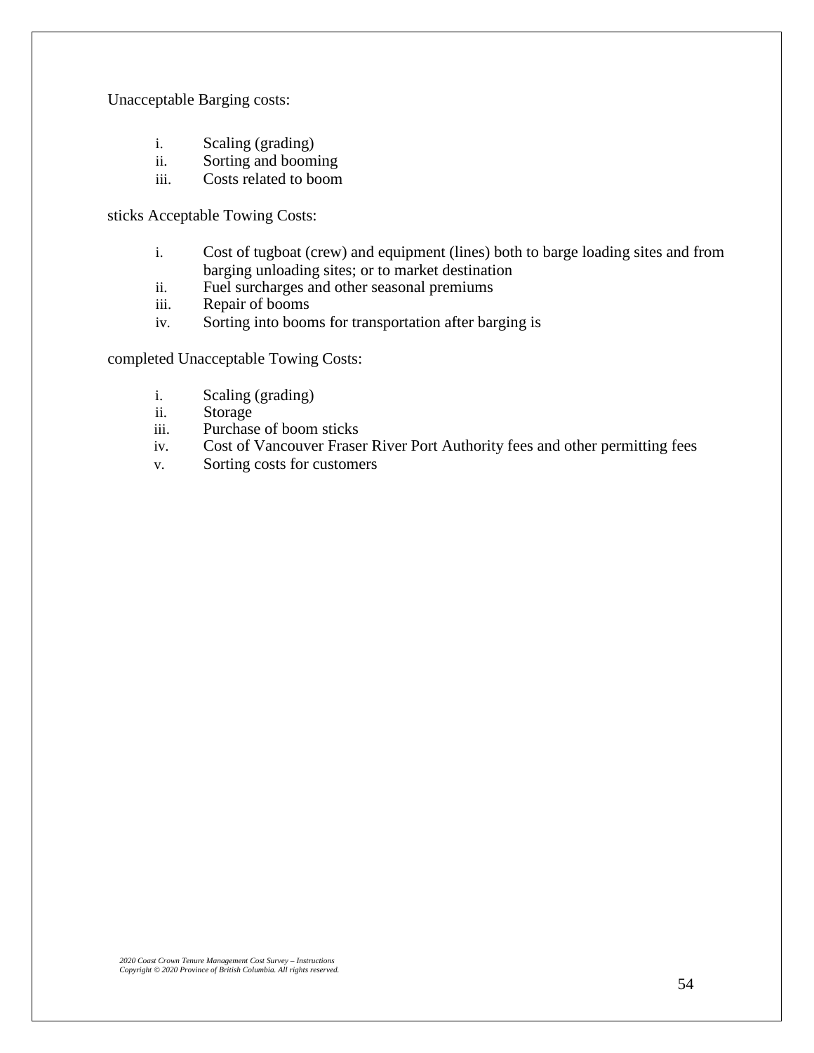Unacceptable Barging costs:

i. Scaling (grading)
ii. Sorting and booming
iii. Costs related to boom

sticks Acceptable Towing Costs:

i. Cost of tugboat (crew) and equipment (lines) both to barge loading sites and from barging unloading sites; or to market destination
ii. Fuel surcharges and other seasonal premiums
iii. Repair of booms
iv. Sorting into booms for transportation after barging is

completed Unacceptable Towing Costs:

i. Scaling (grading)
ii. Storage
iii. Purchase of boom sticks
iv. Cost of Vancouver Fraser River Port Authority fees and other permitting fees
v. Sorting costs for customers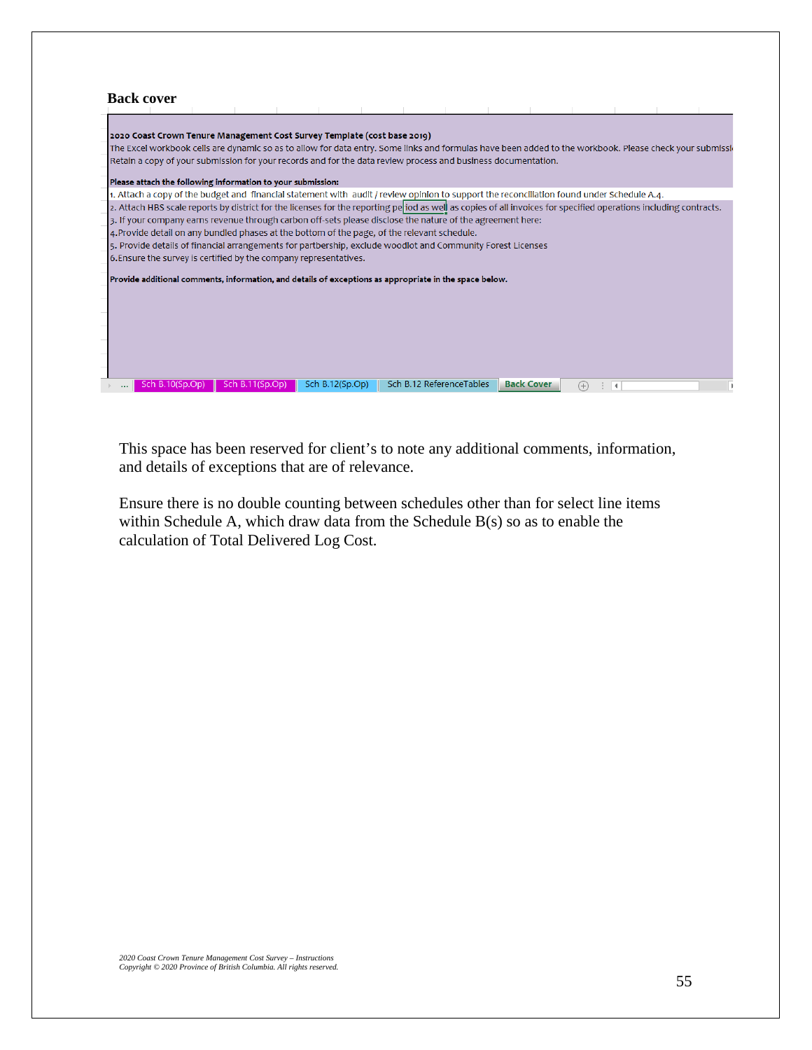## Back cover

**2020 Coast Crown Tenure Management Cost Survey Template (cost base 2019)**

The Excel workbook cells are dynamic so as to allow for data entry. Some links and formulas have been added to the workbook. Please check your submissi

Retain a copy of your submission for your records and for the data review process and business documentation.

**Please attach the following information to your submission:**

1. Attach a copy of the budget and financial statement with audit / review opinion to support the reconciliation found under Schedule A.4.
2. Attach HBS scale reports by district for the licenses for the reporting period as well as copies of all invoices for specified operations including contracts.
3. If your company earns revenue through carbon off-sets please disclose the nature of the agreement here:
4. Provide detail on any bundled phases at the bottom of the page, of the relevant schedule.
5. Provide details of financial arrangements for partbership, exclude woodlot and Community Forest Licenses
6. Ensure the survey is certified by the company representatives.

**Provide additional comments, information, and details of exceptions as appropriate in the space below.**

... | Sch B.10(Sp.Op) | Sch B.11(Sp.Op) | Sch B.12(Sp.Op) | Sch B.12 ReferenceTables | Back Cover

This space has been reserved for client's to note any additional comments, information, and details of exceptions that are of relevance.

Ensure there is no double counting between schedules other than for select line items within Schedule A, which draw data from the Schedule B(s) so as to enable the calculation of Total Delivered Log Cost.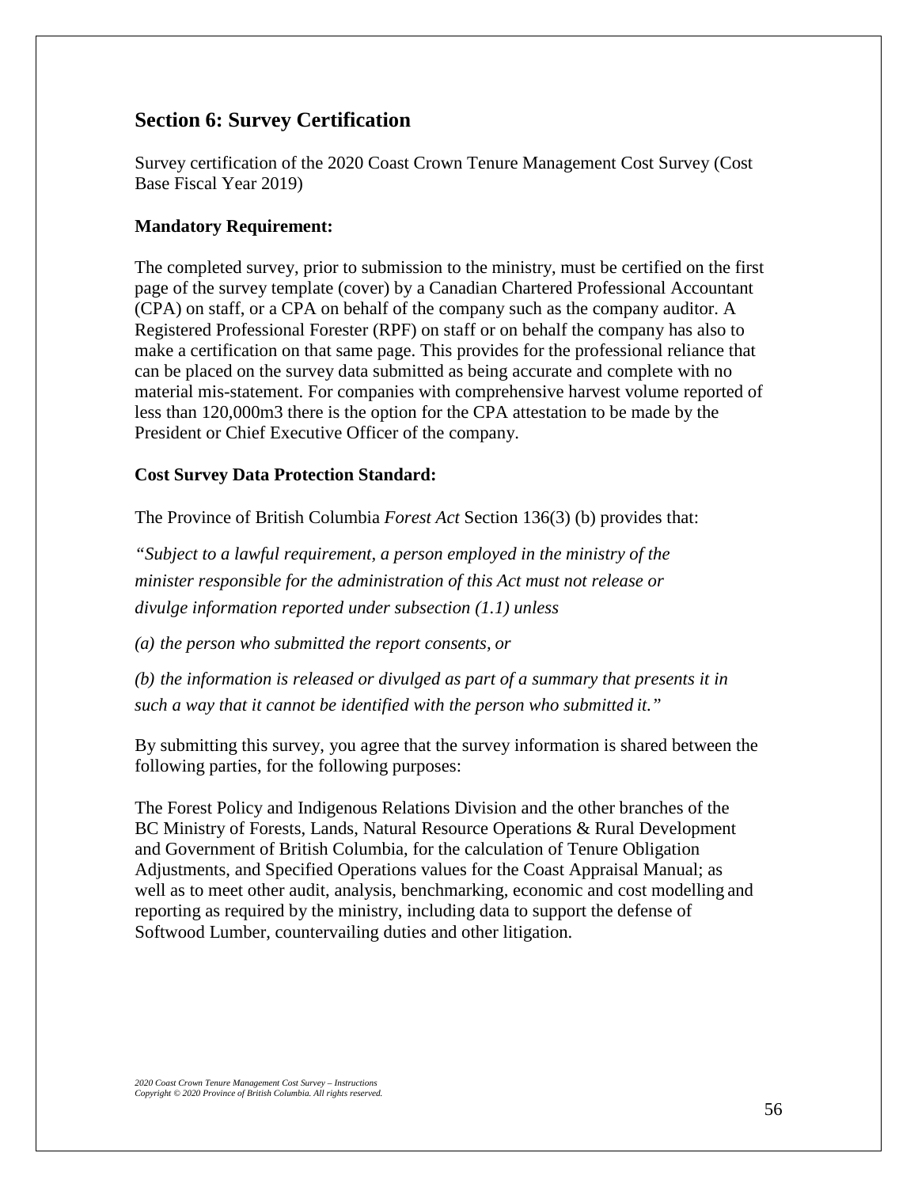## Section 6: Survey Certification

Survey certification of the 2020 Coast Crown Tenure Management Cost Survey (Cost Base Fiscal Year 2019)

**Mandatory Requirement:**

The completed survey, prior to submission to the ministry, must be certified on the first page of the survey template (cover) by a Canadian Chartered Professional Accountant (CPA) on staff, or a CPA on behalf of the company such as the company auditor. A Registered Professional Forester (RPF) on staff or on behalf the company has also to make a certification on that same page. This provides for the professional reliance that can be placed on the survey data submitted as being accurate and complete with no material mis-statement. For companies with comprehensive harvest volume reported of less than 120,000m3 there is the option for the CPA attestation to be made by the President or Chief Executive Officer of the company.

**Cost Survey Data Protection Standard:**

The Province of British Columbia *Forest Act* Section 136(3) (b) provides that:

*"Subject to a lawful requirement, a person employed in the ministry of the minister responsible for the administration of this Act must not release or divulge information reported under subsection (1.1) unless*

*(a) the person who submitted the report consents, or*

*(b) the information is released or divulged as part of a summary that presents it in such a way that it cannot be identified with the person who submitted it."*

By submitting this survey, you agree that the survey information is shared between the following parties, for the following purposes:

The Forest Policy and Indigenous Relations Division and the other branches of the BC Ministry of Forests, Lands, Natural Resource Operations & Rural Development and Government of British Columbia, for the calculation of Tenure Obligation Adjustments, and Specified Operations values for the Coast Appraisal Manual; as well as to meet other audit, analysis, benchmarking, economic and cost modelling and reporting as required by the ministry, including data to support the defense of Softwood Lumber, countervailing duties and other litigation.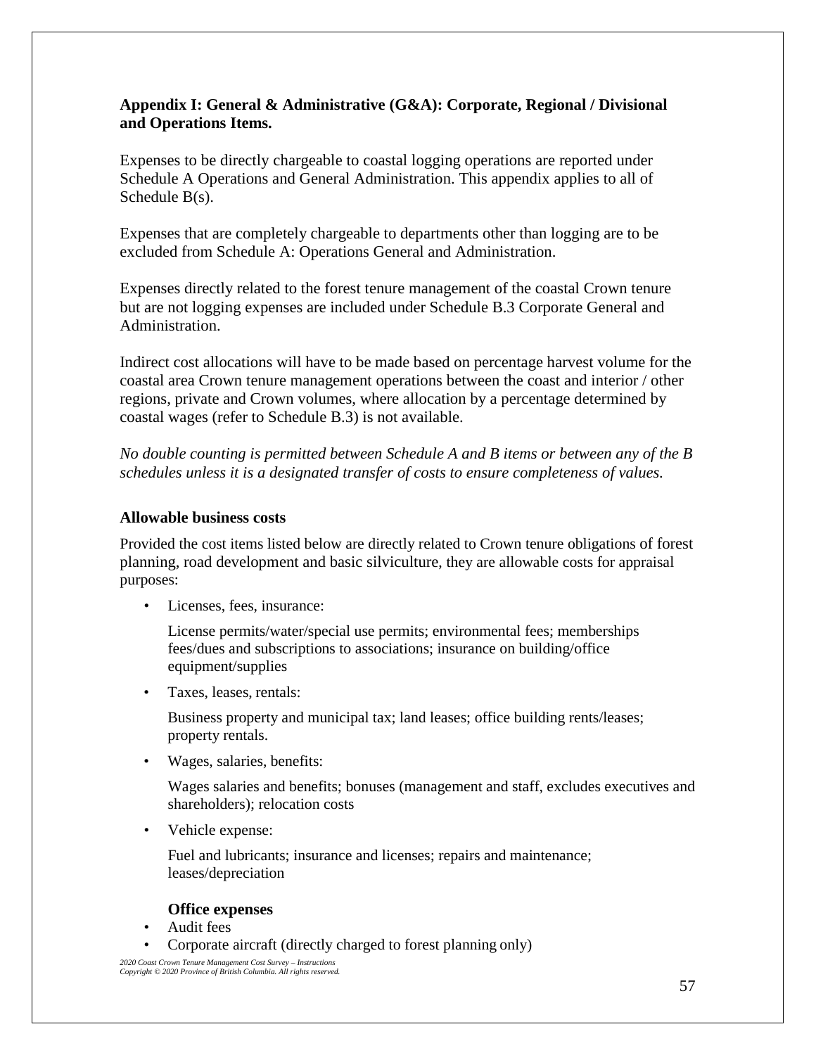### Appendix I: General & Administrative (G&A): Corporate, Regional / Divisional and Operations Items.

Expenses to be directly chargeable to coastal logging operations are reported under Schedule A Operations and General Administration. This appendix applies to all of Schedule B(s).

Expenses that are completely chargeable to departments other than logging are to be excluded from Schedule A: Operations General and Administration.

Expenses directly related to the forest tenure management of the coastal Crown tenure but are not logging expenses are included under Schedule B.3 Corporate General and Administration.

Indirect cost allocations will have to be made based on percentage harvest volume for the coastal area Crown tenure management operations between the coast and interior / other regions, private and Crown volumes, where allocation by a percentage determined by coastal wages (refer to Schedule B.3) is not available.

*No double counting is permitted between Schedule A and B items or between any of the B schedules unless it is a designated transfer of costs to ensure completeness of values.*

#### Allowable business costs

Provided the cost items listed below are directly related to Crown tenure obligations of forest planning, road development and basic silviculture, they are allowable costs for appraisal purposes:

- Licenses, fees, insurance:

  License permits/water/special use permits; environmental fees; memberships fees/dues and subscriptions to associations; insurance on building/office equipment/supplies

- Taxes, leases, rentals:

  Business property and municipal tax; land leases; office building rents/leases; property rentals.

- Wages, salaries, benefits:

  Wages salaries and benefits; bonuses (management and staff, excludes executives and shareholders); relocation costs

- Vehicle expense:

  Fuel and lubricants; insurance and licenses; repairs and maintenance; leases/depreciation

**Office expenses**

- Audit fees
- Corporate aircraft (directly charged to forest planning only)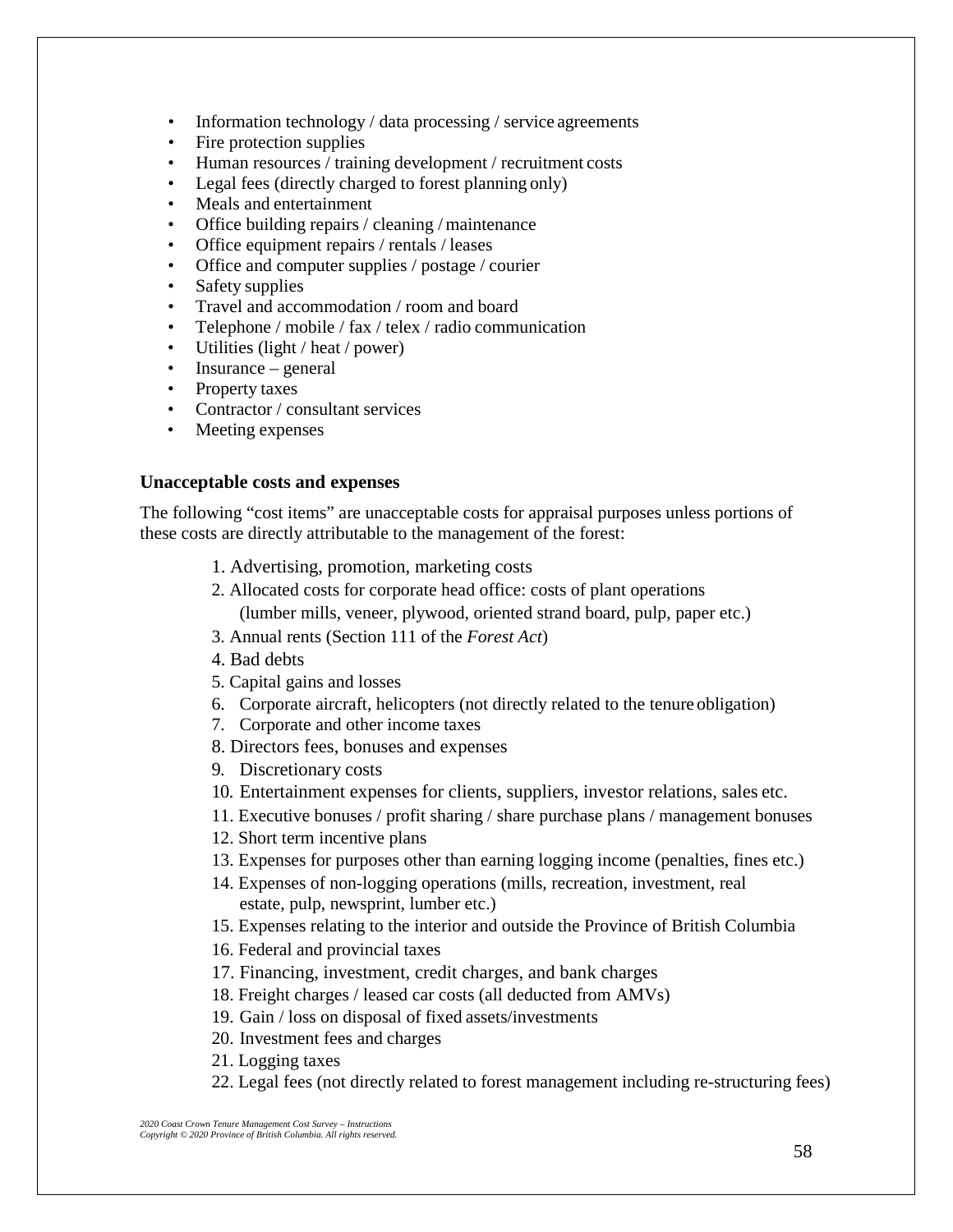- Information technology / data processing / service agreements
- Fire protection supplies
- Human resources / training development / recruitment costs
- Legal fees (directly charged to forest planning only)
- Meals and entertainment
- Office building repairs / cleaning / maintenance
- Office equipment repairs / rentals / leases
- Office and computer supplies / postage / courier
- Safety supplies
- Travel and accommodation / room and board
- Telephone / mobile / fax / telex / radio communication
- Utilities (light / heat / power)
- Insurance – general
- Property taxes
- Contractor / consultant services
- Meeting expenses

### Unacceptable costs and expenses

The following "cost items" are unacceptable costs for appraisal purposes unless portions of these costs are directly attributable to the management of the forest:

1. Advertising, promotion, marketing costs
2. Allocated costs for corporate head office: costs of plant operations (lumber mills, veneer, plywood, oriented strand board, pulp, paper etc.)
3. Annual rents (Section 111 of the *Forest Act*)
4. Bad debts
5. Capital gains and losses
6. Corporate aircraft, helicopters (not directly related to the tenure obligation)
7. Corporate and other income taxes
8. Directors fees, bonuses and expenses
9. Discretionary costs
10. Entertainment expenses for clients, suppliers, investor relations, sales etc.
11. Executive bonuses / profit sharing / share purchase plans / management bonuses
12. Short term incentive plans
13. Expenses for purposes other than earning logging income (penalties, fines etc.)
14. Expenses of non-logging operations (mills, recreation, investment, real estate, pulp, newsprint, lumber etc.)
15. Expenses relating to the interior and outside the Province of British Columbia
16. Federal and provincial taxes
17. Financing, investment, credit charges, and bank charges
18. Freight charges / leased car costs (all deducted from AMVs)
19. Gain / loss on disposal of fixed assets/investments
20. Investment fees and charges
21. Logging taxes
22. Legal fees (not directly related to forest management including re-structuring fees)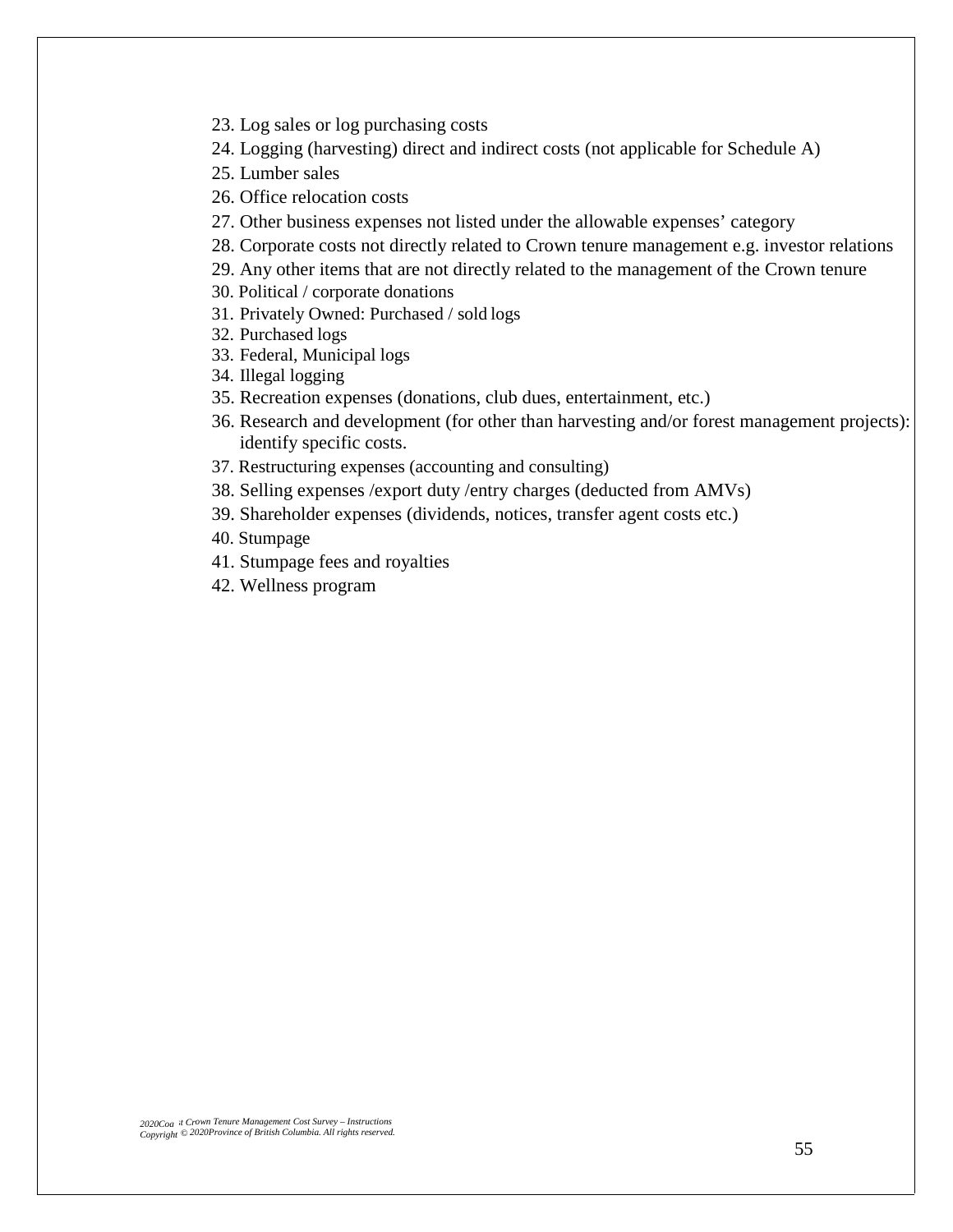23. Log sales or log purchasing costs
24. Logging (harvesting) direct and indirect costs (not applicable for Schedule A)
25. Lumber sales
26. Office relocation costs
27. Other business expenses not listed under the allowable expenses' category
28. Corporate costs not directly related to Crown tenure management e.g. investor relations
29. Any other items that are not directly related to the management of the Crown tenure
30. Political / corporate donations
31. Privately Owned: Purchased / sold logs
32. Purchased logs
33. Federal, Municipal logs
34. Illegal logging
35. Recreation expenses (donations, club dues, entertainment, etc.)
36. Research and development (for other than harvesting and/or forest management projects): identify specific costs.
37. Restructuring expenses (accounting and consulting)
38. Selling expenses /export duty /entry charges (deducted from AMVs)
39. Shareholder expenses (dividends, notices, transfer agent costs etc.)
40. Stumpage
41. Stumpage fees and royalties
42. Wellness program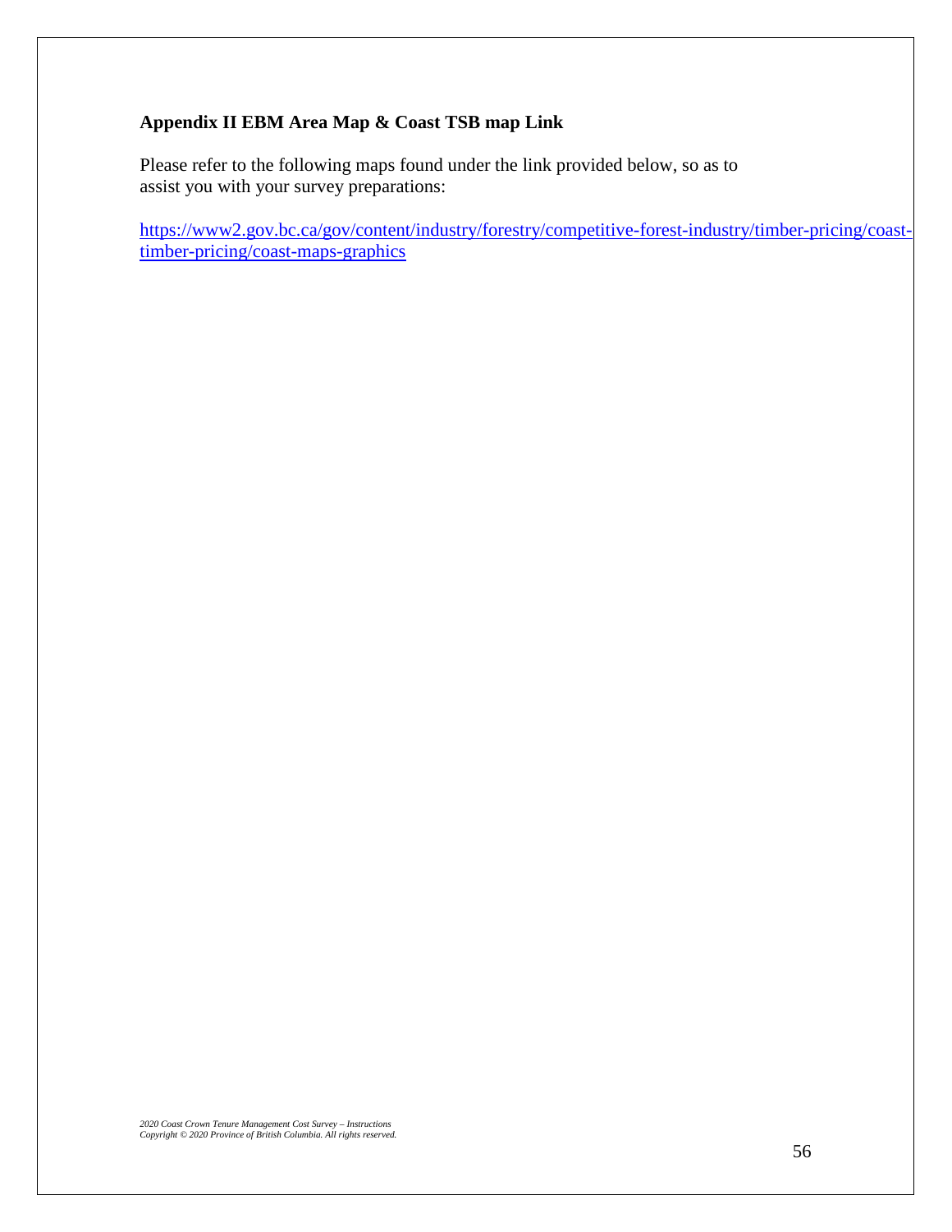### Appendix II EBM Area Map & Coast TSB map Link

Please refer to the following maps found under the link provided below, so as to assist you with your survey preparations:

https://www2.gov.bc.ca/gov/content/industry/forestry/competitive-forest-industry/timber-pricing/coast-timber-pricing/coast-maps-graphics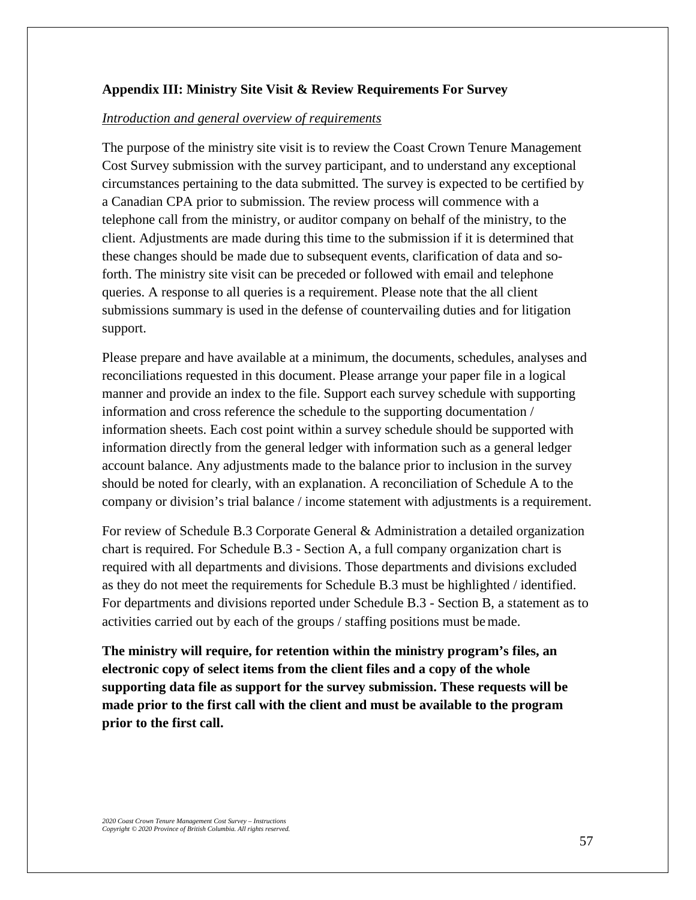## Appendix III: Ministry Site Visit & Review Requirements For Survey

*Introduction and general overview of requirements*

The purpose of the ministry site visit is to review the Coast Crown Tenure Management Cost Survey submission with the survey participant, and to understand any exceptional circumstances pertaining to the data submitted. The survey is expected to be certified by a Canadian CPA prior to submission. The review process will commence with a telephone call from the ministry, or auditor company on behalf of the ministry, to the client. Adjustments are made during this time to the submission if it is determined that these changes should be made due to subsequent events, clarification of data and so-forth. The ministry site visit can be preceded or followed with email and telephone queries. A response to all queries is a requirement. Please note that the all client submissions summary is used in the defense of countervailing duties and for litigation support.

Please prepare and have available at a minimum, the documents, schedules, analyses and reconciliations requested in this document. Please arrange your paper file in a logical manner and provide an index to the file. Support each survey schedule with supporting information and cross reference the schedule to the supporting documentation / information sheets. Each cost point within a survey schedule should be supported with information directly from the general ledger with information such as a general ledger account balance. Any adjustments made to the balance prior to inclusion in the survey should be noted for clearly, with an explanation. A reconciliation of Schedule A to the company or division's trial balance / income statement with adjustments is a requirement.

For review of Schedule B.3 Corporate General & Administration a detailed organization chart is required. For Schedule B.3 - Section A, a full company organization chart is required with all departments and divisions. Those departments and divisions excluded as they do not meet the requirements for Schedule B.3 must be highlighted / identified. For departments and divisions reported under Schedule B.3 - Section B, a statement as to activities carried out by each of the groups / staffing positions must be made.

**The ministry will require, for retention within the ministry program's files, an electronic copy of select items from the client files and a copy of the whole supporting data file as support for the survey submission. These requests will be made prior to the first call with the client and must be available to the program prior to the first call.**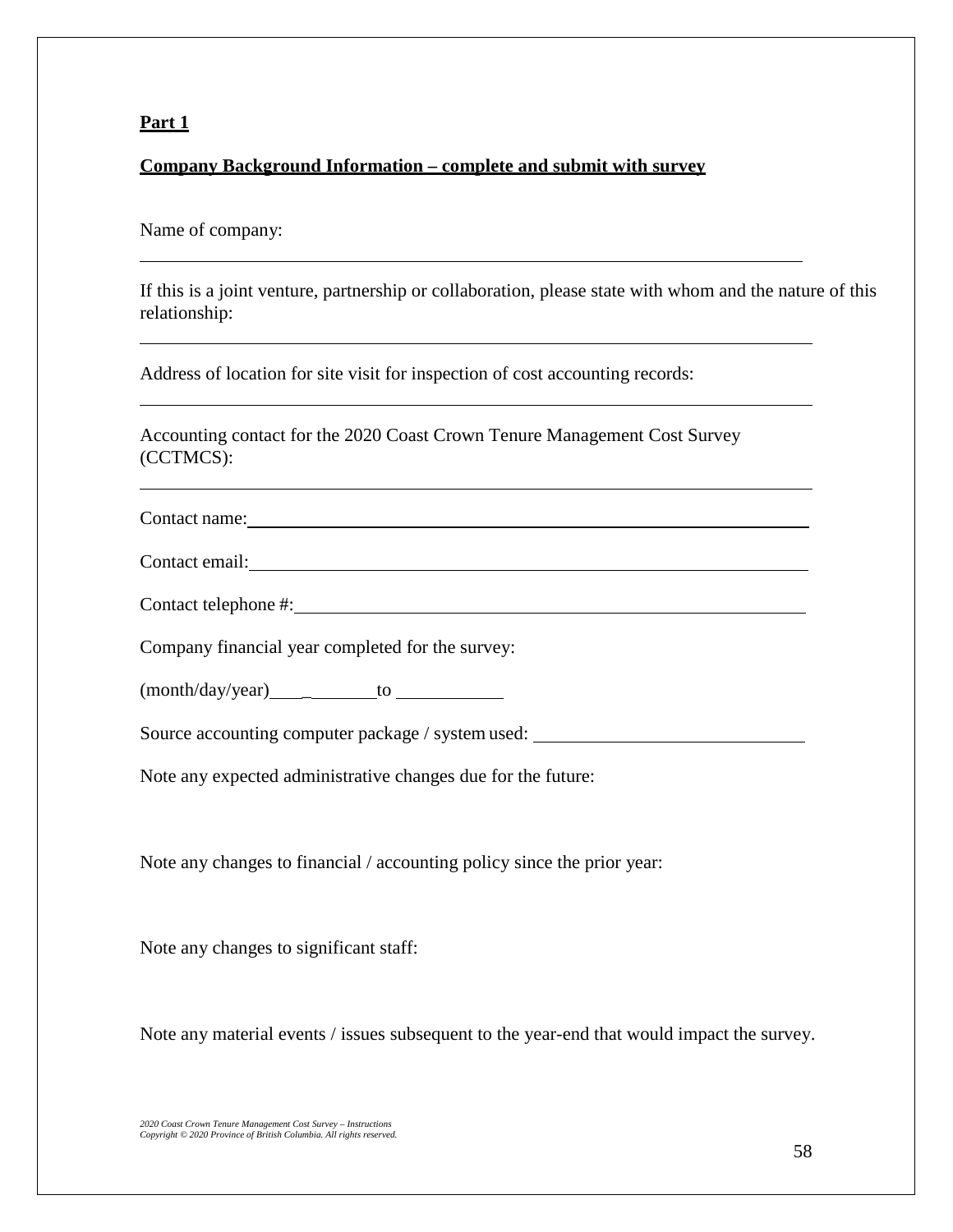**Part 1**

**Company Background Information – complete and submit with survey**

Name of company:

\_\_\_\_\_\_\_\_\_\_\_\_\_\_\_\_\_\_\_\_\_\_\_\_\_\_\_\_\_\_\_\_\_\_\_\_\_\_\_\_\_\_\_\_\_\_\_\_\_\_\_\_\_\_\_\_\_\_\_\_\_\_\_\_\_\_

If this is a joint venture, partnership or collaboration, please state with whom and the nature of this relationship:

\_\_\_\_\_\_\_\_\_\_\_\_\_\_\_\_\_\_\_\_\_\_\_\_\_\_\_\_\_\_\_\_\_\_\_\_\_\_\_\_\_\_\_\_\_\_\_\_\_\_\_\_\_\_\_\_\_\_\_\_\_\_\_\_\_\_

Address of location for site visit for inspection of cost accounting records:

\_\_\_\_\_\_\_\_\_\_\_\_\_\_\_\_\_\_\_\_\_\_\_\_\_\_\_\_\_\_\_\_\_\_\_\_\_\_\_\_\_\_\_\_\_\_\_\_\_\_\_\_\_\_\_\_\_\_\_\_\_\_\_\_\_\_

Accounting contact for the 2020 Coast Crown Tenure Management Cost Survey (CCTMCS):

\_\_\_\_\_\_\_\_\_\_\_\_\_\_\_\_\_\_\_\_\_\_\_\_\_\_\_\_\_\_\_\_\_\_\_\_\_\_\_\_\_\_\_\_\_\_\_\_\_\_\_\_\_\_\_\_\_\_\_\_\_\_\_\_\_\_

Contact name: \_\_\_\_\_\_\_\_\_\_\_\_\_\_\_\_\_\_\_\_\_\_\_\_\_\_\_\_\_\_\_\_\_\_\_\_\_\_\_\_\_\_\_\_\_\_\_\_\_\_\_\_

Contact email: \_\_\_\_\_\_\_\_\_\_\_\_\_\_\_\_\_\_\_\_\_\_\_\_\_\_\_\_\_\_\_\_\_\_\_\_\_\_\_\_\_\_\_\_\_\_\_\_\_\_\_\_

Contact telephone #: \_\_\_\_\_\_\_\_\_\_\_\_\_\_\_\_\_\_\_\_\_\_\_\_\_\_\_\_\_\_\_\_\_\_\_\_\_\_\_\_\_\_\_\_\_\_\_\_\_\_

Company financial year completed for the survey:

(month/day/year) \_\_\_\_\_\_\_\_\_\_\_\_ to \_\_\_\_\_\_\_\_\_\_\_\_

Source accounting computer package / system used: \_\_\_\_\_\_\_\_\_\_\_\_\_\_\_\_\_\_\_\_\_\_\_\_\_\_\_\_

Note any expected administrative changes due for the future:

Note any changes to financial / accounting policy since the prior year:

Note any changes to significant staff:

Note any material events / issues subsequent to the year-end that would impact the survey.

*2020 Coast Crown Tenure Management Cost Survey – Instructions*
*Copyright © 2020 Province of British Columbia. All rights reserved.*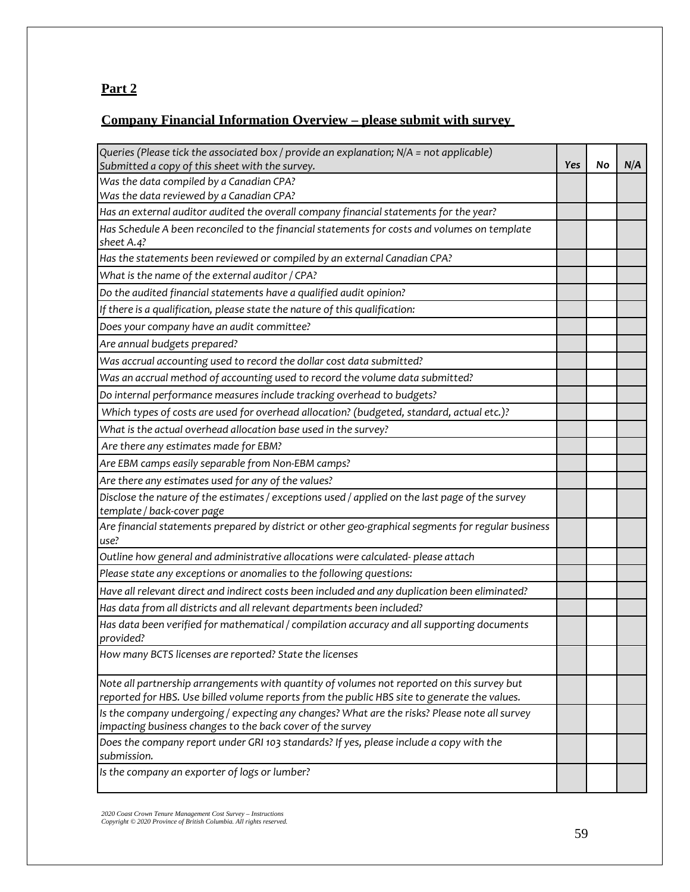## Part 2

## Company Financial Information Overview – please submit with survey

| *Queries (Please tick the associated box / provide an explanation; N/A = not applicable)*<br>*Submitted a copy of this sheet with the survey.* | *Yes* | *No* | *N/A* |
|---|---|---|---|
| *Was the data compiled by a Canadian CPA?*<br>*Was the data reviewed by a Canadian CPA?* | | | |
| *Has an external auditor audited the overall company financial statements for the year?* | | | |
| *Has Schedule A been reconciled to the financial statements for costs and volumes on template sheet A.4?* | | | |
| *Has the statements been reviewed or compiled by an external Canadian CPA?* | | | |
| *What is the name of the external auditor / CPA?* | | | |
| *Do the audited financial statements have a qualified audit opinion?* | | | |
| *If there is a qualification, please state the nature of this qualification:* | | | |
| *Does your company have an audit committee?* | | | |
| *Are annual budgets prepared?* | | | |
| *Was accrual accounting used to record the dollar cost data submitted?* | | | |
| *Was an accrual method of accounting used to record the volume data submitted?* | | | |
| *Do internal performance measures include tracking overhead to budgets?* | | | |
| *Which types of costs are used for overhead allocation? (budgeted, standard, actual etc.)?* | | | |
| *What is the actual overhead allocation base used in the survey?* | | | |
| *Are there any estimates made for EBM?* | | | |
| *Are EBM camps easily separable from Non-EBM camps?* | | | |
| *Are there any estimates used for any of the values?* | | | |
| *Disclose the nature of the estimates / exceptions used / applied on the last page of the survey template / back-cover page* | | | |
| *Are financial statements prepared by district or other geo-graphical segments for regular business use?* | | | |
| *Outline how general and administrative allocations were calculated- please attach* | | | |
| *Please state any exceptions or anomalies to the following questions:* | | | |
| *Have all relevant direct and indirect costs been included and any duplication been eliminated?* | | | |
| *Has data from all districts and all relevant departments been included?* | | | |
| *Has data been verified for mathematical / compilation accuracy and all supporting documents provided?* | | | |
| *How many BCTS licenses are reported? State the licenses* | | | |
| *Note all partnership arrangements with quantity of volumes not reported on this survey but reported for HBS. Use billed volume reports from the public HBS site to generate the values.* | | | |
| *Is the company undergoing / expecting any changes? What are the risks? Please note all survey impacting business changes to the back cover of the survey* | | | |
| *Does the company report under GRI 103 standards? If yes, please include a copy with the submission.* | | | |
| *Is the company an exporter of logs or lumber?* | | | |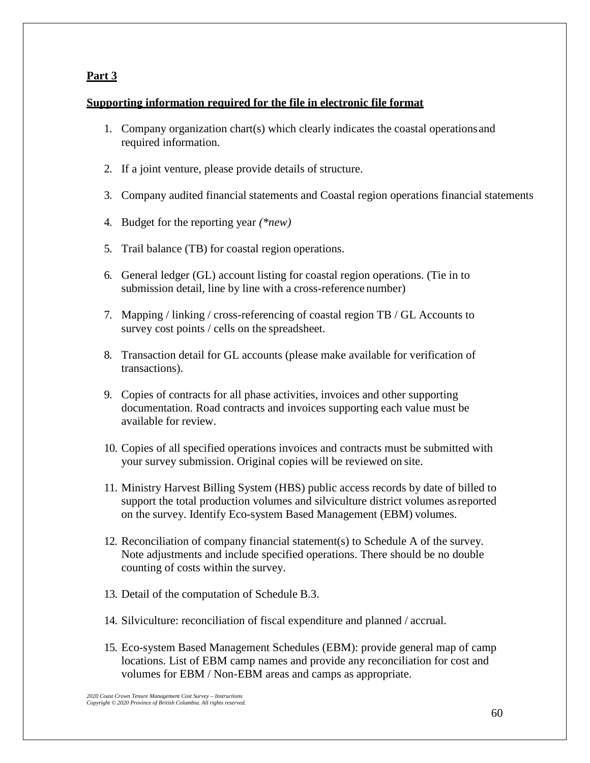**Part 3**

**Supporting information required for the file in electronic file format**

1. Company organization chart(s) which clearly indicates the coastal operations and required information.
2. If a joint venture, please provide details of structure.
3. Company audited financial statements and Coastal region operations financial statements
4. Budget for the reporting year *(\*new)*
5. Trail balance (TB) for coastal region operations.
6. General ledger (GL) account listing for coastal region operations. (Tie in to submission detail, line by line with a cross-reference number)
7. Mapping / linking / cross-referencing of coastal region TB / GL Accounts to survey cost points / cells on the spreadsheet.
8. Transaction detail for GL accounts (please make available for verification of transactions).
9. Copies of contracts for all phase activities, invoices and other supporting documentation. Road contracts and invoices supporting each value must be available for review.
10. Copies of all specified operations invoices and contracts must be submitted with your survey submission. Original copies will be reviewed on site.
11. Ministry Harvest Billing System (HBS) public access records by date of billed to support the total production volumes and silviculture district volumes as reported on the survey. Identify Eco-system Based Management (EBM) volumes.
12. Reconciliation of company financial statement(s) to Schedule A of the survey. Note adjustments and include specified operations. There should be no double counting of costs within the survey.
13. Detail of the computation of Schedule B.3.
14. Silviculture: reconciliation of fiscal expenditure and planned / accrual.
15. Eco-system Based Management Schedules (EBM): provide general map of camp locations. List of EBM camp names and provide any reconciliation for cost and volumes for EBM / Non-EBM areas and camps as appropriate.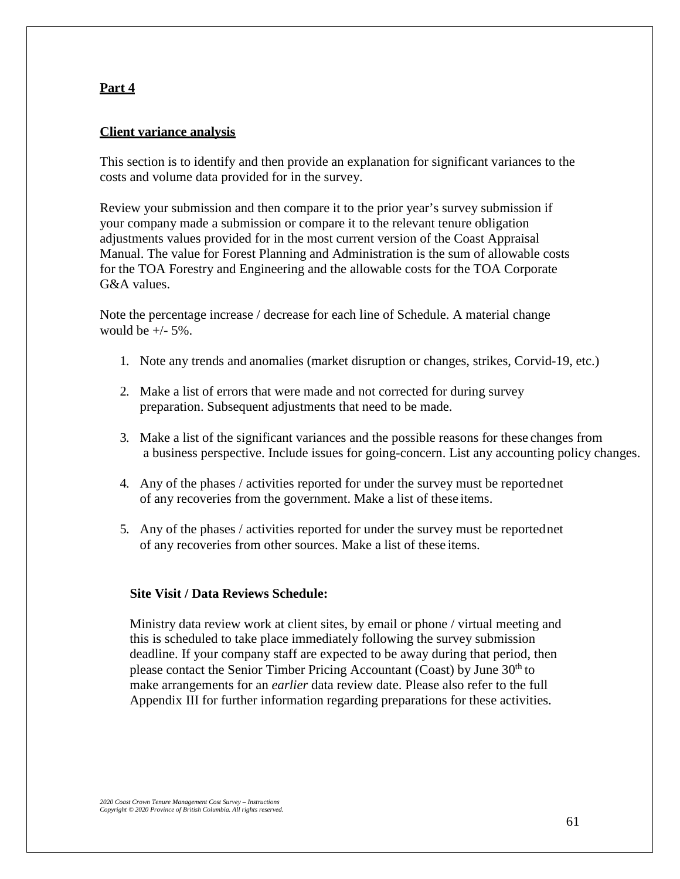**Part 4**

**Client variance analysis**

This section is to identify and then provide an explanation for significant variances to the costs and volume data provided for in the survey.

Review your submission and then compare it to the prior year's survey submission if your company made a submission or compare it to the relevant tenure obligation adjustments values provided for in the most current version of the Coast Appraisal Manual. The value for Forest Planning and Administration is the sum of allowable costs for the TOA Forestry and Engineering and the allowable costs for the TOA Corporate G&A values.

Note the percentage increase / decrease for each line of Schedule. A material change would be +/- 5%.

1. Note any trends and anomalies (market disruption or changes, strikes, Corvid-19, etc.)
2. Make a list of errors that were made and not corrected for during survey preparation. Subsequent adjustments that need to be made.
3. Make a list of the significant variances and the possible reasons for these changes from a business perspective. Include issues for going-concern. List any accounting policy changes.
4. Any of the phases / activities reported for under the survey must be reported net of any recoveries from the government. Make a list of these items.
5. Any of the phases / activities reported for under the survey must be reported net of any recoveries from other sources. Make a list of these items.

**Site Visit / Data Reviews Schedule:**

Ministry data review work at client sites, by email or phone / virtual meeting and this is scheduled to take place immediately following the survey submission deadline. If your company staff are expected to be away during that period, then please contact the Senior Timber Pricing Accountant (Coast) by June 30th to make arrangements for an *earlier* data review date. Please also refer to the full Appendix III for further information regarding preparations for these activities.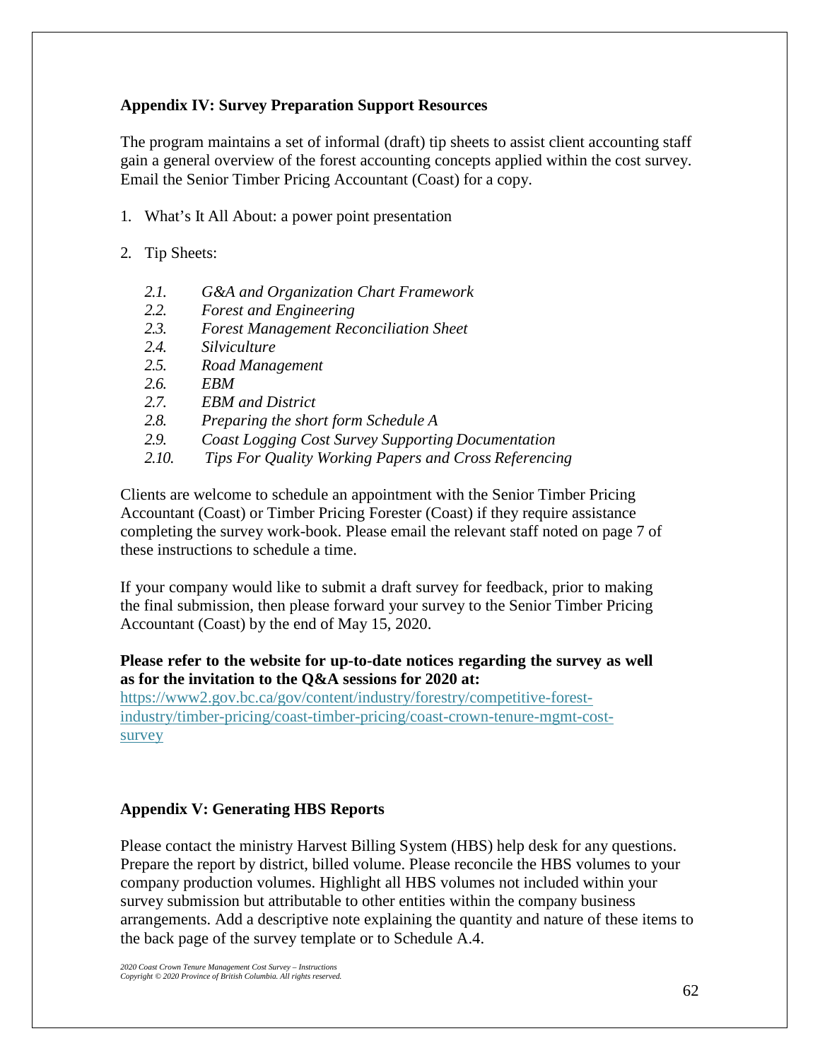## Appendix IV: Survey Preparation Support Resources

The program maintains a set of informal (draft) tip sheets to assist client accounting staff gain a general overview of the forest accounting concepts applied within the cost survey. Email the Senior Timber Pricing Accountant (Coast) for a copy.

1. What's It All About: a power point presentation

2. Tip Sheets:

   *2.1. G&A and Organization Chart Framework*
   *2.2. Forest and Engineering*
   *2.3. Forest Management Reconciliation Sheet*
   *2.4. Silviculture*
   *2.5. Road Management*
   *2.6. EBM*
   *2.7. EBM and District*
   *2.8. Preparing the short form Schedule A*
   *2.9. Coast Logging Cost Survey Supporting Documentation*
   *2.10. Tips For Quality Working Papers and Cross Referencing*

Clients are welcome to schedule an appointment with the Senior Timber Pricing Accountant (Coast) or Timber Pricing Forester (Coast) if they require assistance completing the survey work-book. Please email the relevant staff noted on page 7 of these instructions to schedule a time.

If your company would like to submit a draft survey for feedback, prior to making the final submission, then please forward your survey to the Senior Timber Pricing Accountant (Coast) by the end of May 15, 2020.

**Please refer to the website for up-to-date notices regarding the survey as well as for the invitation to the Q&A sessions for 2020 at:**
https://www2.gov.bc.ca/gov/content/industry/forestry/competitive-forest-industry/timber-pricing/coast-timber-pricing/coast-crown-tenure-mgmt-cost-survey

## Appendix V: Generating HBS Reports

Please contact the ministry Harvest Billing System (HBS) help desk for any questions. Prepare the report by district, billed volume. Please reconcile the HBS volumes to your company production volumes. Highlight all HBS volumes not included within your survey submission but attributable to other entities within the company business arrangements. Add a descriptive note explaining the quantity and nature of these items to the back page of the survey template or to Schedule A.4.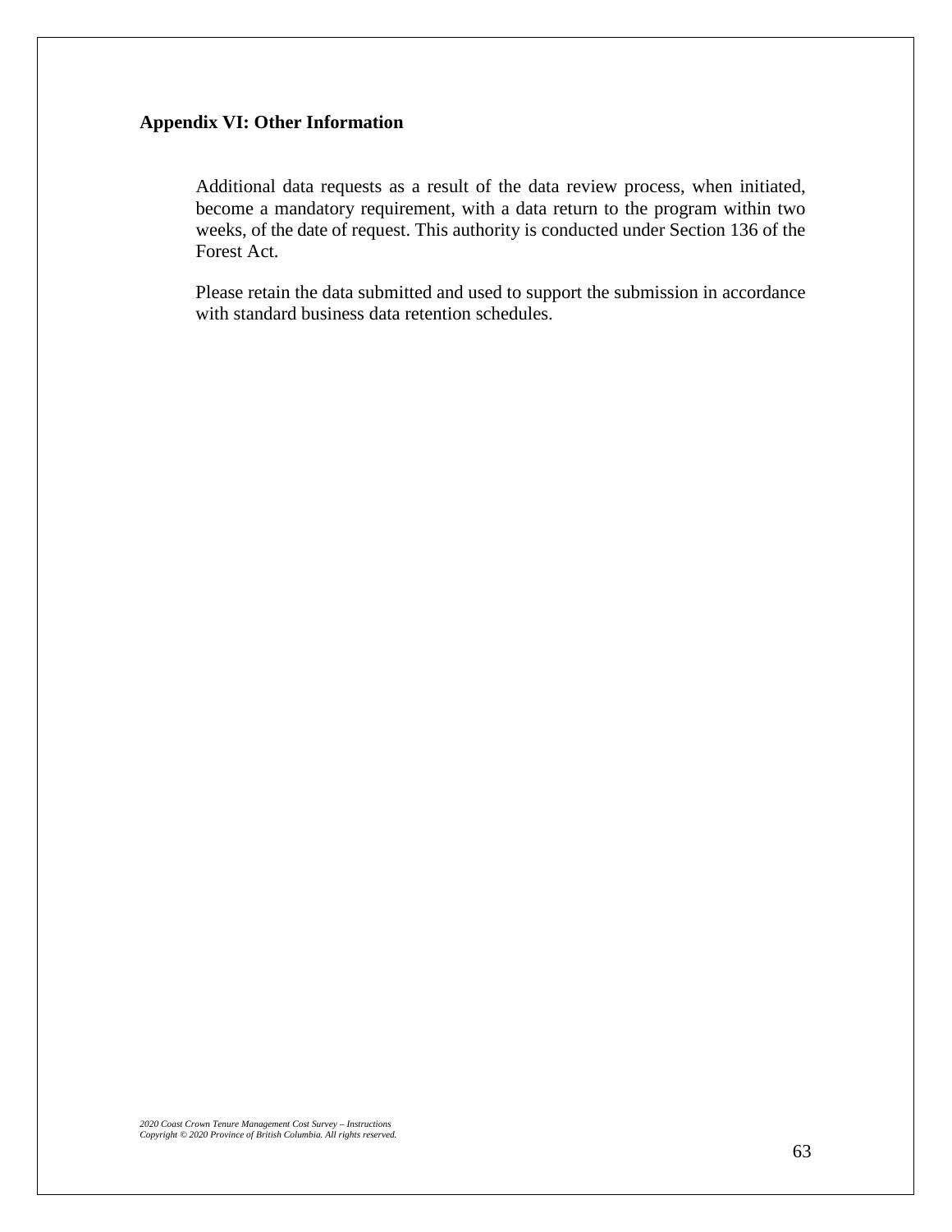## Appendix VI: Other Information

Additional data requests as a result of the data review process, when initiated, become a mandatory requirement, with a data return to the program within two weeks, of the date of request. This authority is conducted under Section 136 of the Forest Act.

Please retain the data submitted and used to support the submission in accordance with standard business data retention schedules.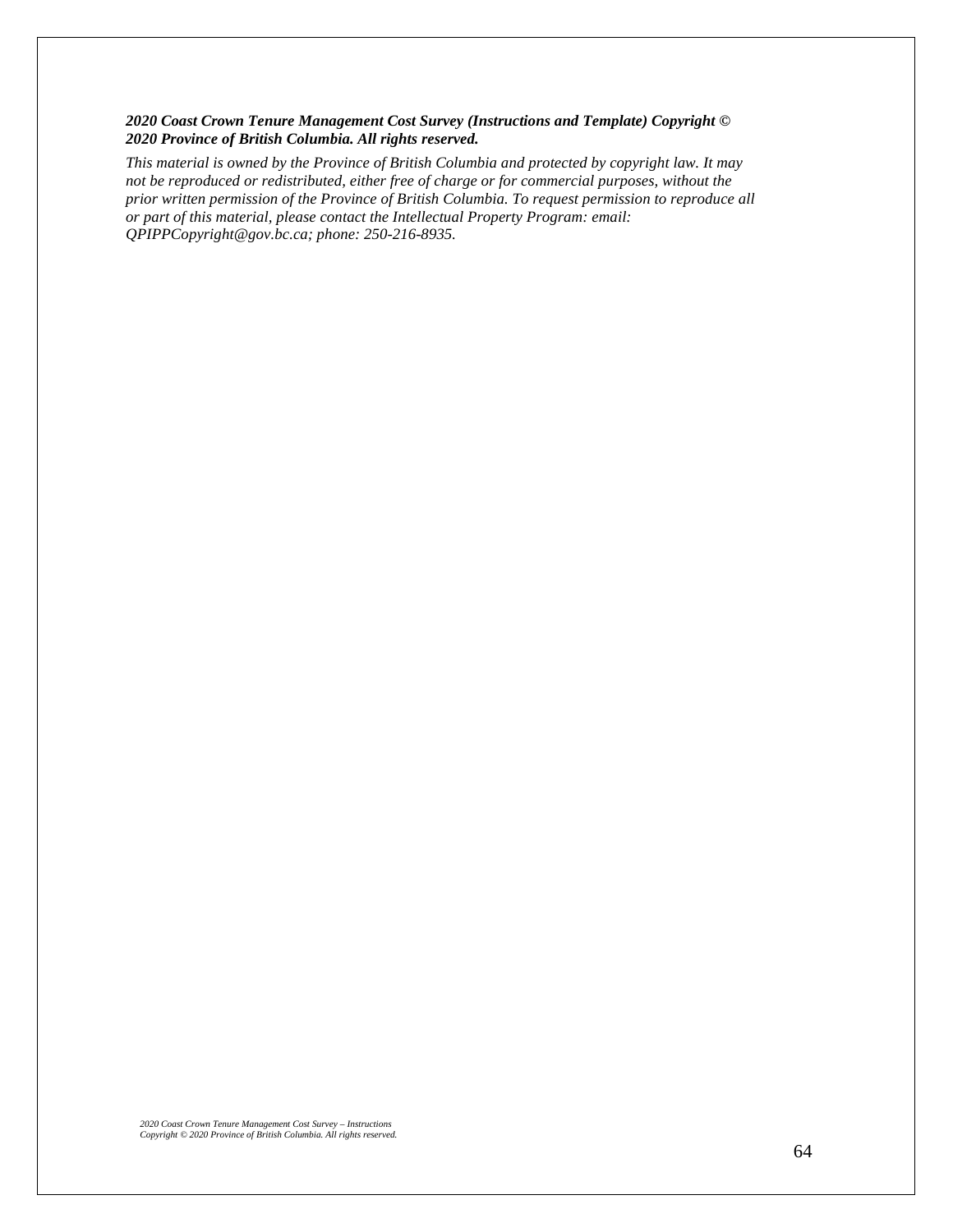***2020 Coast Crown Tenure Management Cost Survey (Instructions and Template) Copyright © 2020 Province of British Columbia. All rights reserved.***

*This material is owned by the Province of British Columbia and protected by copyright law. It may not be reproduced or redistributed, either free of charge or for commercial purposes, without the prior written permission of the Province of British Columbia. To request permission to reproduce all or part of this material, please contact the Intellectual Property Program: email: QPIPPCopyright@gov.bc.ca; phone: 250-216-8935.*